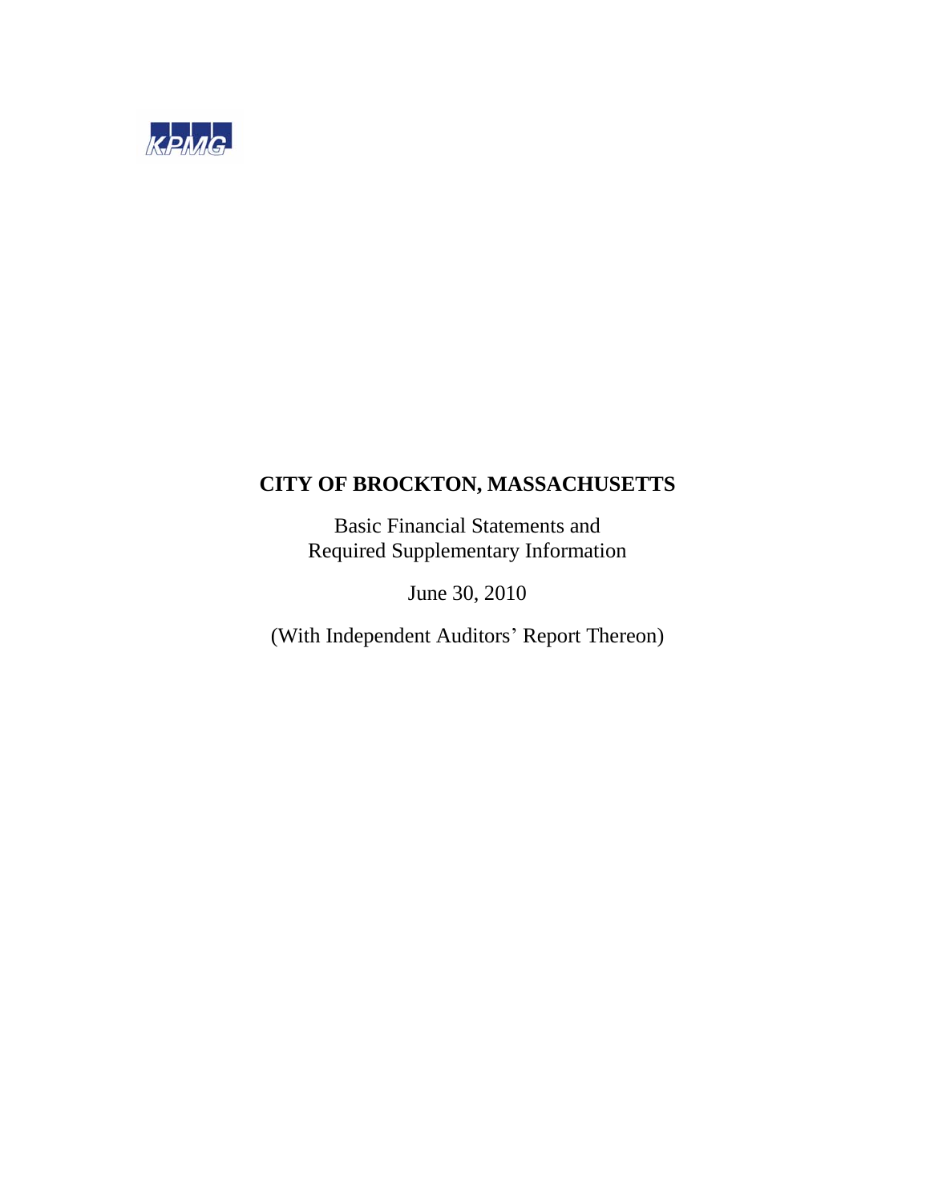KPMG

# CITY OF BROCKTON, MASSACHUSETTS

Basic Financial Statements and
Required Supplementary Information

June 30, 2010

(With Independent Auditors' Report Thereon)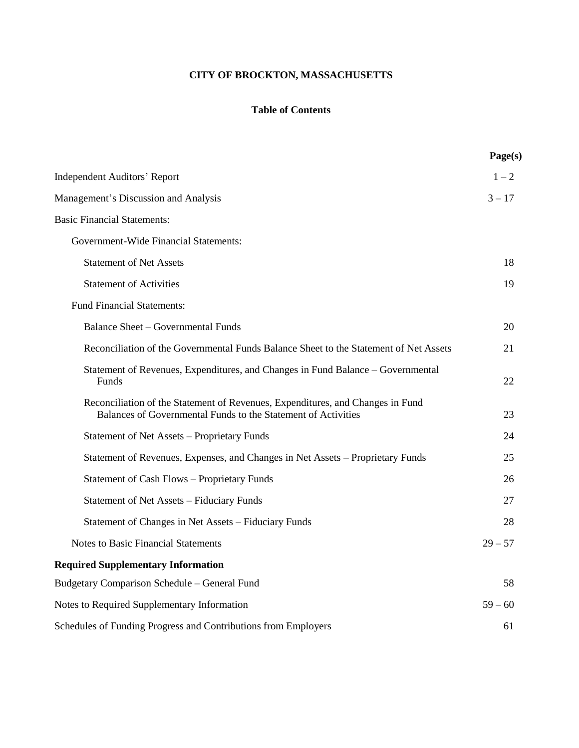# CITY OF BROCKTON, MASSACHUSETTS

## Table of Contents

| | Page(s) |
|---|---|
| Independent Auditors' Report | 1 – 2 |
| Management's Discussion and Analysis | 3 – 17 |
| Basic Financial Statements: | |
| Government-Wide Financial Statements: | |
| Statement of Net Assets | 18 |
| Statement of Activities | 19 |
| Fund Financial Statements: | |
| Balance Sheet – Governmental Funds | 20 |
| Reconciliation of the Governmental Funds Balance Sheet to the Statement of Net Assets | 21 |
| Statement of Revenues, Expenditures, and Changes in Fund Balance – Governmental Funds | 22 |
| Reconciliation of the Statement of Revenues, Expenditures, and Changes in Fund Balances of Governmental Funds to the Statement of Activities | 23 |
| Statement of Net Assets – Proprietary Funds | 24 |
| Statement of Revenues, Expenses, and Changes in Net Assets – Proprietary Funds | 25 |
| Statement of Cash Flows – Proprietary Funds | 26 |
| Statement of Net Assets – Fiduciary Funds | 27 |
| Statement of Changes in Net Assets – Fiduciary Funds | 28 |
| Notes to Basic Financial Statements | 29 – 57 |
| **Required Supplementary Information** | |
| Budgetary Comparison Schedule – General Fund | 58 |
| Notes to Required Supplementary Information | 59 – 60 |
| Schedules of Funding Progress and Contributions from Employers | 61 |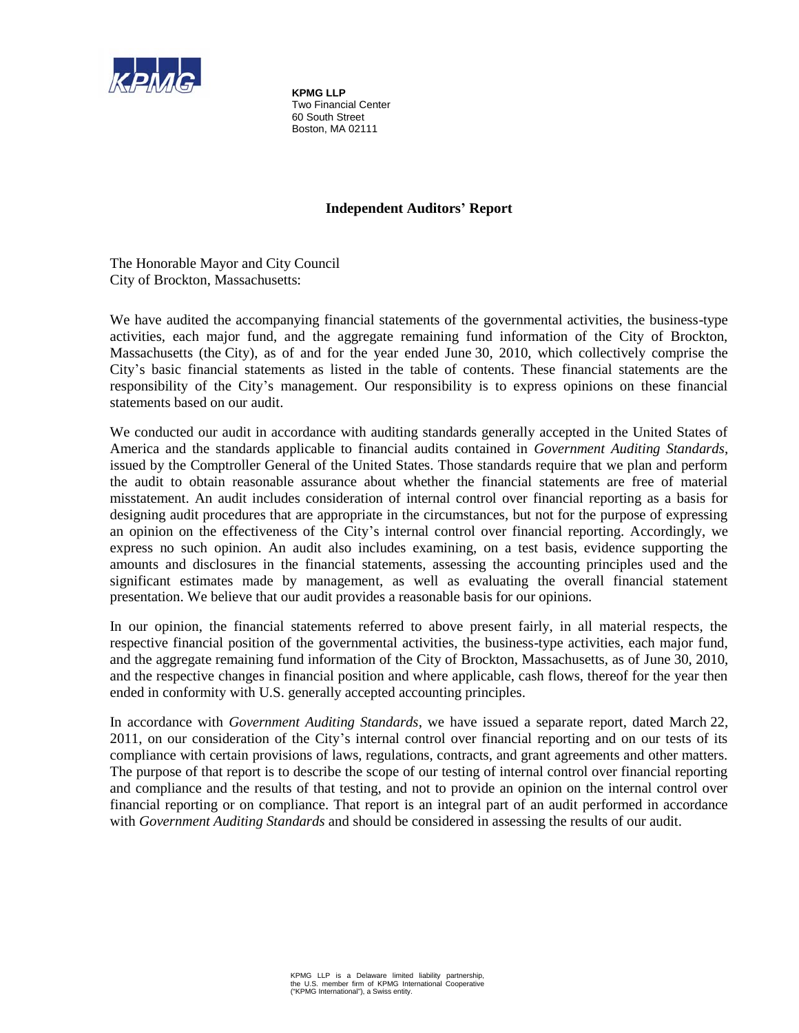**KPMG LLP**
Two Financial Center
60 South Street
Boston, MA 02111

## Independent Auditors' Report

The Honorable Mayor and City Council
City of Brockton, Massachusetts:

We have audited the accompanying financial statements of the governmental activities, the business-type activities, each major fund, and the aggregate remaining fund information of the City of Brockton, Massachusetts (the City), as of and for the year ended June 30, 2010, which collectively comprise the City's basic financial statements as listed in the table of contents. These financial statements are the responsibility of the City's management. Our responsibility is to express opinions on these financial statements based on our audit.

We conducted our audit in accordance with auditing standards generally accepted in the United States of America and the standards applicable to financial audits contained in *Government Auditing Standards*, issued by the Comptroller General of the United States. Those standards require that we plan and perform the audit to obtain reasonable assurance about whether the financial statements are free of material misstatement. An audit includes consideration of internal control over financial reporting as a basis for designing audit procedures that are appropriate in the circumstances, but not for the purpose of expressing an opinion on the effectiveness of the City's internal control over financial reporting. Accordingly, we express no such opinion. An audit also includes examining, on a test basis, evidence supporting the amounts and disclosures in the financial statements, assessing the accounting principles used and the significant estimates made by management, as well as evaluating the overall financial statement presentation. We believe that our audit provides a reasonable basis for our opinions.

In our opinion, the financial statements referred to above present fairly, in all material respects, the respective financial position of the governmental activities, the business-type activities, each major fund, and the aggregate remaining fund information of the City of Brockton, Massachusetts, as of June 30, 2010, and the respective changes in financial position and where applicable, cash flows, thereof for the year then ended in conformity with U.S. generally accepted accounting principles.

In accordance with *Government Auditing Standards*, we have issued a separate report, dated March 22, 2011, on our consideration of the City's internal control over financial reporting and on our tests of its compliance with certain provisions of laws, regulations, contracts, and grant agreements and other matters. The purpose of that report is to describe the scope of our testing of internal control over financial reporting and compliance and the results of that testing, and not to provide an opinion on the internal control over financial reporting or on compliance. That report is an integral part of an audit performed in accordance with *Government Auditing Standards* and should be considered in assessing the results of our audit.

KPMG LLP is a Delaware limited liability partnership, the U.S. member firm of KPMG International Cooperative ("KPMG International"), a Swiss entity.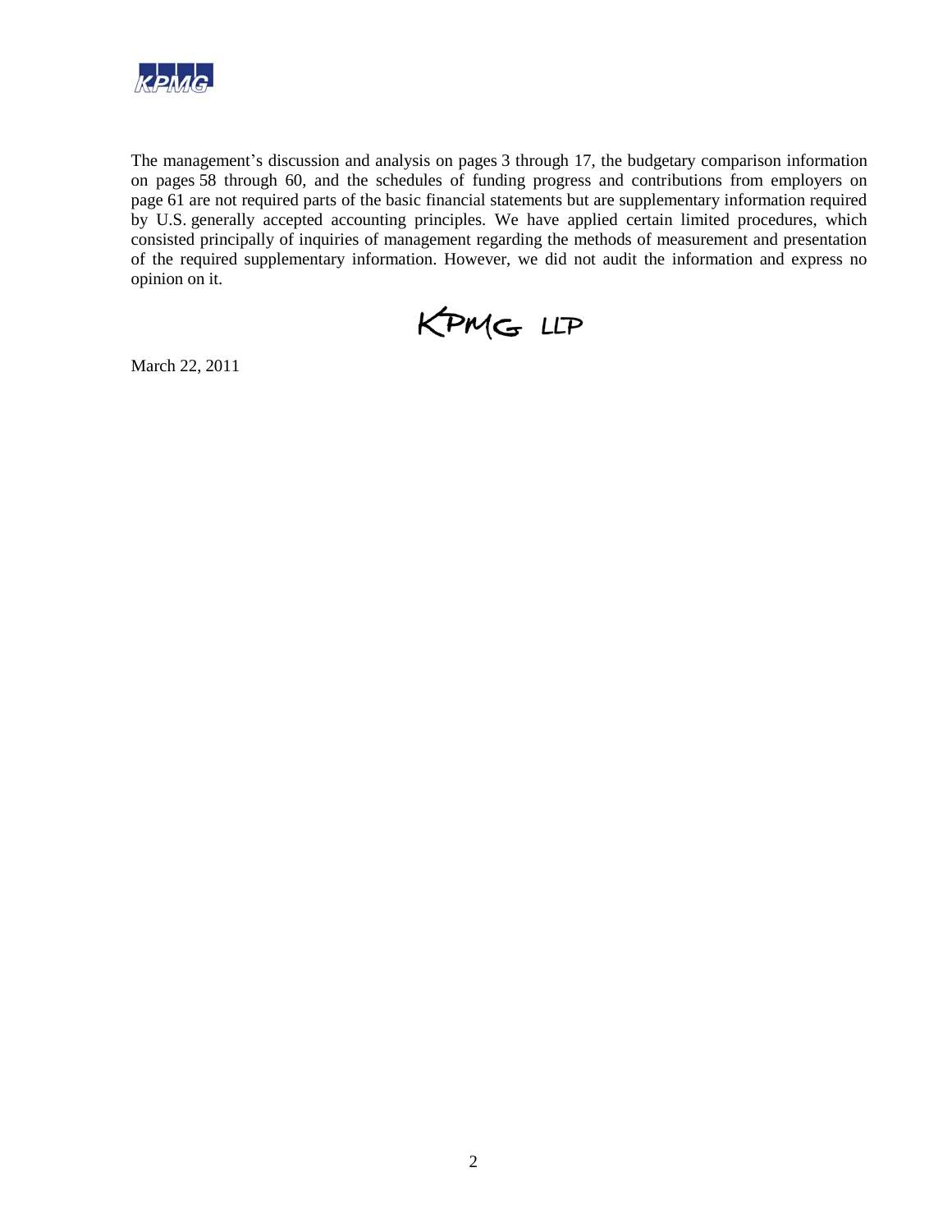The management's discussion and analysis on pages 3 through 17, the budgetary comparison information on pages 58 through 60, and the schedules of funding progress and contributions from employers on page 61 are not required parts of the basic financial statements but are supplementary information required by U.S. generally accepted accounting principles. We have applied certain limited procedures, which consisted principally of inquiries of management regarding the methods of measurement and presentation of the required supplementary information. However, we did not audit the information and express no opinion on it.

KPMG LLP

March 22, 2011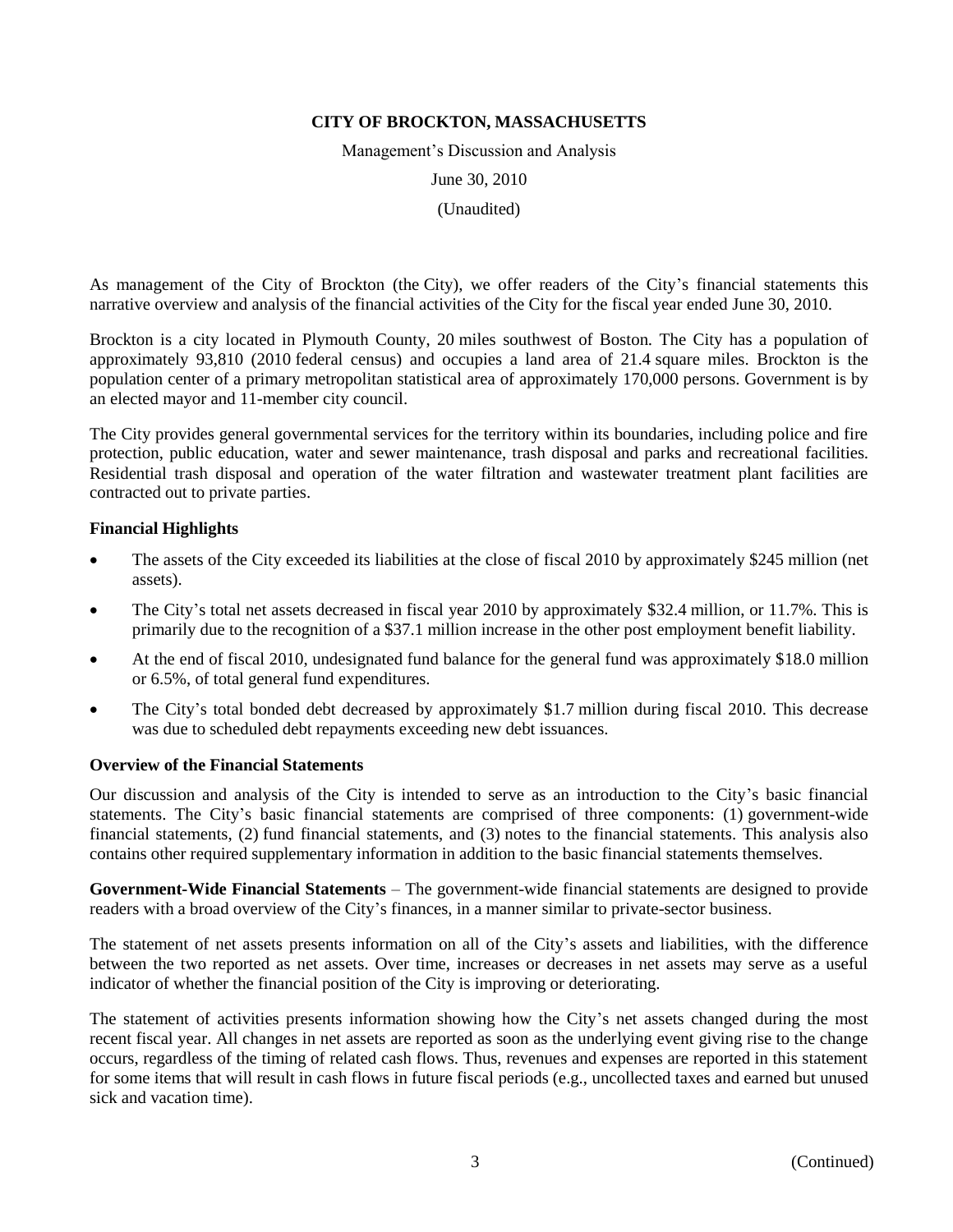**CITY OF BROCKTON, MASSACHUSETTS**

Management's Discussion and Analysis

June 30, 2010

(Unaudited)

As management of the City of Brockton (the City), we offer readers of the City's financial statements this narrative overview and analysis of the financial activities of the City for the fiscal year ended June 30, 2010.

Brockton is a city located in Plymouth County, 20 miles southwest of Boston. The City has a population of approximately 93,810 (2010 federal census) and occupies a land area of 21.4 square miles. Brockton is the population center of a primary metropolitan statistical area of approximately 170,000 persons. Government is by an elected mayor and 11-member city council.

The City provides general governmental services for the territory within its boundaries, including police and fire protection, public education, water and sewer maintenance, trash disposal and parks and recreational facilities. Residential trash disposal and operation of the water filtration and wastewater treatment plant facilities are contracted out to private parties.

**Financial Highlights**

- The assets of the City exceeded its liabilities at the close of fiscal 2010 by approximately $245 million (net assets).
- The City's total net assets decreased in fiscal year 2010 by approximately $32.4 million, or 11.7%. This is primarily due to the recognition of a $37.1 million increase in the other post employment benefit liability.
- At the end of fiscal 2010, undesignated fund balance for the general fund was approximately $18.0 million or 6.5%, of total general fund expenditures.
- The City's total bonded debt decreased by approximately $1.7 million during fiscal 2010. This decrease was due to scheduled debt repayments exceeding new debt issuances.

**Overview of the Financial Statements**

Our discussion and analysis of the City is intended to serve as an introduction to the City's basic financial statements. The City's basic financial statements are comprised of three components: (1) government-wide financial statements, (2) fund financial statements, and (3) notes to the financial statements. This analysis also contains other required supplementary information in addition to the basic financial statements themselves.

**Government-Wide Financial Statements** – The government-wide financial statements are designed to provide readers with a broad overview of the City's finances, in a manner similar to private-sector business.

The statement of net assets presents information on all of the City's assets and liabilities, with the difference between the two reported as net assets. Over time, increases or decreases in net assets may serve as a useful indicator of whether the financial position of the City is improving or deteriorating.

The statement of activities presents information showing how the City's net assets changed during the most recent fiscal year. All changes in net assets are reported as soon as the underlying event giving rise to the change occurs, regardless of the timing of related cash flows. Thus, revenues and expenses are reported in this statement for some items that will result in cash flows in future fiscal periods (e.g., uncollected taxes and earned but unused sick and vacation time).

(Continued)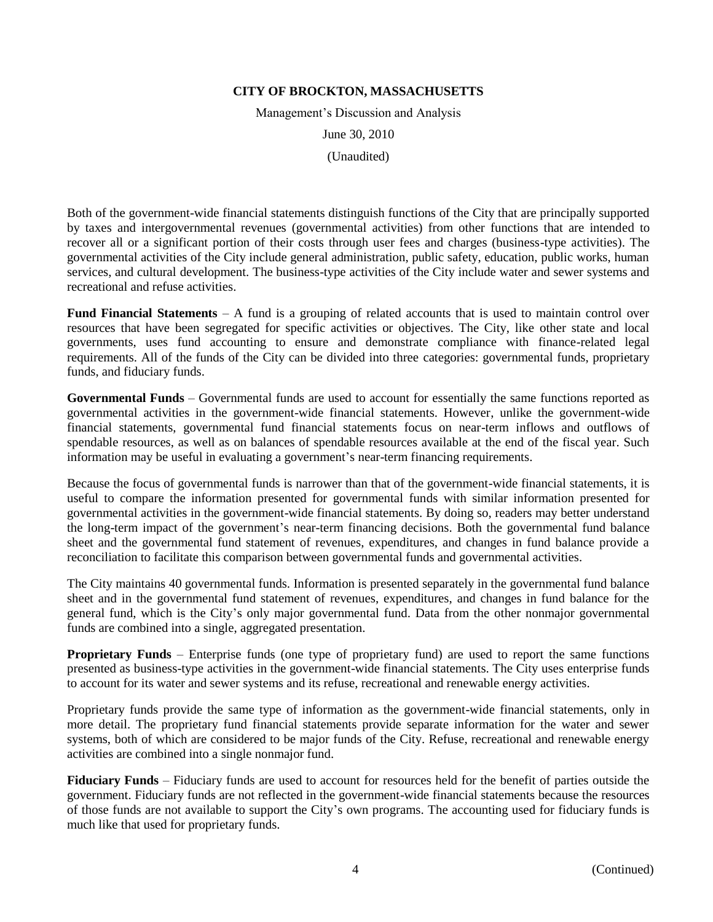Both of the government-wide financial statements distinguish functions of the City that are principally supported by taxes and intergovernmental revenues (governmental activities) from other functions that are intended to recover all or a significant portion of their costs through user fees and charges (business-type activities). The governmental activities of the City include general administration, public safety, education, public works, human services, and cultural development. The business-type activities of the City include water and sewer systems and recreational and refuse activities.

**Fund Financial Statements** – A fund is a grouping of related accounts that is used to maintain control over resources that have been segregated for specific activities or objectives. The City, like other state and local governments, uses fund accounting to ensure and demonstrate compliance with finance-related legal requirements. All of the funds of the City can be divided into three categories: governmental funds, proprietary funds, and fiduciary funds.

**Governmental Funds** – Governmental funds are used to account for essentially the same functions reported as governmental activities in the government-wide financial statements. However, unlike the government-wide financial statements, governmental fund financial statements focus on near-term inflows and outflows of spendable resources, as well as on balances of spendable resources available at the end of the fiscal year. Such information may be useful in evaluating a government's near-term financing requirements.

Because the focus of governmental funds is narrower than that of the government-wide financial statements, it is useful to compare the information presented for governmental funds with similar information presented for governmental activities in the government-wide financial statements. By doing so, readers may better understand the long-term impact of the government's near-term financing decisions. Both the governmental fund balance sheet and the governmental fund statement of revenues, expenditures, and changes in fund balance provide a reconciliation to facilitate this comparison between governmental funds and governmental activities.

The City maintains 40 governmental funds. Information is presented separately in the governmental fund balance sheet and in the governmental fund statement of revenues, expenditures, and changes in fund balance for the general fund, which is the City's only major governmental fund. Data from the other nonmajor governmental funds are combined into a single, aggregated presentation.

**Proprietary Funds** – Enterprise funds (one type of proprietary fund) are used to report the same functions presented as business-type activities in the government-wide financial statements. The City uses enterprise funds to account for its water and sewer systems and its refuse, recreational and renewable energy activities.

Proprietary funds provide the same type of information as the government-wide financial statements, only in more detail. The proprietary fund financial statements provide separate information for the water and sewer systems, both of which are considered to be major funds of the City. Refuse, recreational and renewable energy activities are combined into a single nonmajor fund.

**Fiduciary Funds** – Fiduciary funds are used to account for resources held for the benefit of parties outside the government. Fiduciary funds are not reflected in the government-wide financial statements because the resources of those funds are not available to support the City's own programs. The accounting used for fiduciary funds is much like that used for proprietary funds.

(Continued)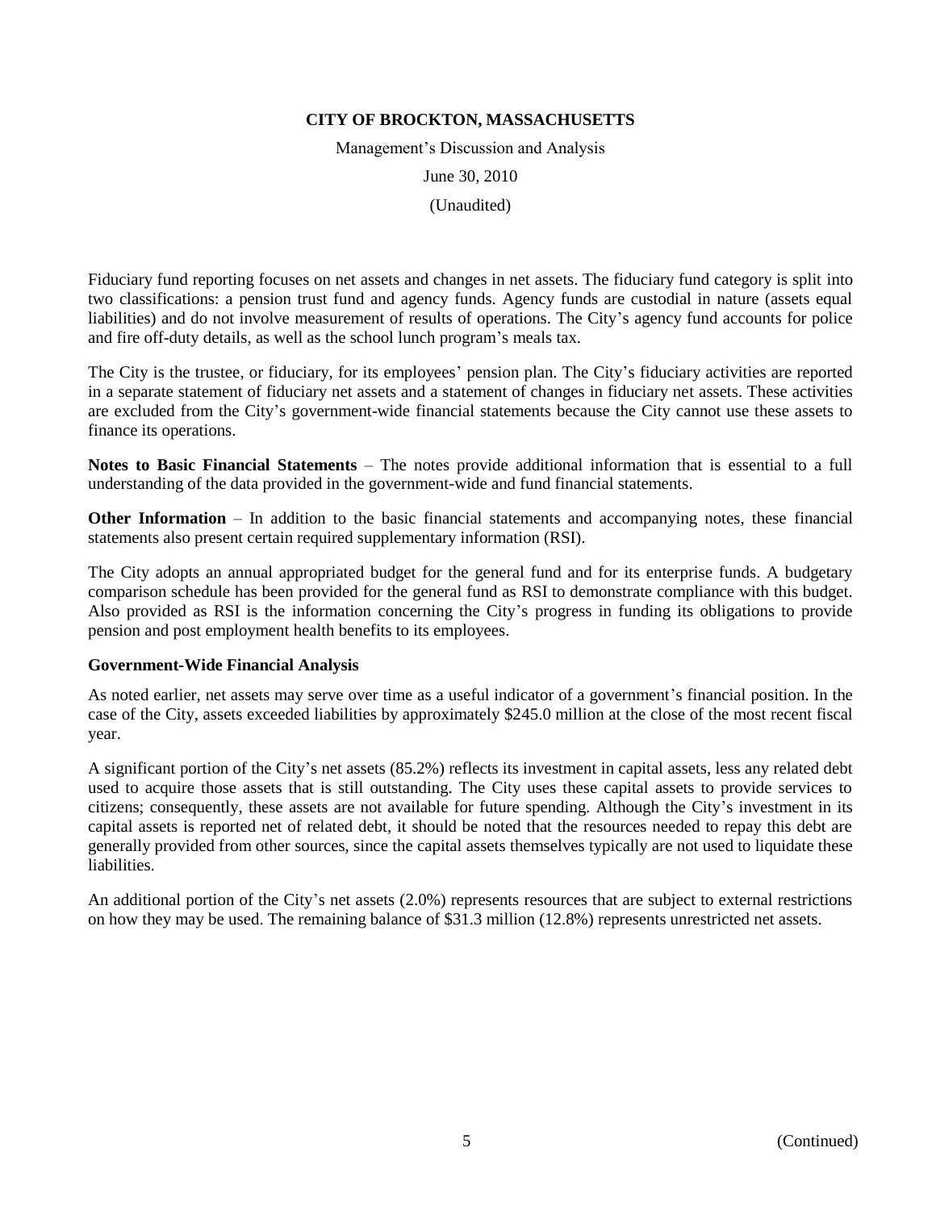Fiduciary fund reporting focuses on net assets and changes in net assets. The fiduciary fund category is split into two classifications: a pension trust fund and agency funds. Agency funds are custodial in nature (assets equal liabilities) and do not involve measurement of results of operations. The City's agency fund accounts for police and fire off-duty details, as well as the school lunch program's meals tax.

The City is the trustee, or fiduciary, for its employees' pension plan. The City's fiduciary activities are reported in a separate statement of fiduciary net assets and a statement of changes in fiduciary net assets. These activities are excluded from the City's government-wide financial statements because the City cannot use these assets to finance its operations.

**Notes to Basic Financial Statements** – The notes provide additional information that is essential to a full understanding of the data provided in the government-wide and fund financial statements.

**Other Information** – In addition to the basic financial statements and accompanying notes, these financial statements also present certain required supplementary information (RSI).

The City adopts an annual appropriated budget for the general fund and for its enterprise funds. A budgetary comparison schedule has been provided for the general fund as RSI to demonstrate compliance with this budget. Also provided as RSI is the information concerning the City's progress in funding its obligations to provide pension and post employment health benefits to its employees.

**Government-Wide Financial Analysis**

As noted earlier, net assets may serve over time as a useful indicator of a government's financial position. In the case of the City, assets exceeded liabilities by approximately $245.0 million at the close of the most recent fiscal year.

A significant portion of the City's net assets (85.2%) reflects its investment in capital assets, less any related debt used to acquire those assets that is still outstanding. The City uses these capital assets to provide services to citizens; consequently, these assets are not available for future spending. Although the City's investment in its capital assets is reported net of related debt, it should be noted that the resources needed to repay this debt are generally provided from other sources, since the capital assets themselves typically are not used to liquidate these liabilities.

An additional portion of the City's net assets (2.0%) represents resources that are subject to external restrictions on how they may be used. The remaining balance of $31.3 million (12.8%) represents unrestricted net assets.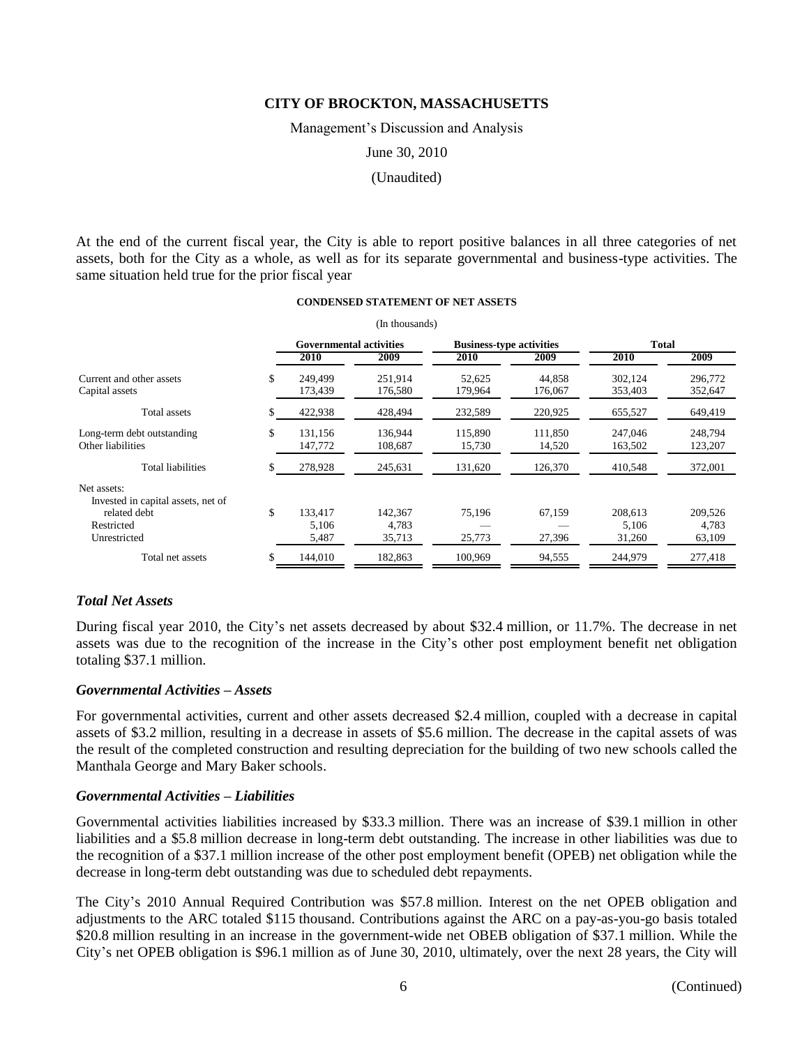**CITY OF BROCKTON, MASSACHUSETTS**

Management's Discussion and Analysis

June 30, 2010

(Unaudited)

At the end of the current fiscal year, the City is able to report positive balances in all three categories of net assets, both for the City as a whole, as well as for its separate governmental and business-type activities. The same situation held true for the prior fiscal year

**CONDENSED STATEMENT OF NET ASSETS**

(In thousands)

| | Governmental activities | | Business-type activities | | Total | |
|---|---|---|---|---|---|---|
| | 2010 | 2009 | 2010 | 2009 | 2010 | 2009 |
| Current and other assets | $ 249,499 | 251,914 | 52,625 | 44,858 | 302,124 | 296,772 |
| Capital assets | 173,439 | 176,580 | 179,964 | 176,067 | 353,403 | 352,647 |
| Total assets | $ 422,938 | 428,494 | 232,589 | 220,925 | 655,527 | 649,419 |
| Long-term debt outstanding | $ 131,156 | 136,944 | 115,890 | 111,850 | 247,046 | 248,794 |
| Other liabilities | 147,772 | 108,687 | 15,730 | 14,520 | 163,502 | 123,207 |
| Total liabilities | $ 278,928 | 245,631 | 131,620 | 126,370 | 410,548 | 372,001 |
| Net assets: | | | | | | |
| Invested in capital assets, net of related debt | $ 133,417 | 142,367 | 75,196 | 67,159 | 208,613 | 209,526 |
| Restricted | 5,106 | 4,783 | — | — | 5,106 | 4,783 |
| Unrestricted | 5,487 | 35,713 | 25,773 | 27,396 | 31,260 | 63,109 |
| Total net assets | $ 144,010 | 182,863 | 100,969 | 94,555 | 244,979 | 277,418 |

### *Total Net Assets*

During fiscal year 2010, the City's net assets decreased by about $32.4 million, or 11.7%. The decrease in net assets was due to the recognition of the increase in the City's other post employment benefit net obligation totaling $37.1 million.

### *Governmental Activities – Assets*

For governmental activities, current and other assets decreased $2.4 million, coupled with a decrease in capital assets of $3.2 million, resulting in a decrease in assets of $5.6 million. The decrease in the capital assets of was the result of the completed construction and resulting depreciation for the building of two new schools called the Manthala George and Mary Baker schools.

### *Governmental Activities – Liabilities*

Governmental activities liabilities increased by $33.3 million. There was an increase of $39.1 million in other liabilities and a $5.8 million decrease in long-term debt outstanding. The increase in other liabilities was due to the recognition of a $37.1 million increase of the other post employment benefit (OPEB) net obligation while the decrease in long-term debt outstanding was due to scheduled debt repayments.

The City's 2010 Annual Required Contribution was $57.8 million. Interest on the net OPEB obligation and adjustments to the ARC totaled $115 thousand. Contributions against the ARC on a pay-as-you-go basis totaled $20.8 million resulting in an increase in the government-wide net OBEB obligation of $37.1 million. While the City's net OPEB obligation is $96.1 million as of June 30, 2010, ultimately, over the next 28 years, the City will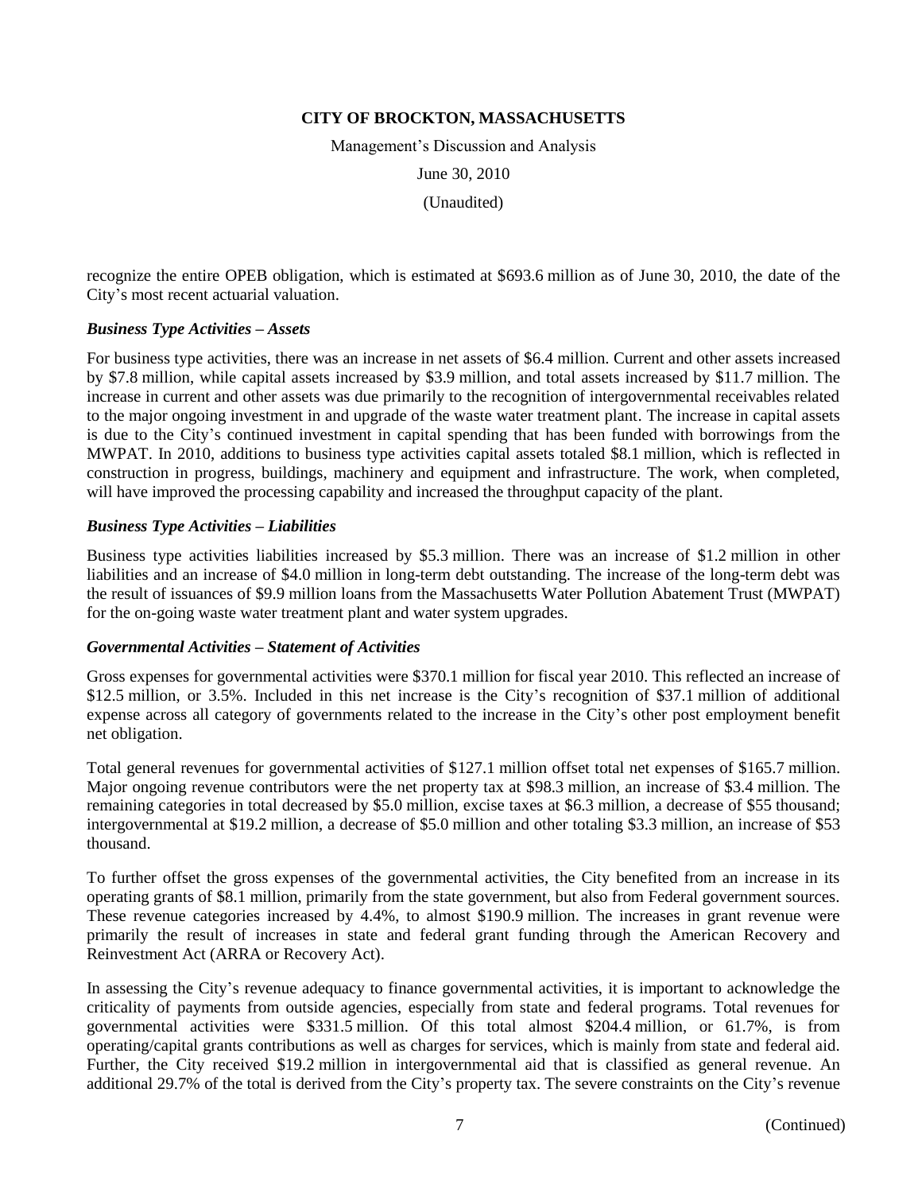recognize the entire OPEB obligation, which is estimated at $693.6 million as of June 30, 2010, the date of the City's most recent actuarial valuation.

***Business Type Activities – Assets***

For business type activities, there was an increase in net assets of $6.4 million. Current and other assets increased by $7.8 million, while capital assets increased by $3.9 million, and total assets increased by $11.7 million. The increase in current and other assets was due primarily to the recognition of intergovernmental receivables related to the major ongoing investment in and upgrade of the waste water treatment plant. The increase in capital assets is due to the City's continued investment in capital spending that has been funded with borrowings from the MWPAT. In 2010, additions to business type activities capital assets totaled $8.1 million, which is reflected in construction in progress, buildings, machinery and equipment and infrastructure. The work, when completed, will have improved the processing capability and increased the throughput capacity of the plant.

***Business Type Activities – Liabilities***

Business type activities liabilities increased by $5.3 million. There was an increase of $1.2 million in other liabilities and an increase of $4.0 million in long-term debt outstanding. The increase of the long-term debt was the result of issuances of $9.9 million loans from the Massachusetts Water Pollution Abatement Trust (MWPAT) for the on-going waste water treatment plant and water system upgrades.

***Governmental Activities – Statement of Activities***

Gross expenses for governmental activities were $370.1 million for fiscal year 2010. This reflected an increase of $12.5 million, or 3.5%. Included in this net increase is the City's recognition of $37.1 million of additional expense across all category of governments related to the increase in the City's other post employment benefit net obligation.

Total general revenues for governmental activities of $127.1 million offset total net expenses of $165.7 million. Major ongoing revenue contributors were the net property tax at $98.3 million, an increase of $3.4 million. The remaining categories in total decreased by $5.0 million, excise taxes at $6.3 million, a decrease of $55 thousand; intergovernmental at $19.2 million, a decrease of $5.0 million and other totaling $3.3 million, an increase of $53 thousand.

To further offset the gross expenses of the governmental activities, the City benefited from an increase in its operating grants of $8.1 million, primarily from the state government, but also from Federal government sources. These revenue categories increased by 4.4%, to almost $190.9 million. The increases in grant revenue were primarily the result of increases in state and federal grant funding through the American Recovery and Reinvestment Act (ARRA or Recovery Act).

In assessing the City's revenue adequacy to finance governmental activities, it is important to acknowledge the criticality of payments from outside agencies, especially from state and federal programs. Total revenues for governmental activities were $331.5 million. Of this total almost $204.4 million, or 61.7%, is from operating/capital grants contributions as well as charges for services, which is mainly from state and federal aid. Further, the City received $19.2 million in intergovernmental aid that is classified as general revenue. An additional 29.7% of the total is derived from the City's property tax. The severe constraints on the City's revenue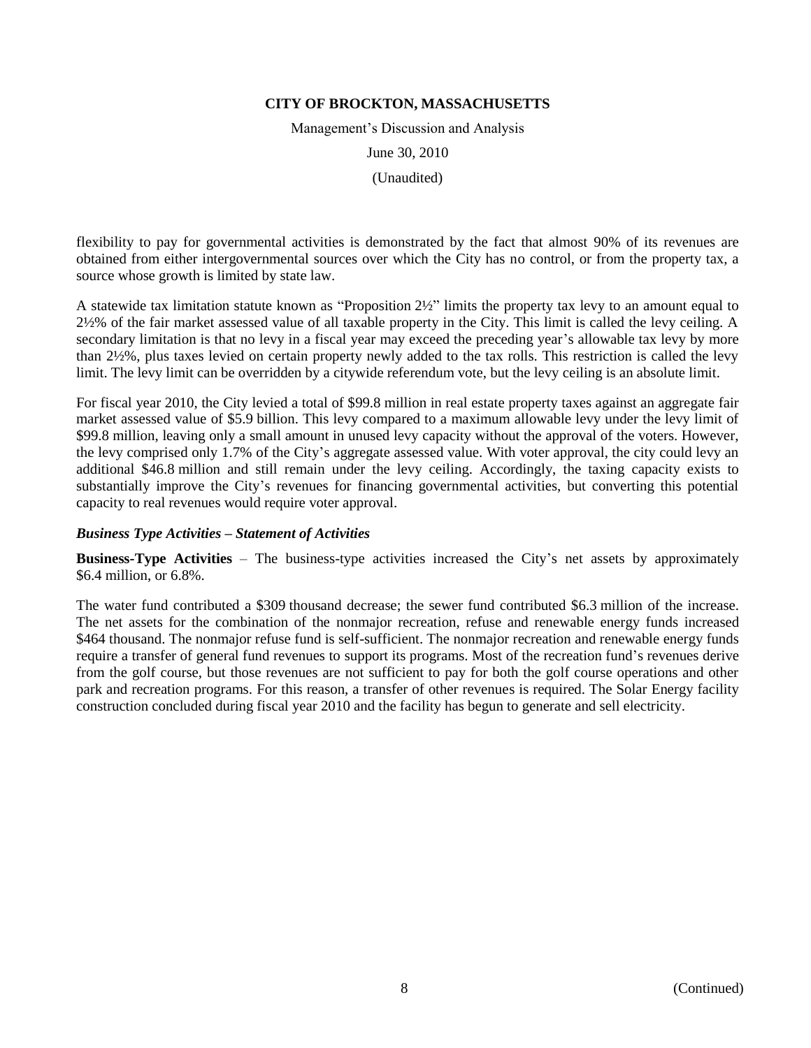flexibility to pay for governmental activities is demonstrated by the fact that almost 90% of its revenues are obtained from either intergovernmental sources over which the City has no control, or from the property tax, a source whose growth is limited by state law.

A statewide tax limitation statute known as "Proposition 2½" limits the property tax levy to an amount equal to 2½% of the fair market assessed value of all taxable property in the City. This limit is called the levy ceiling. A secondary limitation is that no levy in a fiscal year may exceed the preceding year's allowable tax levy by more than 2½%, plus taxes levied on certain property newly added to the tax rolls. This restriction is called the levy limit. The levy limit can be overridden by a citywide referendum vote, but the levy ceiling is an absolute limit.

For fiscal year 2010, the City levied a total of $99.8 million in real estate property taxes against an aggregate fair market assessed value of $5.9 billion. This levy compared to a maximum allowable levy under the levy limit of $99.8 million, leaving only a small amount in unused levy capacity without the approval of the voters. However, the levy comprised only 1.7% of the City's aggregate assessed value. With voter approval, the city could levy an additional $46.8 million and still remain under the levy ceiling. Accordingly, the taxing capacity exists to substantially improve the City's revenues for financing governmental activities, but converting this potential capacity to real revenues would require voter approval.

### *Business Type Activities – Statement of Activities*

**Business-Type Activities** – The business-type activities increased the City's net assets by approximately $6.4 million, or 6.8%.

The water fund contributed a $309 thousand decrease; the sewer fund contributed $6.3 million of the increase. The net assets for the combination of the nonmajor recreation, refuse and renewable energy funds increased $464 thousand. The nonmajor refuse fund is self-sufficient. The nonmajor recreation and renewable energy funds require a transfer of general fund revenues to support its programs. Most of the recreation fund's revenues derive from the golf course, but those revenues are not sufficient to pay for both the golf course operations and other park and recreation programs. For this reason, a transfer of other revenues is required. The Solar Energy facility construction concluded during fiscal year 2010 and the facility has begun to generate and sell electricity.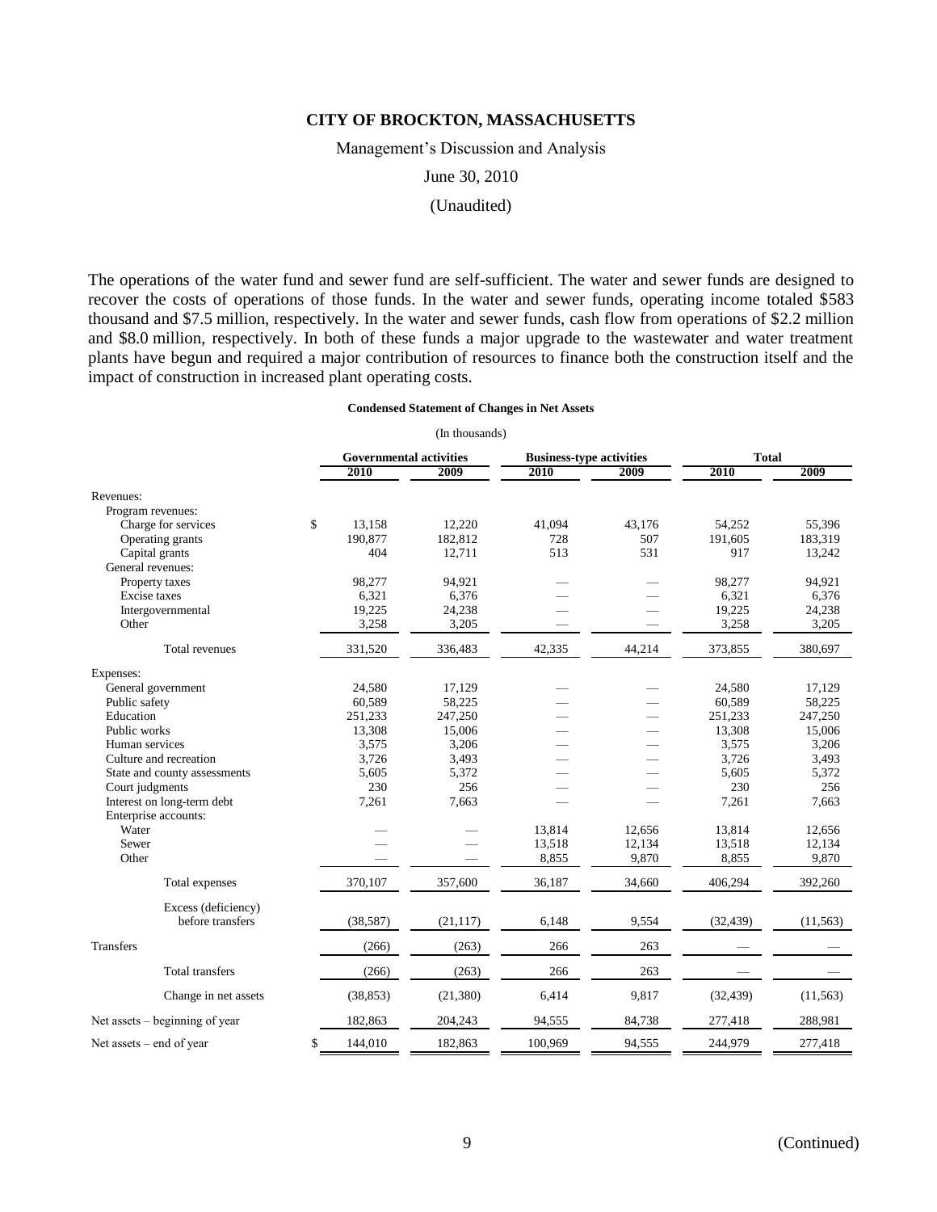The operations of the water fund and sewer fund are self-sufficient. The water and sewer funds are designed to recover the costs of operations of those funds. In the water and sewer funds, operating income totaled \$583 thousand and \$7.5 million, respectively. In the water and sewer funds, cash flow from operations of \$2.2 million and \$8.0 million, respectively. In both of these funds a major upgrade to the wastewater and water treatment plants have begun and required a major contribution of resources to finance both the construction itself and the impact of construction in increased plant operating costs.

**Condensed Statement of Changes in Net Assets**

(In thousands)

| | Governmental activities | | Business-type activities | | Total | |
|---|---|---|---|---|---|---|
| | 2010 | 2009 | 2010 | 2009 | 2010 | 2009 |
| Revenues: | | | | | | |
| Program revenues: | | | | | | |
| Charge for services | $ 13,158 | 12,220 | 41,094 | 43,176 | 54,252 | 55,396 |
| Operating grants | 190,877 | 182,812 | 728 | 507 | 191,605 | 183,319 |
| Capital grants | 404 | 12,711 | 513 | 531 | 917 | 13,242 |
| General revenues: | | | | | | |
| Property taxes | 98,277 | 94,921 | — | — | 98,277 | 94,921 |
| Excise taxes | 6,321 | 6,376 | — | — | 6,321 | 6,376 |
| Intergovernmental | 19,225 | 24,238 | — | — | 19,225 | 24,238 |
| Other | 3,258 | 3,205 | — | — | 3,258 | 3,205 |
| Total revenues | 331,520 | 336,483 | 42,335 | 44,214 | 373,855 | 380,697 |
| Expenses: | | | | | | |
| General government | 24,580 | 17,129 | — | — | 24,580 | 17,129 |
| Public safety | 60,589 | 58,225 | — | — | 60,589 | 58,225 |
| Education | 251,233 | 247,250 | — | — | 251,233 | 247,250 |
| Public works | 13,308 | 15,006 | — | — | 13,308 | 15,006 |
| Human services | 3,575 | 3,206 | — | — | 3,575 | 3,206 |
| Culture and recreation | 3,726 | 3,493 | — | — | 3,726 | 3,493 |
| State and county assessments | 5,605 | 5,372 | — | — | 5,605 | 5,372 |
| Court judgments | 230 | 256 | — | — | 230 | 256 |
| Interest on long-term debt | 7,261 | 7,663 | — | — | 7,261 | 7,663 |
| Enterprise accounts: | | | | | | |
| Water | — | — | 13,814 | 12,656 | 13,814 | 12,656 |
| Sewer | — | — | 13,518 | 12,134 | 13,518 | 12,134 |
| Other | — | — | 8,855 | 9,870 | 8,855 | 9,870 |
| Total expenses | 370,107 | 357,600 | 36,187 | 34,660 | 406,294 | 392,260 |
| Excess (deficiency) before transfers | (38,587) | (21,117) | 6,148 | 9,554 | (32,439) | (11,563) |
| Transfers | (266) | (263) | 266 | 263 | — | — |
| Total transfers | (266) | (263) | 266 | 263 | — | — |
| Change in net assets | (38,853) | (21,380) | 6,414 | 9,817 | (32,439) | (11,563) |
| Net assets – beginning of year | 182,863 | 204,243 | 94,555 | 84,738 | 277,418 | 288,981 |
| Net assets – end of year | $ 144,010 | 182,863 | 100,969 | 94,555 | 244,979 | 277,418 |

(Continued)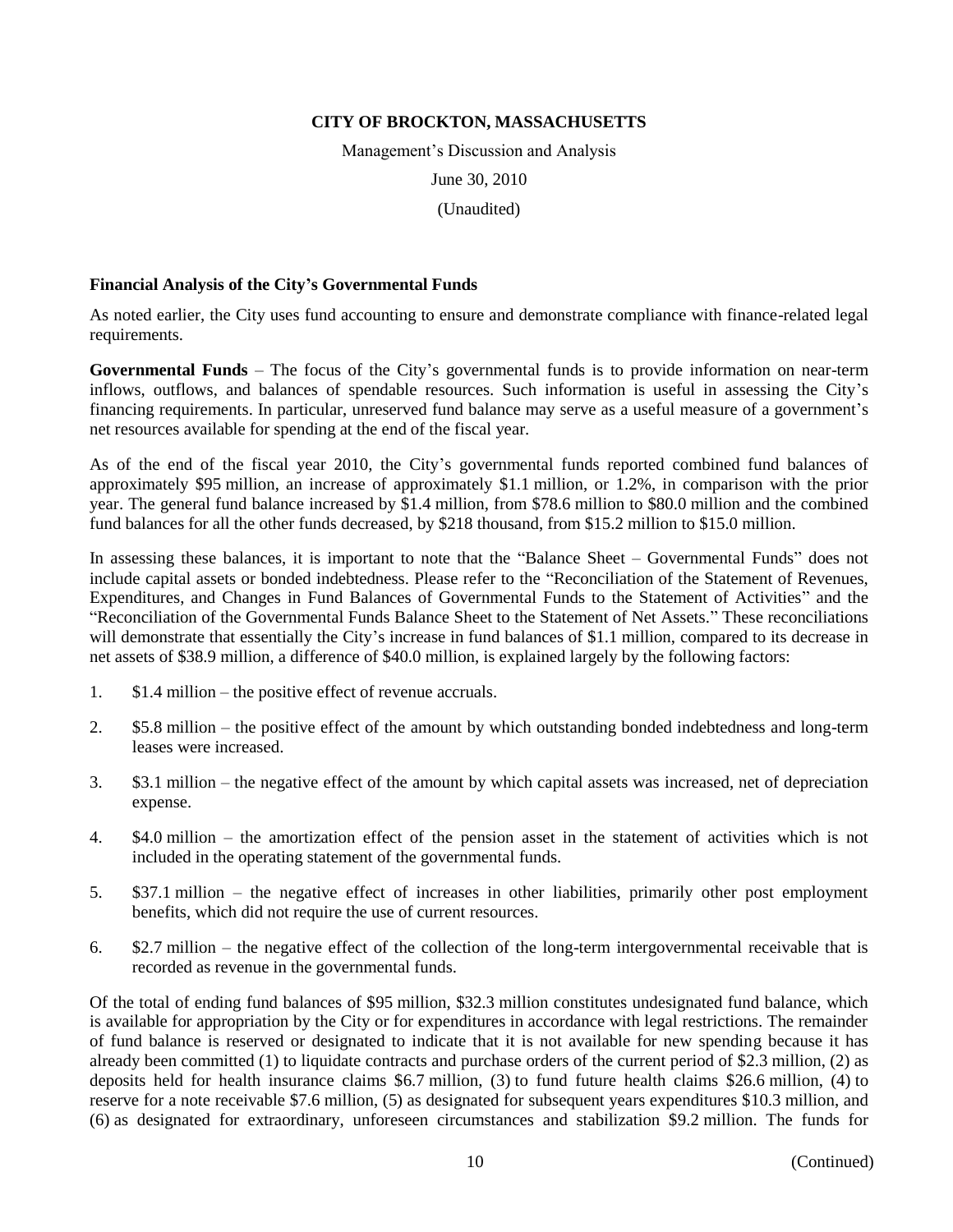**Financial Analysis of the City's Governmental Funds**

As noted earlier, the City uses fund accounting to ensure and demonstrate compliance with finance-related legal requirements.

**Governmental Funds** – The focus of the City's governmental funds is to provide information on near-term inflows, outflows, and balances of spendable resources. Such information is useful in assessing the City's financing requirements. In particular, unreserved fund balance may serve as a useful measure of a government's net resources available for spending at the end of the fiscal year.

As of the end of the fiscal year 2010, the City's governmental funds reported combined fund balances of approximately $95 million, an increase of approximately $1.1 million, or 1.2%, in comparison with the prior year. The general fund balance increased by $1.4 million, from $78.6 million to $80.0 million and the combined fund balances for all the other funds decreased, by $218 thousand, from $15.2 million to $15.0 million.

In assessing these balances, it is important to note that the "Balance Sheet – Governmental Funds" does not include capital assets or bonded indebtedness. Please refer to the "Reconciliation of the Statement of Revenues, Expenditures, and Changes in Fund Balances of Governmental Funds to the Statement of Activities" and the "Reconciliation of the Governmental Funds Balance Sheet to the Statement of Net Assets." These reconciliations will demonstrate that essentially the City's increase in fund balances of $1.1 million, compared to its decrease in net assets of $38.9 million, a difference of $40.0 million, is explained largely by the following factors:

1. $1.4 million – the positive effect of revenue accruals.
2. $5.8 million – the positive effect of the amount by which outstanding bonded indebtedness and long-term leases were increased.
3. $3.1 million – the negative effect of the amount by which capital assets was increased, net of depreciation expense.
4. $4.0 million – the amortization effect of the pension asset in the statement of activities which is not included in the operating statement of the governmental funds.
5. $37.1 million – the negative effect of increases in other liabilities, primarily other post employment benefits, which did not require the use of current resources.
6. $2.7 million – the negative effect of the collection of the long-term intergovernmental receivable that is recorded as revenue in the governmental funds.

Of the total of ending fund balances of $95 million, $32.3 million constitutes undesignated fund balance, which is available for appropriation by the City or for expenditures in accordance with legal restrictions. The remainder of fund balance is reserved or designated to indicate that it is not available for new spending because it has already been committed (1) to liquidate contracts and purchase orders of the current period of $2.3 million, (2) as deposits held for health insurance claims $6.7 million, (3) to fund future health claims $26.6 million, (4) to reserve for a note receivable $7.6 million, (5) as designated for subsequent years expenditures $10.3 million, and (6) as designated for extraordinary, unforeseen circumstances and stabilization $9.2 million. The funds for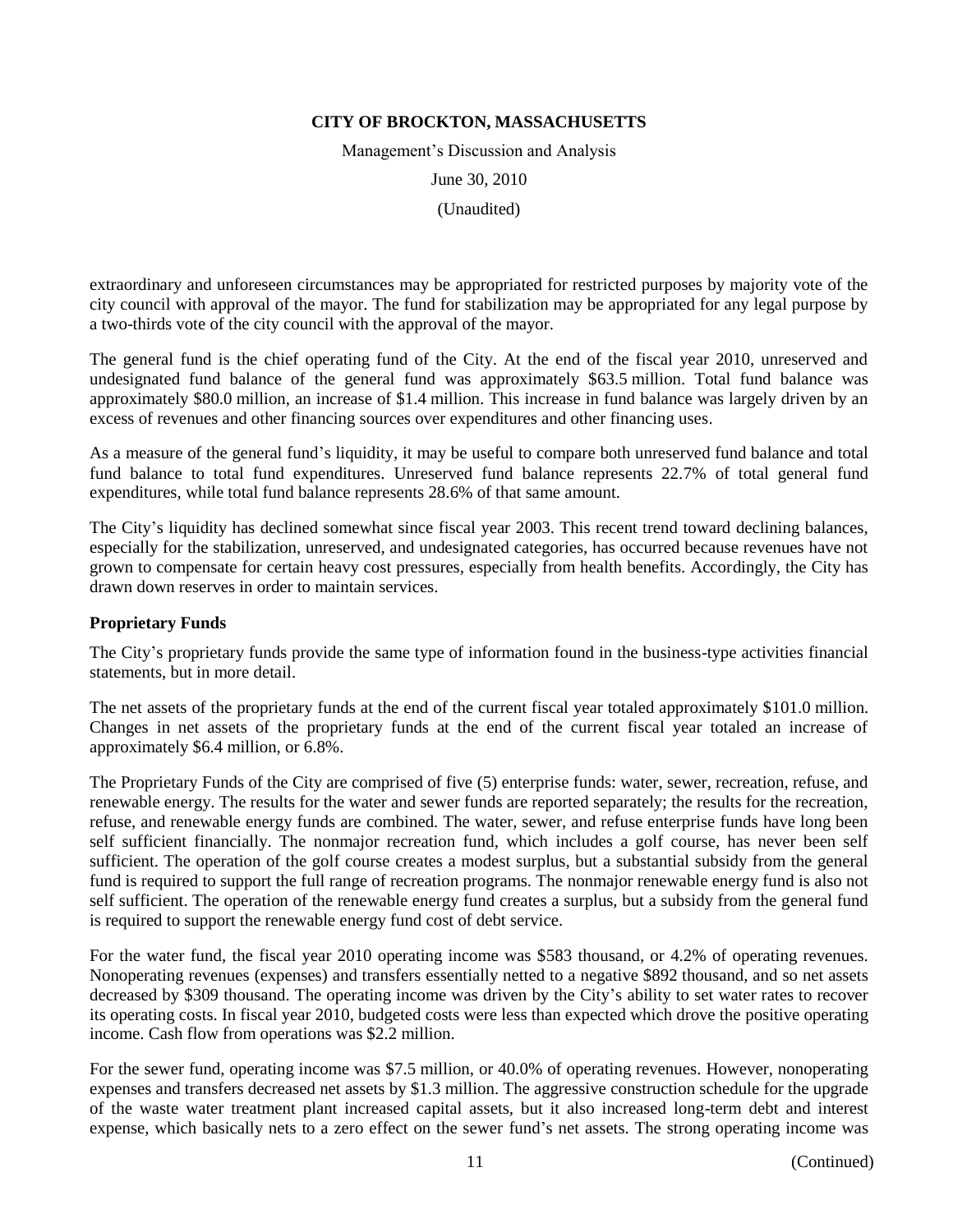extraordinary and unforeseen circumstances may be appropriated for restricted purposes by majority vote of the city council with approval of the mayor. The fund for stabilization may be appropriated for any legal purpose by a two-thirds vote of the city council with the approval of the mayor.

The general fund is the chief operating fund of the City. At the end of the fiscal year 2010, unreserved and undesignated fund balance of the general fund was approximately $63.5 million. Total fund balance was approximately $80.0 million, an increase of $1.4 million. This increase in fund balance was largely driven by an excess of revenues and other financing sources over expenditures and other financing uses.

As a measure of the general fund's liquidity, it may be useful to compare both unreserved fund balance and total fund balance to total fund expenditures. Unreserved fund balance represents 22.7% of total general fund expenditures, while total fund balance represents 28.6% of that same amount.

The City's liquidity has declined somewhat since fiscal year 2003. This recent trend toward declining balances, especially for the stabilization, unreserved, and undesignated categories, has occurred because revenues have not grown to compensate for certain heavy cost pressures, especially from health benefits. Accordingly, the City has drawn down reserves in order to maintain services.

**Proprietary Funds**

The City's proprietary funds provide the same type of information found in the business-type activities financial statements, but in more detail.

The net assets of the proprietary funds at the end of the current fiscal year totaled approximately $101.0 million. Changes in net assets of the proprietary funds at the end of the current fiscal year totaled an increase of approximately $6.4 million, or 6.8%.

The Proprietary Funds of the City are comprised of five (5) enterprise funds: water, sewer, recreation, refuse, and renewable energy. The results for the water and sewer funds are reported separately; the results for the recreation, refuse, and renewable energy funds are combined. The water, sewer, and refuse enterprise funds have long been self sufficient financially. The nonmajor recreation fund, which includes a golf course, has never been self sufficient. The operation of the golf course creates a modest surplus, but a substantial subsidy from the general fund is required to support the full range of recreation programs. The nonmajor renewable energy fund is also not self sufficient. The operation of the renewable energy fund creates a surplus, but a subsidy from the general fund is required to support the renewable energy fund cost of debt service.

For the water fund, the fiscal year 2010 operating income was $583 thousand, or 4.2% of operating revenues. Nonoperating revenues (expenses) and transfers essentially netted to a negative $892 thousand, and so net assets decreased by $309 thousand. The operating income was driven by the City's ability to set water rates to recover its operating costs. In fiscal year 2010, budgeted costs were less than expected which drove the positive operating income. Cash flow from operations was $2.2 million.

For the sewer fund, operating income was $7.5 million, or 40.0% of operating revenues. However, nonoperating expenses and transfers decreased net assets by $1.3 million. The aggressive construction schedule for the upgrade of the waste water treatment plant increased capital assets, but it also increased long-term debt and interest expense, which basically nets to a zero effect on the sewer fund's net assets. The strong operating income was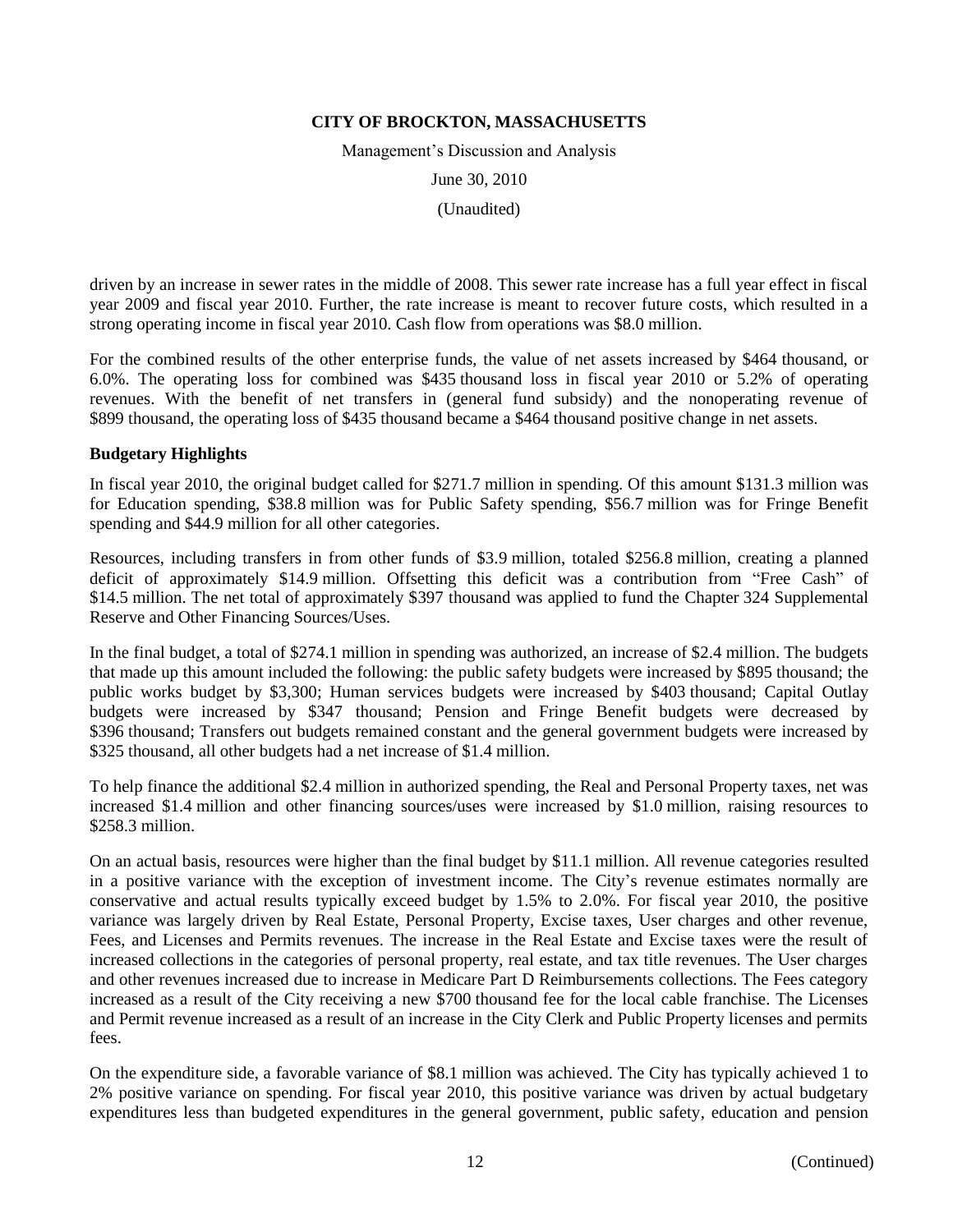driven by an increase in sewer rates in the middle of 2008. This sewer rate increase has a full year effect in fiscal year 2009 and fiscal year 2010. Further, the rate increase is meant to recover future costs, which resulted in a strong operating income in fiscal year 2010. Cash flow from operations was $8.0 million.

For the combined results of the other enterprise funds, the value of net assets increased by $464 thousand, or 6.0%. The operating loss for combined was $435 thousand loss in fiscal year 2010 or 5.2% of operating revenues. With the benefit of net transfers in (general fund subsidy) and the nonoperating revenue of $899 thousand, the operating loss of $435 thousand became a $464 thousand positive change in net assets.

**Budgetary Highlights**

In fiscal year 2010, the original budget called for $271.7 million in spending. Of this amount $131.3 million was for Education spending, $38.8 million was for Public Safety spending, $56.7 million was for Fringe Benefit spending and $44.9 million for all other categories.

Resources, including transfers in from other funds of $3.9 million, totaled $256.8 million, creating a planned deficit of approximately $14.9 million. Offsetting this deficit was a contribution from "Free Cash" of $14.5 million. The net total of approximately $397 thousand was applied to fund the Chapter 324 Supplemental Reserve and Other Financing Sources/Uses.

In the final budget, a total of $274.1 million in spending was authorized, an increase of $2.4 million. The budgets that made up this amount included the following: the public safety budgets were increased by $895 thousand; the public works budget by $3,300; Human services budgets were increased by $403 thousand; Capital Outlay budgets were increased by $347 thousand; Pension and Fringe Benefit budgets were decreased by $396 thousand; Transfers out budgets remained constant and the general government budgets were increased by $325 thousand, all other budgets had a net increase of $1.4 million.

To help finance the additional $2.4 million in authorized spending, the Real and Personal Property taxes, net was increased $1.4 million and other financing sources/uses were increased by $1.0 million, raising resources to $258.3 million.

On an actual basis, resources were higher than the final budget by $11.1 million. All revenue categories resulted in a positive variance with the exception of investment income. The City's revenue estimates normally are conservative and actual results typically exceed budget by 1.5% to 2.0%. For fiscal year 2010, the positive variance was largely driven by Real Estate, Personal Property, Excise taxes, User charges and other revenue, Fees, and Licenses and Permits revenues. The increase in the Real Estate and Excise taxes were the result of increased collections in the categories of personal property, real estate, and tax title revenues. The User charges and other revenues increased due to increase in Medicare Part D Reimbursements collections. The Fees category increased as a result of the City receiving a new $700 thousand fee for the local cable franchise. The Licenses and Permit revenue increased as a result of an increase in the City Clerk and Public Property licenses and permits fees.

On the expenditure side, a favorable variance of $8.1 million was achieved. The City has typically achieved 1 to 2% positive variance on spending. For fiscal year 2010, this positive variance was driven by actual budgetary expenditures less than budgeted expenditures in the general government, public safety, education and pension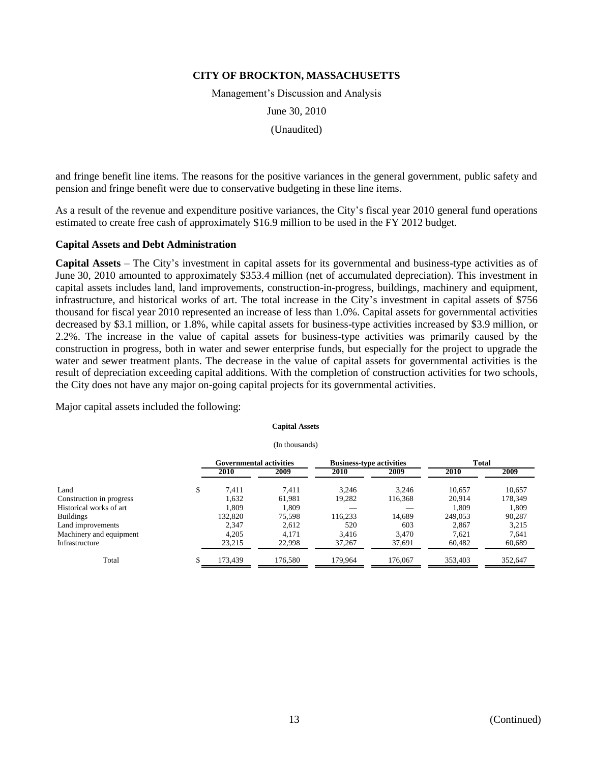and fringe benefit line items. The reasons for the positive variances in the general government, public safety and pension and fringe benefit were due to conservative budgeting in these line items.

As a result of the revenue and expenditure positive variances, the City's fiscal year 2010 general fund operations estimated to create free cash of approximately $16.9 million to be used in the FY 2012 budget.

### Capital Assets and Debt Administration

**Capital Assets** – The City's investment in capital assets for its governmental and business-type activities as of June 30, 2010 amounted to approximately $353.4 million (net of accumulated depreciation). This investment in capital assets includes land, land improvements, construction-in-progress, buildings, machinery and equipment, infrastructure, and historical works of art. The total increase in the City's investment in capital assets of $756 thousand for fiscal year 2010 represented an increase of less than 1.0%. Capital assets for governmental activities decreased by $3.1 million, or 1.8%, while capital assets for business-type activities increased by $3.9 million, or 2.2%. The increase in the value of capital assets for business-type activities was primarily caused by the construction in progress, both in water and sewer enterprise funds, but especially for the project to upgrade the water and sewer treatment plants. The decrease in the value of capital assets for governmental activities is the result of depreciation exceeding capital additions. With the completion of construction activities for two schools, the City does not have any major on-going capital projects for its governmental activities.

Major capital assets included the following:

**Capital Assets**

(In thousands)

| | Governmental activities | | Business-type activities | | Total | |
|---|---|---|---|---|---|---|
| | 2010 | 2009 | 2010 | 2009 | 2010 | 2009 |
| Land | $ 7,411 | 7,411 | 3,246 | 3,246 | 10,657 | 10,657 |
| Construction in progress | 1,632 | 61,981 | 19,282 | 116,368 | 20,914 | 178,349 |
| Historical works of art | 1,809 | 1,809 | — | — | 1,809 | 1,809 |
| Buildings | 132,820 | 75,598 | 116,233 | 14,689 | 249,053 | 90,287 |
| Land improvements | 2,347 | 2,612 | 520 | 603 | 2,867 | 3,215 |
| Machinery and equipment | 4,205 | 4,171 | 3,416 | 3,470 | 7,621 | 7,641 |
| Infrastructure | 23,215 | 22,998 | 37,267 | 37,691 | 60,482 | 60,689 |
| Total | $ 173,439 | 176,580 | 179,964 | 176,067 | 353,403 | 352,647 |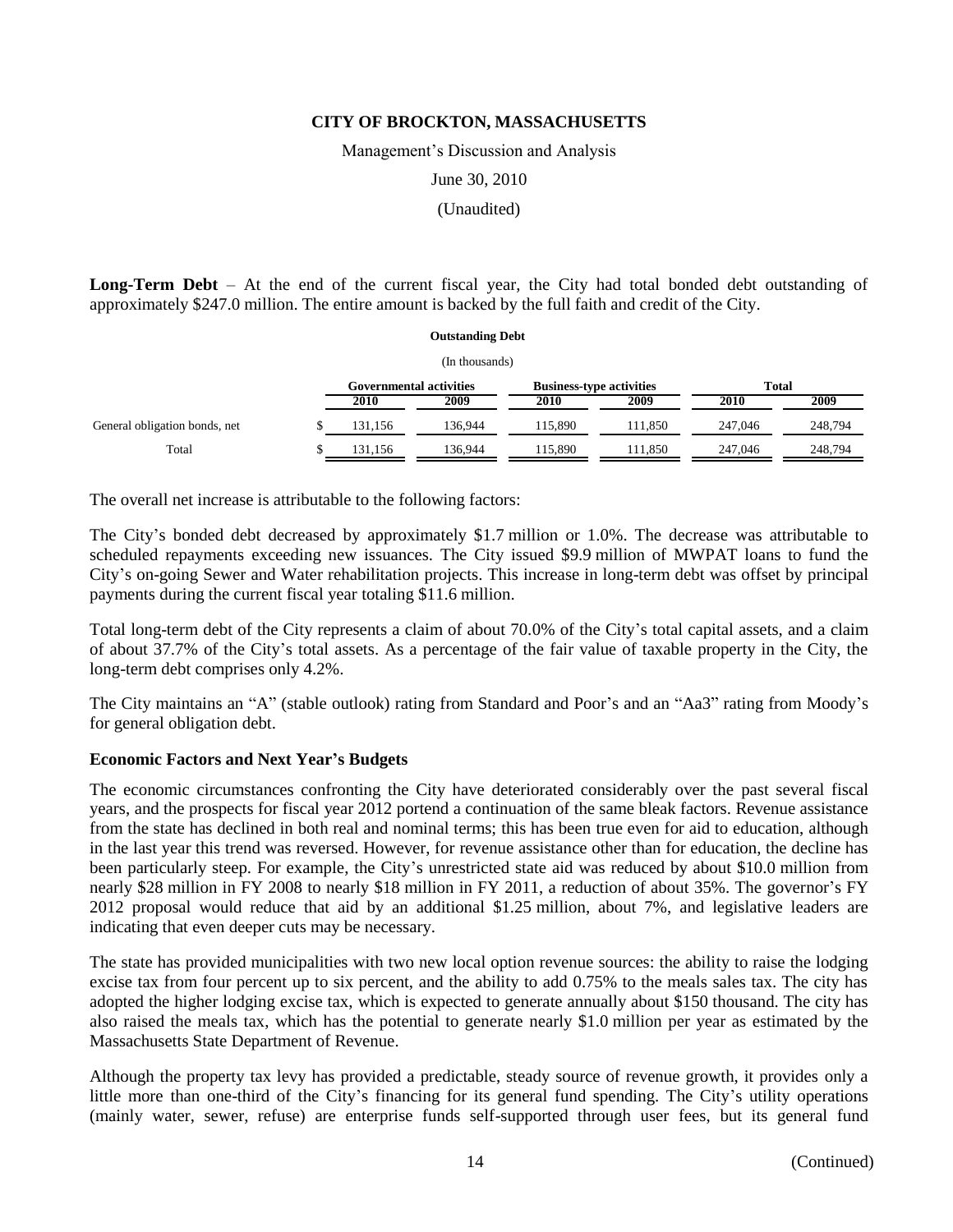**Long-Term Debt** – At the end of the current fiscal year, the City had total bonded debt outstanding of approximately $247.0 million. The entire amount is backed by the full faith and credit of the City.

**Outstanding Debt**

(In thousands)

| | Governmental activities | | Business-type activities | | Total | |
|---|---|---|---|---|---|---|
| | 2010 | 2009 | 2010 | 2009 | 2010 | 2009 |
| General obligation bonds, net | $ 131,156 | 136,944 | 115,890 | 111,850 | 247,046 | 248,794 |
| Total | $ 131,156 | 136,944 | 115,890 | 111,850 | 247,046 | 248,794 |

The overall net increase is attributable to the following factors:

The City's bonded debt decreased by approximately $1.7 million or 1.0%. The decrease was attributable to scheduled repayments exceeding new issuances. The City issued $9.9 million of MWPAT loans to fund the City's on-going Sewer and Water rehabilitation projects. This increase in long-term debt was offset by principal payments during the current fiscal year totaling $11.6 million.

Total long-term debt of the City represents a claim of about 70.0% of the City's total capital assets, and a claim of about 37.7% of the City's total assets. As a percentage of the fair value of taxable property in the City, the long-term debt comprises only 4.2%.

The City maintains an "A" (stable outlook) rating from Standard and Poor's and an "Aa3" rating from Moody's for general obligation debt.

### Economic Factors and Next Year's Budgets

The economic circumstances confronting the City have deteriorated considerably over the past several fiscal years, and the prospects for fiscal year 2012 portend a continuation of the same bleak factors. Revenue assistance from the state has declined in both real and nominal terms; this has been true even for aid to education, although in the last year this trend was reversed. However, for revenue assistance other than for education, the decline has been particularly steep. For example, the City's unrestricted state aid was reduced by about $10.0 million from nearly $28 million in FY 2008 to nearly $18 million in FY 2011, a reduction of about 35%. The governor's FY 2012 proposal would reduce that aid by an additional $1.25 million, about 7%, and legislative leaders are indicating that even deeper cuts may be necessary.

The state has provided municipalities with two new local option revenue sources: the ability to raise the lodging excise tax from four percent up to six percent, and the ability to add 0.75% to the meals sales tax. The city has adopted the higher lodging excise tax, which is expected to generate annually about $150 thousand. The city has also raised the meals tax, which has the potential to generate nearly $1.0 million per year as estimated by the Massachusetts State Department of Revenue.

Although the property tax levy has provided a predictable, steady source of revenue growth, it provides only a little more than one-third of the City's financing for its general fund spending. The City's utility operations (mainly water, sewer, refuse) are enterprise funds self-supported through user fees, but its general fund

(Continued)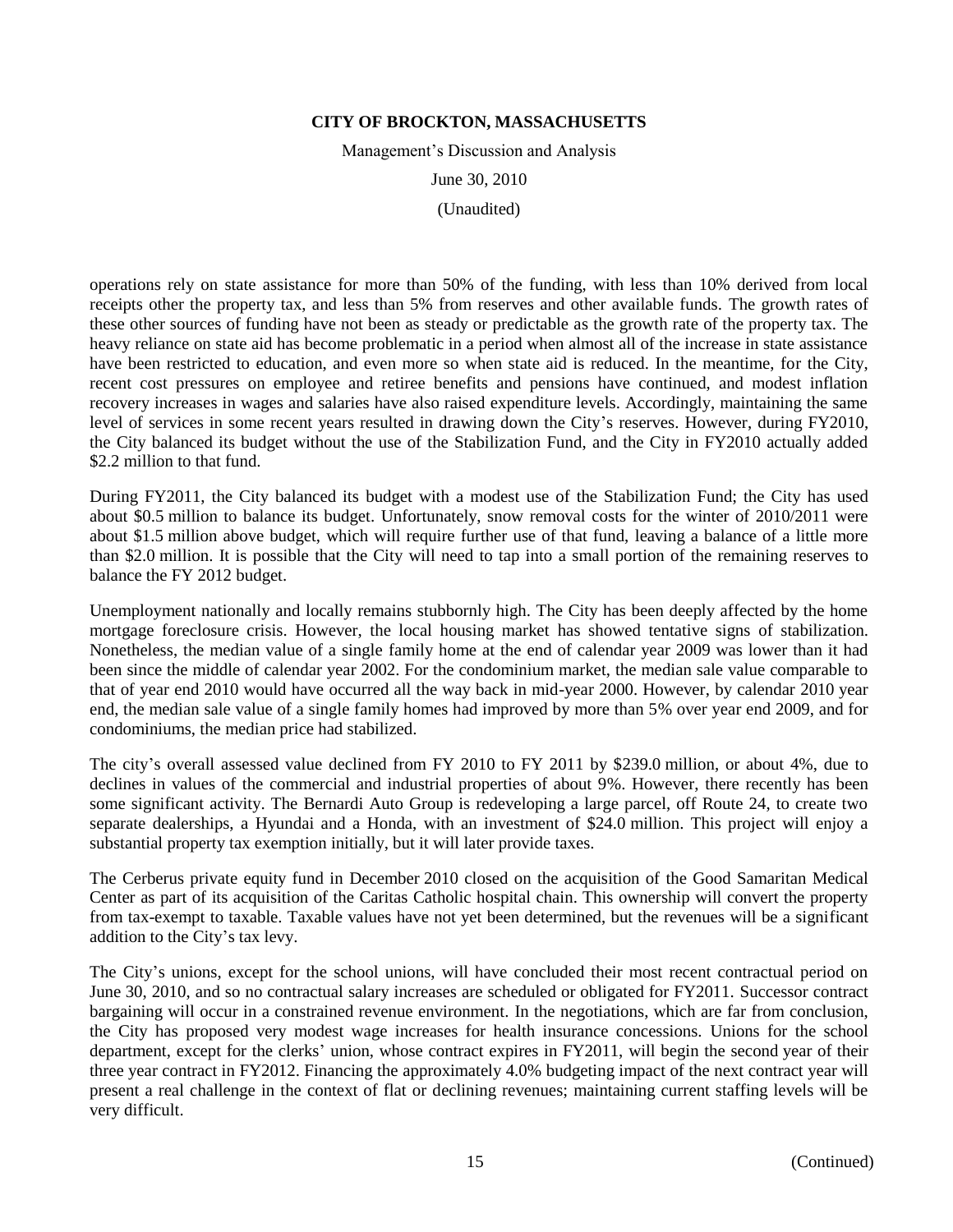operations rely on state assistance for more than 50% of the funding, with less than 10% derived from local receipts other the property tax, and less than 5% from reserves and other available funds. The growth rates of these other sources of funding have not been as steady or predictable as the growth rate of the property tax. The heavy reliance on state aid has become problematic in a period when almost all of the increase in state assistance have been restricted to education, and even more so when state aid is reduced. In the meantime, for the City, recent cost pressures on employee and retiree benefits and pensions have continued, and modest inflation recovery increases in wages and salaries have also raised expenditure levels. Accordingly, maintaining the same level of services in some recent years resulted in drawing down the City's reserves. However, during FY2010, the City balanced its budget without the use of the Stabilization Fund, and the City in FY2010 actually added $2.2 million to that fund.

During FY2011, the City balanced its budget with a modest use of the Stabilization Fund; the City has used about $0.5 million to balance its budget. Unfortunately, snow removal costs for the winter of 2010/2011 were about $1.5 million above budget, which will require further use of that fund, leaving a balance of a little more than $2.0 million. It is possible that the City will need to tap into a small portion of the remaining reserves to balance the FY 2012 budget.

Unemployment nationally and locally remains stubbornly high. The City has been deeply affected by the home mortgage foreclosure crisis. However, the local housing market has showed tentative signs of stabilization. Nonetheless, the median value of a single family home at the end of calendar year 2009 was lower than it had been since the middle of calendar year 2002. For the condominium market, the median sale value comparable to that of year end 2010 would have occurred all the way back in mid-year 2000. However, by calendar 2010 year end, the median sale value of a single family homes had improved by more than 5% over year end 2009, and for condominiums, the median price had stabilized.

The city's overall assessed value declined from FY 2010 to FY 2011 by $239.0 million, or about 4%, due to declines in values of the commercial and industrial properties of about 9%. However, there recently has been some significant activity. The Bernardi Auto Group is redeveloping a large parcel, off Route 24, to create two separate dealerships, a Hyundai and a Honda, with an investment of $24.0 million. This project will enjoy a substantial property tax exemption initially, but it will later provide taxes.

The Cerberus private equity fund in December 2010 closed on the acquisition of the Good Samaritan Medical Center as part of its acquisition of the Caritas Catholic hospital chain. This ownership will convert the property from tax-exempt to taxable. Taxable values have not yet been determined, but the revenues will be a significant addition to the City's tax levy.

The City's unions, except for the school unions, will have concluded their most recent contractual period on June 30, 2010, and so no contractual salary increases are scheduled or obligated for FY2011. Successor contract bargaining will occur in a constrained revenue environment. In the negotiations, which are far from conclusion, the City has proposed very modest wage increases for health insurance concessions. Unions for the school department, except for the clerks' union, whose contract expires in FY2011, will begin the second year of their three year contract in FY2012. Financing the approximately 4.0% budgeting impact of the next contract year will present a real challenge in the context of flat or declining revenues; maintaining current staffing levels will be very difficult.

(Continued)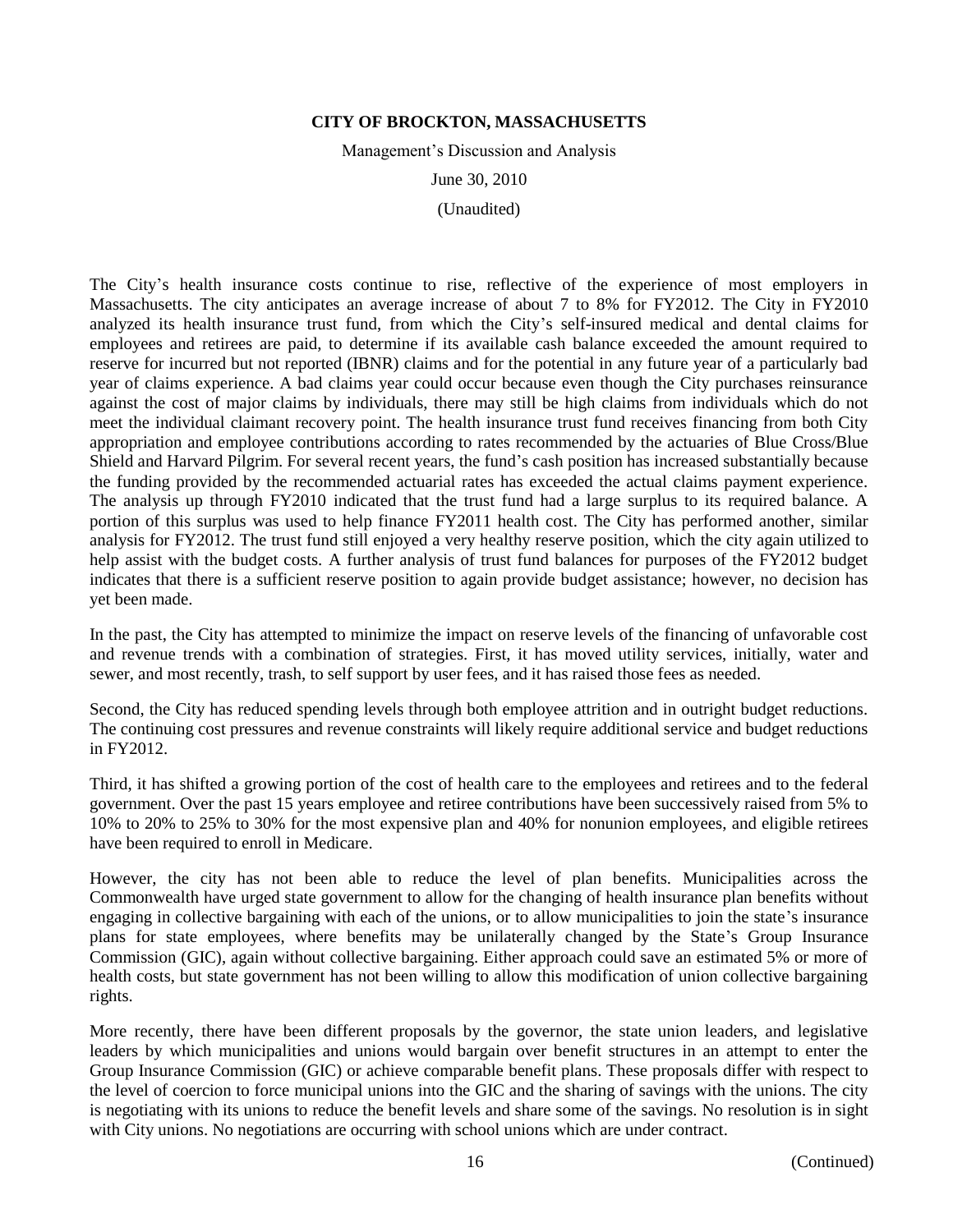The City's health insurance costs continue to rise, reflective of the experience of most employers in Massachusetts. The city anticipates an average increase of about 7 to 8% for FY2012. The City in FY2010 analyzed its health insurance trust fund, from which the City's self-insured medical and dental claims for employees and retirees are paid, to determine if its available cash balance exceeded the amount required to reserve for incurred but not reported (IBNR) claims and for the potential in any future year of a particularly bad year of claims experience. A bad claims year could occur because even though the City purchases reinsurance against the cost of major claims by individuals, there may still be high claims from individuals which do not meet the individual claimant recovery point. The health insurance trust fund receives financing from both City appropriation and employee contributions according to rates recommended by the actuaries of Blue Cross/Blue Shield and Harvard Pilgrim. For several recent years, the fund's cash position has increased substantially because the funding provided by the recommended actuarial rates has exceeded the actual claims payment experience. The analysis up through FY2010 indicated that the trust fund had a large surplus to its required balance. A portion of this surplus was used to help finance FY2011 health cost. The City has performed another, similar analysis for FY2012. The trust fund still enjoyed a very healthy reserve position, which the city again utilized to help assist with the budget costs. A further analysis of trust fund balances for purposes of the FY2012 budget indicates that there is a sufficient reserve position to again provide budget assistance; however, no decision has yet been made.

In the past, the City has attempted to minimize the impact on reserve levels of the financing of unfavorable cost and revenue trends with a combination of strategies. First, it has moved utility services, initially, water and sewer, and most recently, trash, to self support by user fees, and it has raised those fees as needed.

Second, the City has reduced spending levels through both employee attrition and in outright budget reductions. The continuing cost pressures and revenue constraints will likely require additional service and budget reductions in FY2012.

Third, it has shifted a growing portion of the cost of health care to the employees and retirees and to the federal government. Over the past 15 years employee and retiree contributions have been successively raised from 5% to 10% to 20% to 25% to 30% for the most expensive plan and 40% for nonunion employees, and eligible retirees have been required to enroll in Medicare.

However, the city has not been able to reduce the level of plan benefits. Municipalities across the Commonwealth have urged state government to allow for the changing of health insurance plan benefits without engaging in collective bargaining with each of the unions, or to allow municipalities to join the state's insurance plans for state employees, where benefits may be unilaterally changed by the State's Group Insurance Commission (GIC), again without collective bargaining. Either approach could save an estimated 5% or more of health costs, but state government has not been willing to allow this modification of union collective bargaining rights.

More recently, there have been different proposals by the governor, the state union leaders, and legislative leaders by which municipalities and unions would bargain over benefit structures in an attempt to enter the Group Insurance Commission (GIC) or achieve comparable benefit plans. These proposals differ with respect to the level of coercion to force municipal unions into the GIC and the sharing of savings with the unions. The city is negotiating with its unions to reduce the benefit levels and share some of the savings. No resolution is in sight with City unions. No negotiations are occurring with school unions which are under contract.

(Continued)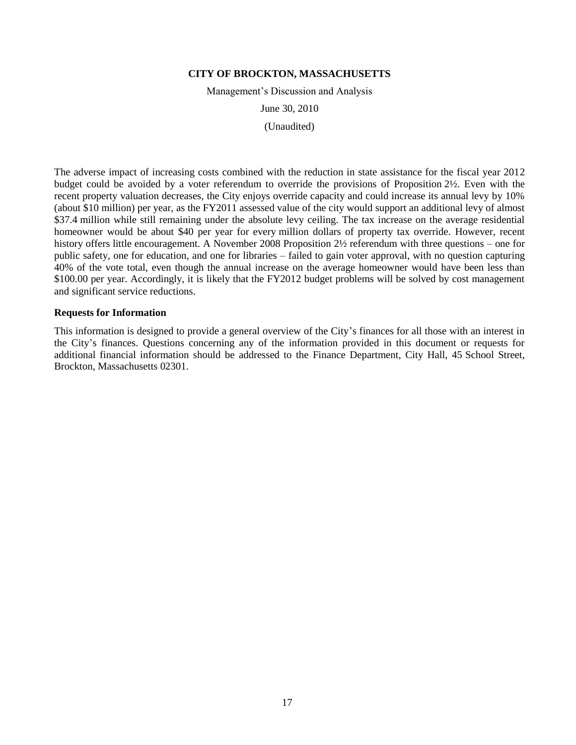The adverse impact of increasing costs combined with the reduction in state assistance for the fiscal year 2012 budget could be avoided by a voter referendum to override the provisions of Proposition 2½. Even with the recent property valuation decreases, the City enjoys override capacity and could increase its annual levy by 10% (about $10 million) per year, as the FY2011 assessed value of the city would support an additional levy of almost $37.4 million while still remaining under the absolute levy ceiling. The tax increase on the average residential homeowner would be about $40 per year for every million dollars of property tax override. However, recent history offers little encouragement. A November 2008 Proposition 2½ referendum with three questions – one for public safety, one for education, and one for libraries – failed to gain voter approval, with no question capturing 40% of the vote total, even though the annual increase on the average homeowner would have been less than $100.00 per year. Accordingly, it is likely that the FY2012 budget problems will be solved by cost management and significant service reductions.

### Requests for Information

This information is designed to provide a general overview of the City's finances for all those with an interest in the City's finances. Questions concerning any of the information provided in this document or requests for additional financial information should be addressed to the Finance Department, City Hall, 45 School Street, Brockton, Massachusetts 02301.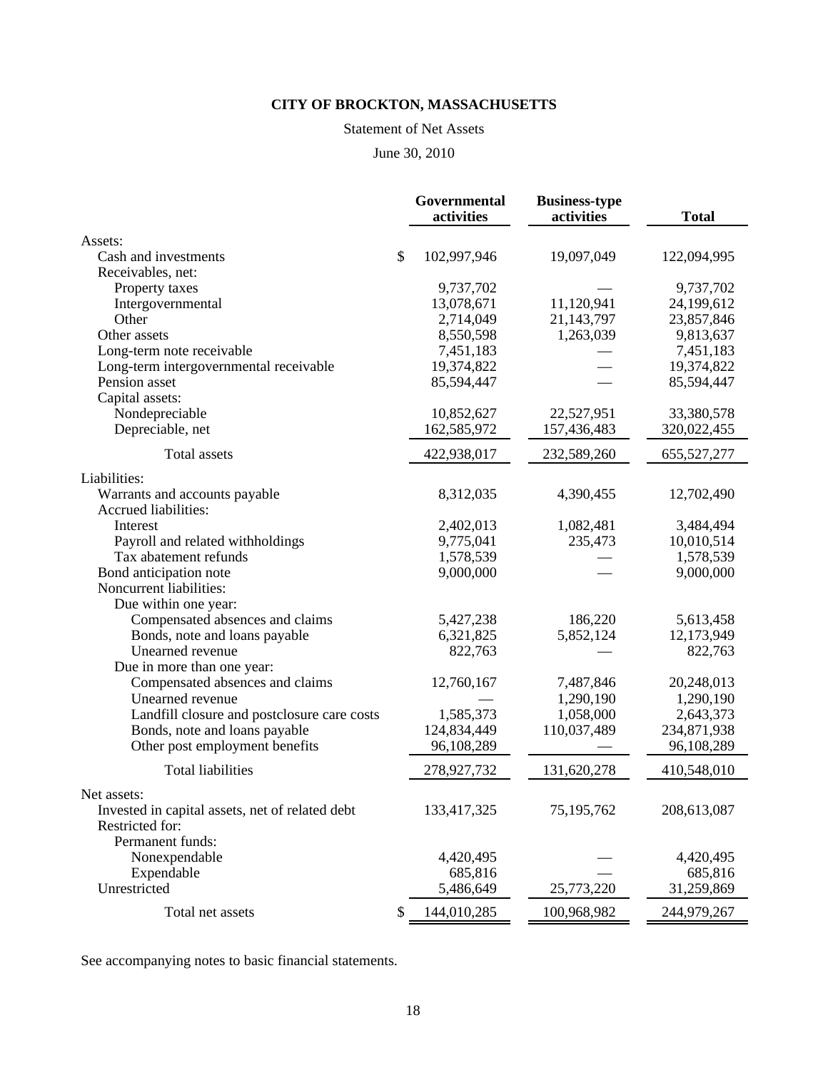# CITY OF BROCKTON, MASSACHUSETTS

Statement of Net Assets

June 30, 2010

| | Governmental activities | Business-type activities | Total |
|---|---|---|---|
| Assets: | | | |
| Cash and investments | $ 102,997,946 | 19,097,049 | 122,094,995 |
| Receivables, net: | | | |
| Property taxes | 9,737,702 | — | 9,737,702 |
| Intergovernmental | 13,078,671 | 11,120,941 | 24,199,612 |
| Other | 2,714,049 | 21,143,797 | 23,857,846 |
| Other assets | 8,550,598 | 1,263,039 | 9,813,637 |
| Long-term note receivable | 7,451,183 | — | 7,451,183 |
| Long-term intergovernmental receivable | 19,374,822 | — | 19,374,822 |
| Pension asset | 85,594,447 | — | 85,594,447 |
| Capital assets: | | | |
| Nondepreciable | 10,852,627 | 22,527,951 | 33,380,578 |
| Depreciable, net | 162,585,972 | 157,436,483 | 320,022,455 |
| Total assets | 422,938,017 | 232,589,260 | 655,527,277 |
| Liabilities: | | | |
| Warrants and accounts payable | 8,312,035 | 4,390,455 | 12,702,490 |
| Accrued liabilities: | | | |
| Interest | 2,402,013 | 1,082,481 | 3,484,494 |
| Payroll and related withholdings | 9,775,041 | 235,473 | 10,010,514 |
| Tax abatement refunds | 1,578,539 | — | 1,578,539 |
| Bond anticipation note | 9,000,000 | — | 9,000,000 |
| Noncurrent liabilities: | | | |
| Due within one year: | | | |
| Compensated absences and claims | 5,427,238 | 186,220 | 5,613,458 |
| Bonds, note and loans payable | 6,321,825 | 5,852,124 | 12,173,949 |
| Unearned revenue | 822,763 | — | 822,763 |
| Due in more than one year: | | | |
| Compensated absences and claims | 12,760,167 | 7,487,846 | 20,248,013 |
| Unearned revenue | — | 1,290,190 | 1,290,190 |
| Landfill closure and postclosure care costs | 1,585,373 | 1,058,000 | 2,643,373 |
| Bonds, note and loans payable | 124,834,449 | 110,037,489 | 234,871,938 |
| Other post employment benefits | 96,108,289 | — | 96,108,289 |
| Total liabilities | 278,927,732 | 131,620,278 | 410,548,010 |
| Net assets: | | | |
| Invested in capital assets, net of related debt | 133,417,325 | 75,195,762 | 208,613,087 |
| Restricted for: | | | |
| Permanent funds: | | | |
| Nonexpendable | 4,420,495 | — | 4,420,495 |
| Expendable | 685,816 | — | 685,816 |
| Unrestricted | 5,486,649 | 25,773,220 | 31,259,869 |
| Total net assets | $ 144,010,285 | 100,968,982 | 244,979,267 |

See accompanying notes to basic financial statements.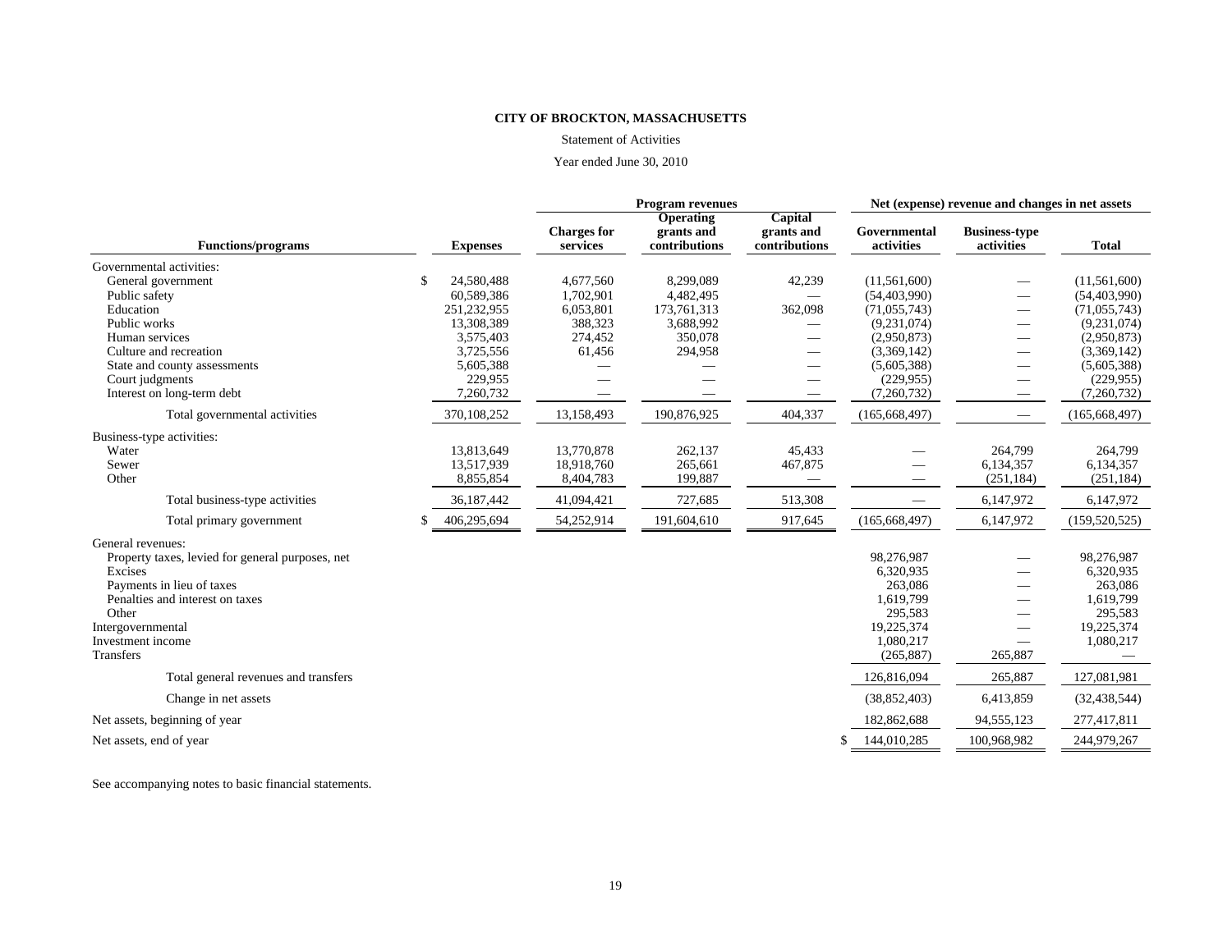**CITY OF BROCKTON, MASSACHUSETTS**

Statement of Activities

Year ended June 30, 2010

| | | Program revenues | | | Net (expense) revenue and changes in net assets | | |
|---|---|---|---|---|---|---|---|
| **Functions/programs** | **Expenses** | **Charges for services** | **Operating grants and contributions** | **Capital grants and contributions** | **Governmental activities** | **Business-type activities** | **Total** |
| Governmental activities: | | | | | | | |
| General government | $ 24,580,488 | 4,677,560 | 8,299,089 | 42,239 | (11,561,600) | — | (11,561,600) |
| Public safety | 60,589,386 | 1,702,901 | 4,482,495 | — | (54,403,990) | — | (54,403,990) |
| Education | 251,232,955 | 6,053,801 | 173,761,313 | 362,098 | (71,055,743) | — | (71,055,743) |
| Public works | 13,308,389 | 388,323 | 3,688,992 | — | (9,231,074) | — | (9,231,074) |
| Human services | 3,575,403 | 274,452 | 350,078 | — | (2,950,873) | — | (2,950,873) |
| Culture and recreation | 3,725,556 | 61,456 | 294,958 | — | (3,369,142) | — | (3,369,142) |
| State and county assessments | 5,605,388 | — | — | — | (5,605,388) | — | (5,605,388) |
| Court judgments | 229,955 | — | — | — | (229,955) | — | (229,955) |
| Interest on long-term debt | 7,260,732 | — | — | — | (7,260,732) | — | (7,260,732) |
| Total governmental activities | 370,108,252 | 13,158,493 | 190,876,925 | 404,337 | (165,668,497) | — | (165,668,497) |
| Business-type activities: | | | | | | | |
| Water | 13,813,649 | 13,770,878 | 262,137 | 45,433 | — | 264,799 | 264,799 |
| Sewer | 13,517,939 | 18,918,760 | 265,661 | 467,875 | — | 6,134,357 | 6,134,357 |
| Other | 8,855,854 | 8,404,783 | 199,887 | — | — | (251,184) | (251,184) |
| Total business-type activities | 36,187,442 | 41,094,421 | 727,685 | 513,308 | — | 6,147,972 | 6,147,972 |
| Total primary government | $ 406,295,694 | 54,252,914 | 191,604,610 | 917,645 | (165,668,497) | 6,147,972 | (159,520,525) |
| General revenues: | | | | | | | |
| Property taxes, levied for general purposes, net | | | | | 98,276,987 | — | 98,276,987 |
| Excises | | | | | 6,320,935 | — | 6,320,935 |
| Payments in lieu of taxes | | | | | 263,086 | — | 263,086 |
| Penalties and interest on taxes | | | | | 1,619,799 | — | 1,619,799 |
| Other | | | | | 295,583 | — | 295,583 |
| Intergovernmental | | | | | 19,225,374 | — | 19,225,374 |
| Investment income | | | | | 1,080,217 | — | 1,080,217 |
| Transfers | | | | | (265,887) | 265,887 | — |
| Total general revenues and transfers | | | | | 126,816,094 | 265,887 | 127,081,981 |
| Change in net assets | | | | | (38,852,403) | 6,413,859 | (32,438,544) |
| Net assets, beginning of year | | | | | 182,862,688 | 94,555,123 | 277,417,811 |
| Net assets, end of year | | | | | $ 144,010,285 | 100,968,982 | 244,979,267 |

See accompanying notes to basic financial statements.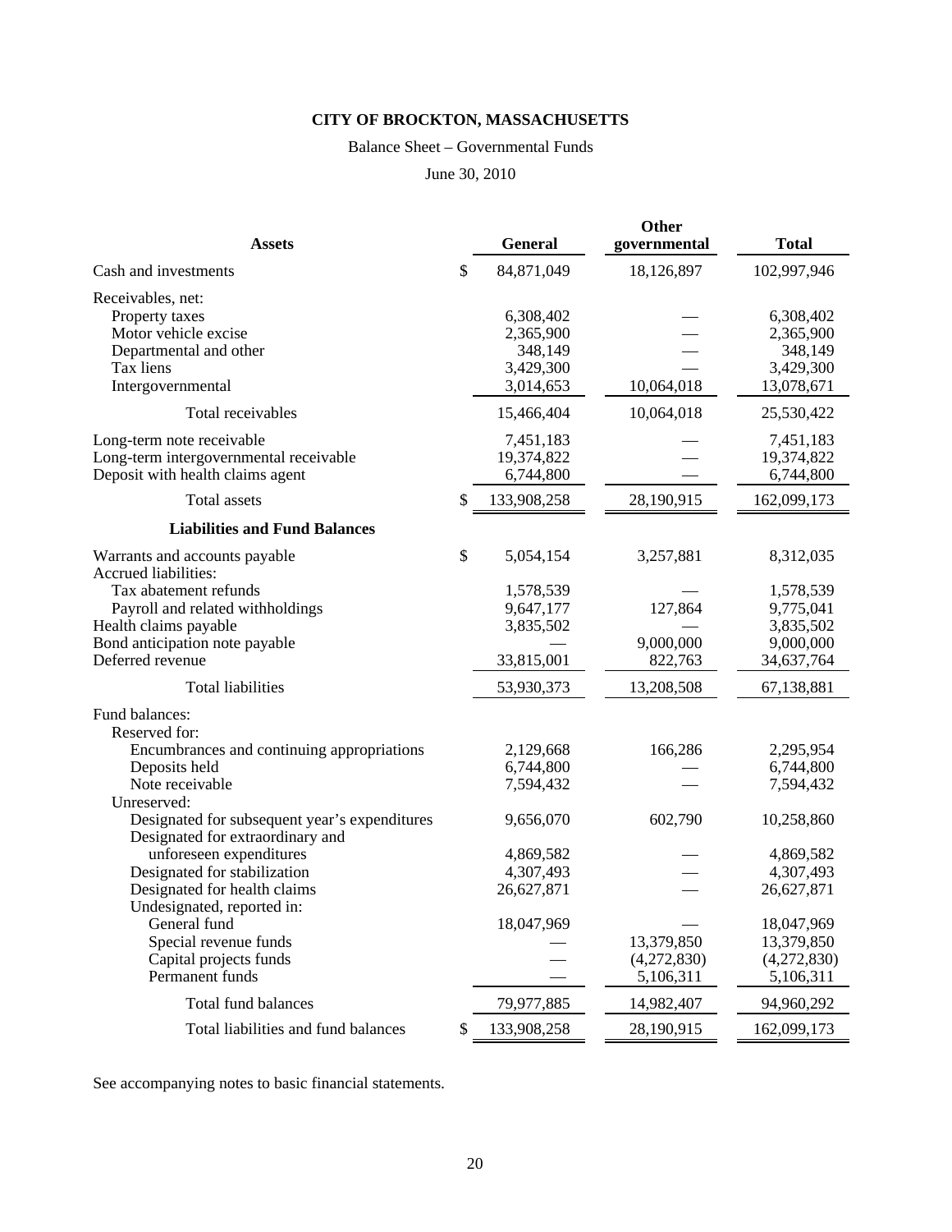# CITY OF BROCKTON, MASSACHUSETTS

Balance Sheet – Governmental Funds

June 30, 2010

| Assets | | General | Other governmental | Total |
|---|---|---|---|---|
| Cash and investments | $ | 84,871,049 | 18,126,897 | 102,997,946 |
| Receivables, net: | | | | |
| Property taxes | | 6,308,402 | — | 6,308,402 |
| Motor vehicle excise | | 2,365,900 | — | 2,365,900 |
| Departmental and other | | 348,149 | — | 348,149 |
| Tax liens | | 3,429,300 | — | 3,429,300 |
| Intergovernmental | | 3,014,653 | 10,064,018 | 13,078,671 |
| Total receivables | | 15,466,404 | 10,064,018 | 25,530,422 |
| Long-term note receivable | | 7,451,183 | — | 7,451,183 |
| Long-term intergovernmental receivable | | 19,374,822 | — | 19,374,822 |
| Deposit with health claims agent | | 6,744,800 | — | 6,744,800 |
| Total assets | $ | 133,908,258 | 28,190,915 | 162,099,173 |
| **Liabilities and Fund Balances** | | | | |
| Warrants and accounts payable | $ | 5,054,154 | 3,257,881 | 8,312,035 |
| Accrued liabilities: | | | | |
| Tax abatement refunds | | 1,578,539 | — | 1,578,539 |
| Payroll and related withholdings | | 9,647,177 | 127,864 | 9,775,041 |
| Health claims payable | | 3,835,502 | — | 3,835,502 |
| Bond anticipation note payable | | — | 9,000,000 | 9,000,000 |
| Deferred revenue | | 33,815,001 | 822,763 | 34,637,764 |
| Total liabilities | | 53,930,373 | 13,208,508 | 67,138,881 |
| Fund balances: | | | | |
| Reserved for: | | | | |
| Encumbrances and continuing appropriations | | 2,129,668 | 166,286 | 2,295,954 |
| Deposits held | | 6,744,800 | — | 6,744,800 |
| Note receivable | | 7,594,432 | — | 7,594,432 |
| Unreserved: | | | | |
| Designated for subsequent year's expenditures | | 9,656,070 | 602,790 | 10,258,860 |
| Designated for extraordinary and unforeseen expenditures | | 4,869,582 | — | 4,869,582 |
| Designated for stabilization | | 4,307,493 | — | 4,307,493 |
| Designated for health claims | | 26,627,871 | — | 26,627,871 |
| Undesignated, reported in: | | | | |
| General fund | | 18,047,969 | — | 18,047,969 |
| Special revenue funds | | — | 13,379,850 | 13,379,850 |
| Capital projects funds | | — | (4,272,830) | (4,272,830) |
| Permanent funds | | — | 5,106,311 | 5,106,311 |
| Total fund balances | | 79,977,885 | 14,982,407 | 94,960,292 |
| Total liabilities and fund balances | $ | 133,908,258 | 28,190,915 | 162,099,173 |

See accompanying notes to basic financial statements.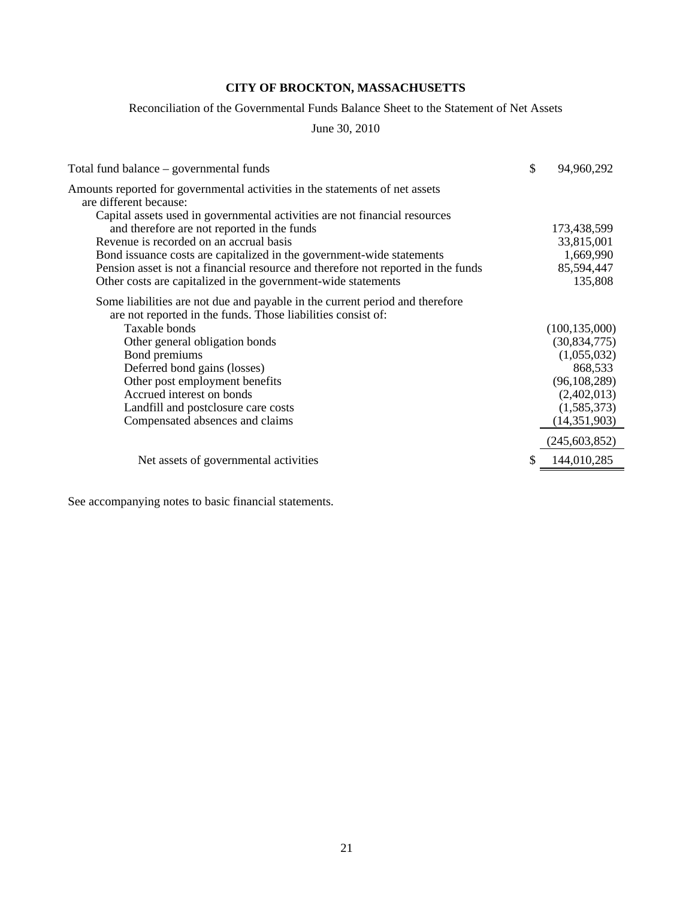**CITY OF BROCKTON, MASSACHUSETTS**

Reconciliation of the Governmental Funds Balance Sheet to the Statement of Net Assets

June 30, 2010

| | |
|---|---|
| Total fund balance – governmental funds | $ 94,960,292 |
| Amounts reported for governmental activities in the statements of net assets are different because: | |
| Capital assets used in governmental activities are not financial resources and therefore are not reported in the funds | 173,438,599 |
| Revenue is recorded on an accrual basis | 33,815,001 |
| Bond issuance costs are capitalized in the government-wide statements | 1,669,990 |
| Pension asset is not a financial resource and therefore not reported in the funds | 85,594,447 |
| Other costs are capitalized in the government-wide statements | 135,808 |
| Some liabilities are not due and payable in the current period and therefore are not reported in the funds. Those liabilities consist of: | |
| Taxable bonds | (100,135,000) |
| Other general obligation bonds | (30,834,775) |
| Bond premiums | (1,055,032) |
| Deferred bond gains (losses) | 868,533 |
| Other post employment benefits | (96,108,289) |
| Accrued interest on bonds | (2,402,013) |
| Landfill and postclosure care costs | (1,585,373) |
| Compensated absences and claims | (14,351,903) |
| | (245,603,852) |
| Net assets of governmental activities | $ 144,010,285 |

See accompanying notes to basic financial statements.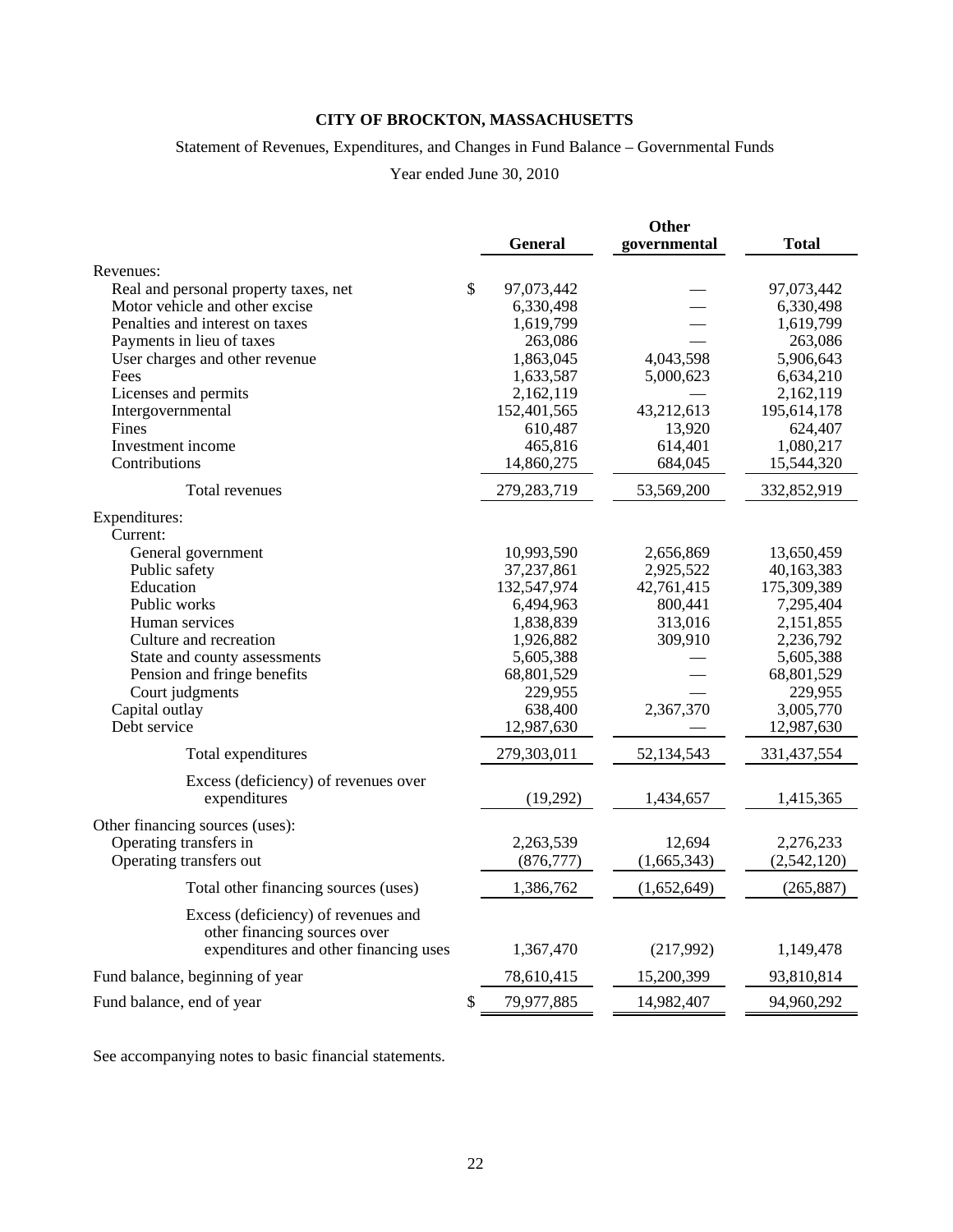# CITY OF BROCKTON, MASSACHUSETTS

Statement of Revenues, Expenditures, and Changes in Fund Balance – Governmental Funds

Year ended June 30, 2010

| | General | Other governmental | Total |
|---|---|---|---|
| Revenues: | | | |
| Real and personal property taxes, net | $ 97,073,442 | — | 97,073,442 |
| Motor vehicle and other excise | 6,330,498 | — | 6,330,498 |
| Penalties and interest on taxes | 1,619,799 | — | 1,619,799 |
| Payments in lieu of taxes | 263,086 | — | 263,086 |
| User charges and other revenue | 1,863,045 | 4,043,598 | 5,906,643 |
| Fees | 1,633,587 | 5,000,623 | 6,634,210 |
| Licenses and permits | 2,162,119 | — | 2,162,119 |
| Intergovernmental | 152,401,565 | 43,212,613 | 195,614,178 |
| Fines | 610,487 | 13,920 | 624,407 |
| Investment income | 465,816 | 614,401 | 1,080,217 |
| Contributions | 14,860,275 | 684,045 | 15,544,320 |
| Total revenues | 279,283,719 | 53,569,200 | 332,852,919 |
| Expenditures: | | | |
| Current: | | | |
| General government | 10,993,590 | 2,656,869 | 13,650,459 |
| Public safety | 37,237,861 | 2,925,522 | 40,163,383 |
| Education | 132,547,974 | 42,761,415 | 175,309,389 |
| Public works | 6,494,963 | 800,441 | 7,295,404 |
| Human services | 1,838,839 | 313,016 | 2,151,855 |
| Culture and recreation | 1,926,882 | 309,910 | 2,236,792 |
| State and county assessments | 5,605,388 | — | 5,605,388 |
| Pension and fringe benefits | 68,801,529 | — | 68,801,529 |
| Court judgments | 229,955 | — | 229,955 |
| Capital outlay | 638,400 | 2,367,370 | 3,005,770 |
| Debt service | 12,987,630 | — | 12,987,630 |
| Total expenditures | 279,303,011 | 52,134,543 | 331,437,554 |
| Excess (deficiency) of revenues over expenditures | (19,292) | 1,434,657 | 1,415,365 |
| Other financing sources (uses): | | | |
| Operating transfers in | 2,263,539 | 12,694 | 2,276,233 |
| Operating transfers out | (876,777) | (1,665,343) | (2,542,120) |
| Total other financing sources (uses) | 1,386,762 | (1,652,649) | (265,887) |
| Excess (deficiency) of revenues and other financing sources over expenditures and other financing uses | 1,367,470 | (217,992) | 1,149,478 |
| Fund balance, beginning of year | 78,610,415 | 15,200,399 | 93,810,814 |
| Fund balance, end of year | $ 79,977,885 | 14,982,407 | 94,960,292 |

See accompanying notes to basic financial statements.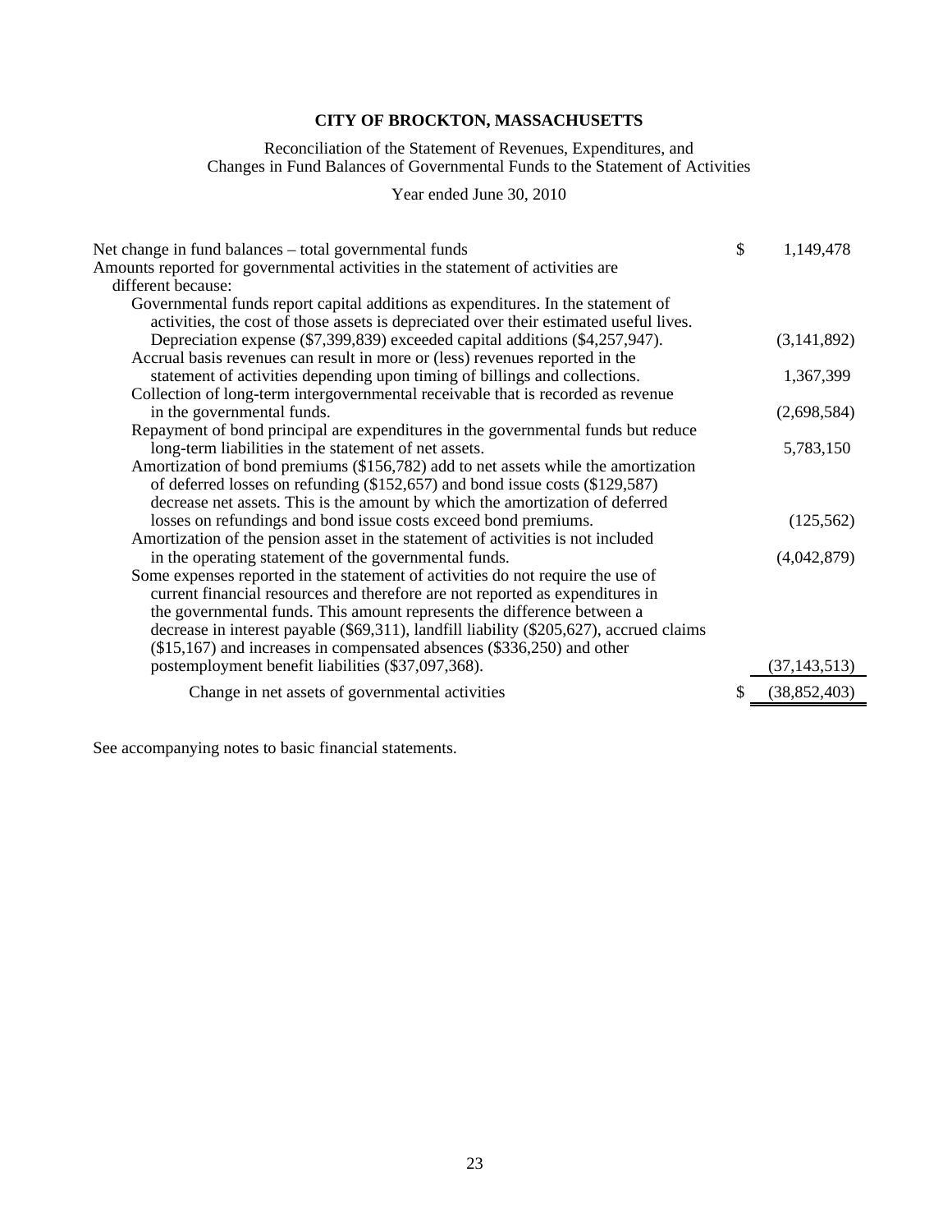# CITY OF BROCKTON, MASSACHUSETTS

Reconciliation of the Statement of Revenues, Expenditures, and Changes in Fund Balances of Governmental Funds to the Statement of Activities

Year ended June 30, 2010

| | | |
|---|---|---|
| Net change in fund balances – total governmental funds | $ | 1,149,478 |
| Amounts reported for governmental activities in the statement of activities are different because: | | |
| Governmental funds report capital additions as expenditures. In the statement of activities, the cost of those assets is depreciated over their estimated useful lives. Depreciation expense ($7,399,839) exceeded capital additions ($4,257,947). | | (3,141,892) |
| Accrual basis revenues can result in more or (less) revenues reported in the statement of activities depending upon timing of billings and collections. | | 1,367,399 |
| Collection of long-term intergovernmental receivable that is recorded as revenue in the governmental funds. | | (2,698,584) |
| Repayment of bond principal are expenditures in the governmental funds but reduce long-term liabilities in the statement of net assets. | | 5,783,150 |
| Amortization of bond premiums ($156,782) add to net assets while the amortization of deferred losses on refunding ($152,657) and bond issue costs ($129,587) decrease net assets. This is the amount by which the amortization of deferred losses on refundings and bond issue costs exceed bond premiums. | | (125,562) |
| Amortization of the pension asset in the statement of activities is not included in the operating statement of the governmental funds. | | (4,042,879) |
| Some expenses reported in the statement of activities do not require the use of current financial resources and therefore are not reported as expenditures in the governmental funds. This amount represents the difference between a decrease in interest payable ($69,311), landfill liability ($205,627), accrued claims ($15,167) and increases in compensated absences ($336,250) and other postemployment benefit liabilities ($37,097,368). | | (37,143,513) |
| Change in net assets of governmental activities | $ | (38,852,403) |

See accompanying notes to basic financial statements.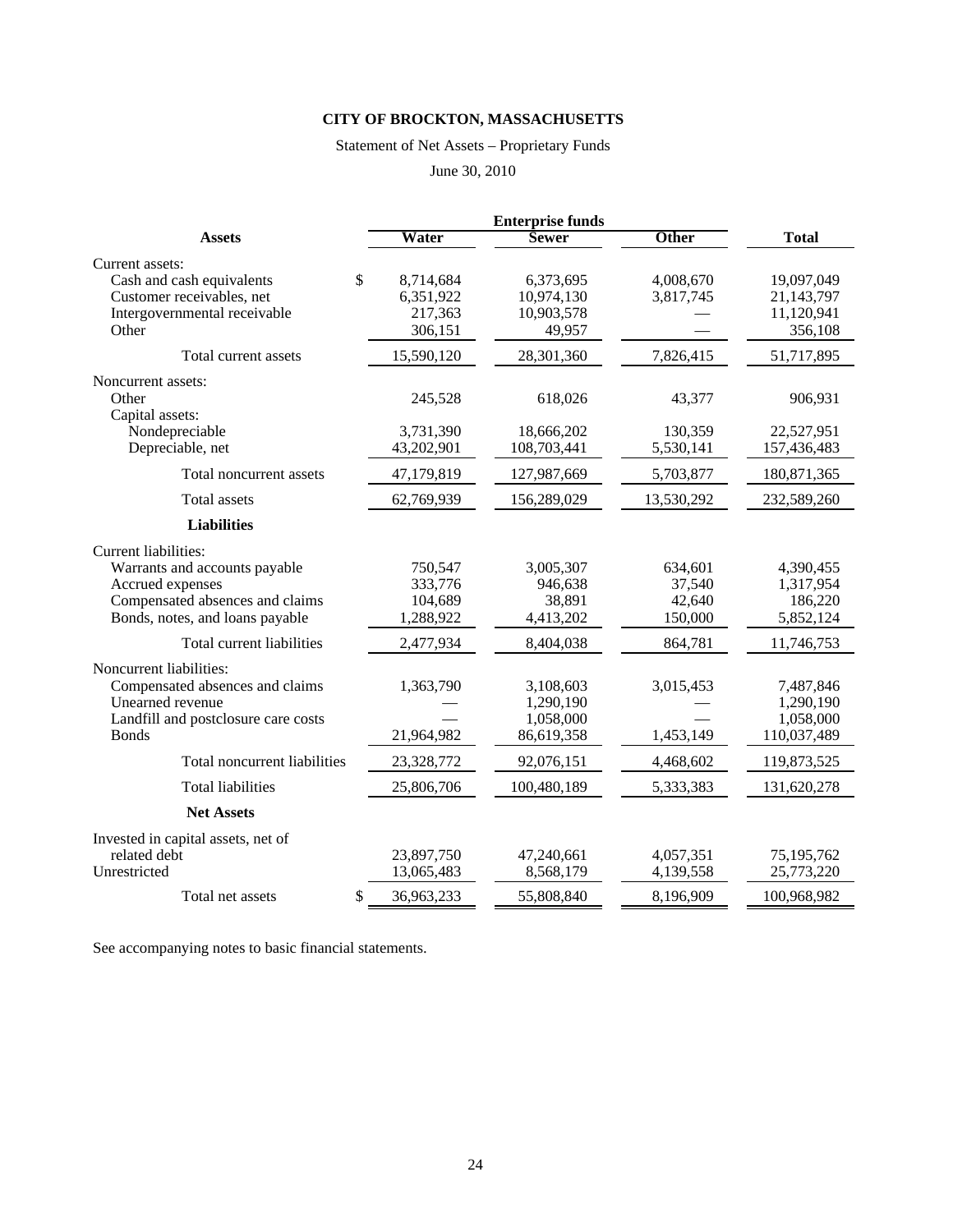# CITY OF BROCKTON, MASSACHUSETTS

Statement of Net Assets – Proprietary Funds

June 30, 2010

| | Enterprise funds | | | |
|---|---|---|---|---|
| **Assets** | **Water** | **Sewer** | **Other** | **Total** |
| Current assets: | | | | |
| Cash and cash equivalents | $ 8,714,684 | 6,373,695 | 4,008,670 | 19,097,049 |
| Customer receivables, net | 6,351,922 | 10,974,130 | 3,817,745 | 21,143,797 |
| Intergovernmental receivable | 217,363 | 10,903,578 | — | 11,120,941 |
| Other | 306,151 | 49,957 | — | 356,108 |
| Total current assets | 15,590,120 | 28,301,360 | 7,826,415 | 51,717,895 |
| Noncurrent assets: | | | | |
| Other | 245,528 | 618,026 | 43,377 | 906,931 |
| Capital assets: | | | | |
| Nondepreciable | 3,731,390 | 18,666,202 | 130,359 | 22,527,951 |
| Depreciable, net | 43,202,901 | 108,703,441 | 5,530,141 | 157,436,483 |
| Total noncurrent assets | 47,179,819 | 127,987,669 | 5,703,877 | 180,871,365 |
| Total assets | 62,769,939 | 156,289,029 | 13,530,292 | 232,589,260 |
| **Liabilities** | | | | |
| Current liabilities: | | | | |
| Warrants and accounts payable | 750,547 | 3,005,307 | 634,601 | 4,390,455 |
| Accrued expenses | 333,776 | 946,638 | 37,540 | 1,317,954 |
| Compensated absences and claims | 104,689 | 38,891 | 42,640 | 186,220 |
| Bonds, notes, and loans payable | 1,288,922 | 4,413,202 | 150,000 | 5,852,124 |
| Total current liabilities | 2,477,934 | 8,404,038 | 864,781 | 11,746,753 |
| Noncurrent liabilities: | | | | |
| Compensated absences and claims | 1,363,790 | 3,108,603 | 3,015,453 | 7,487,846 |
| Unearned revenue | — | 1,290,190 | — | 1,290,190 |
| Landfill and postclosure care costs | — | 1,058,000 | — | 1,058,000 |
| Bonds | 21,964,982 | 86,619,358 | 1,453,149 | 110,037,489 |
| Total noncurrent liabilities | 23,328,772 | 92,076,151 | 4,468,602 | 119,873,525 |
| Total liabilities | 25,806,706 | 100,480,189 | 5,333,383 | 131,620,278 |
| **Net Assets** | | | | |
| Invested in capital assets, net of related debt | 23,897,750 | 47,240,661 | 4,057,351 | 75,195,762 |
| Unrestricted | 13,065,483 | 8,568,179 | 4,139,558 | 25,773,220 |
| Total net assets | $ 36,963,233 | 55,808,840 | 8,196,909 | 100,968,982 |

See accompanying notes to basic financial statements.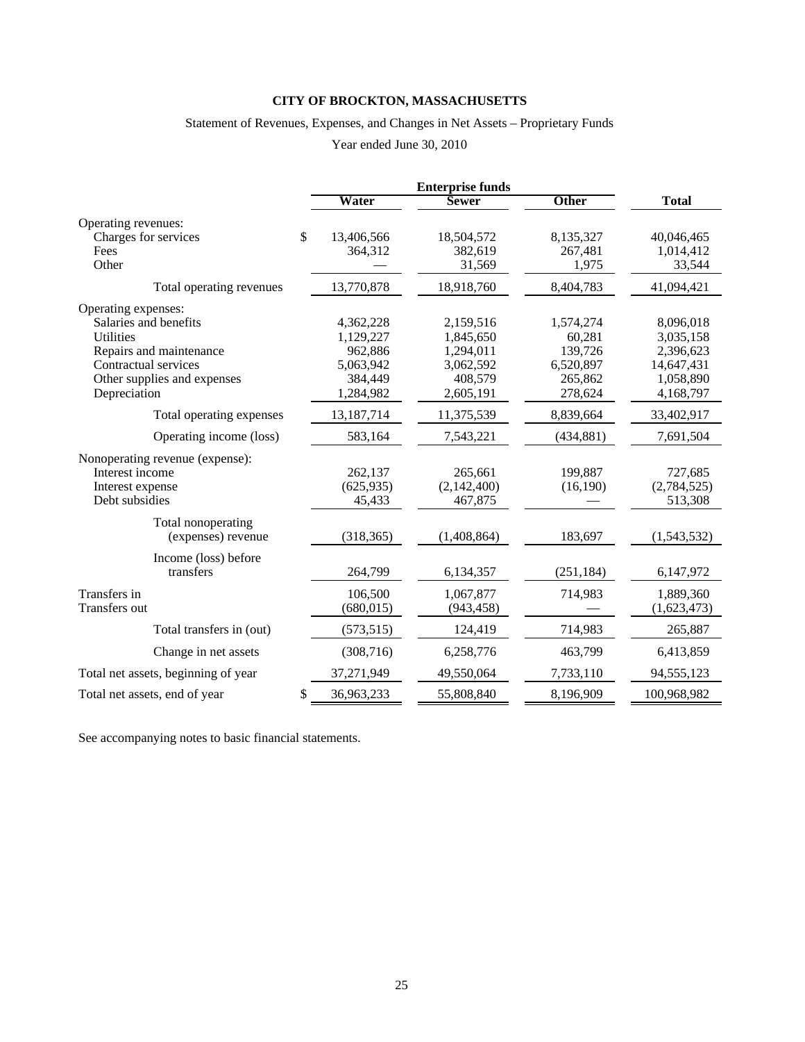# CITY OF BROCKTON, MASSACHUSETTS

Statement of Revenues, Expenses, and Changes in Net Assets – Proprietary Funds

Year ended June 30, 2010

| | Enterprise funds | | | |
|---|---|---|---|---|
| | Water | Sewer | Other | Total |
| Operating revenues: | | | | |
| Charges for services | $ 13,406,566 | 18,504,572 | 8,135,327 | 40,046,465 |
| Fees | 364,312 | 382,619 | 267,481 | 1,014,412 |
| Other | — | 31,569 | 1,975 | 33,544 |
| Total operating revenues | 13,770,878 | 18,918,760 | 8,404,783 | 41,094,421 |
| Operating expenses: | | | | |
| Salaries and benefits | 4,362,228 | 2,159,516 | 1,574,274 | 8,096,018 |
| Utilities | 1,129,227 | 1,845,650 | 60,281 | 3,035,158 |
| Repairs and maintenance | 962,886 | 1,294,011 | 139,726 | 2,396,623 |
| Contractual services | 5,063,942 | 3,062,592 | 6,520,897 | 14,647,431 |
| Other supplies and expenses | 384,449 | 408,579 | 265,862 | 1,058,890 |
| Depreciation | 1,284,982 | 2,605,191 | 278,624 | 4,168,797 |
| Total operating expenses | 13,187,714 | 11,375,539 | 8,839,664 | 33,402,917 |
| Operating income (loss) | 583,164 | 7,543,221 | (434,881) | 7,691,504 |
| Nonoperating revenue (expense): | | | | |
| Interest income | 262,137 | 265,661 | 199,887 | 727,685 |
| Interest expense | (625,935) | (2,142,400) | (16,190) | (2,784,525) |
| Debt subsidies | 45,433 | 467,875 | — | 513,308 |
| Total nonoperating (expenses) revenue | (318,365) | (1,408,864) | 183,697 | (1,543,532) |
| Income (loss) before transfers | 264,799 | 6,134,357 | (251,184) | 6,147,972 |
| Transfers in | 106,500 | 1,067,877 | 714,983 | 1,889,360 |
| Transfers out | (680,015) | (943,458) | — | (1,623,473) |
| Total transfers in (out) | (573,515) | 124,419 | 714,983 | 265,887 |
| Change in net assets | (308,716) | 6,258,776 | 463,799 | 6,413,859 |
| Total net assets, beginning of year | 37,271,949 | 49,550,064 | 7,733,110 | 94,555,123 |
| Total net assets, end of year | $ 36,963,233 | 55,808,840 | 8,196,909 | 100,968,982 |

See accompanying notes to basic financial statements.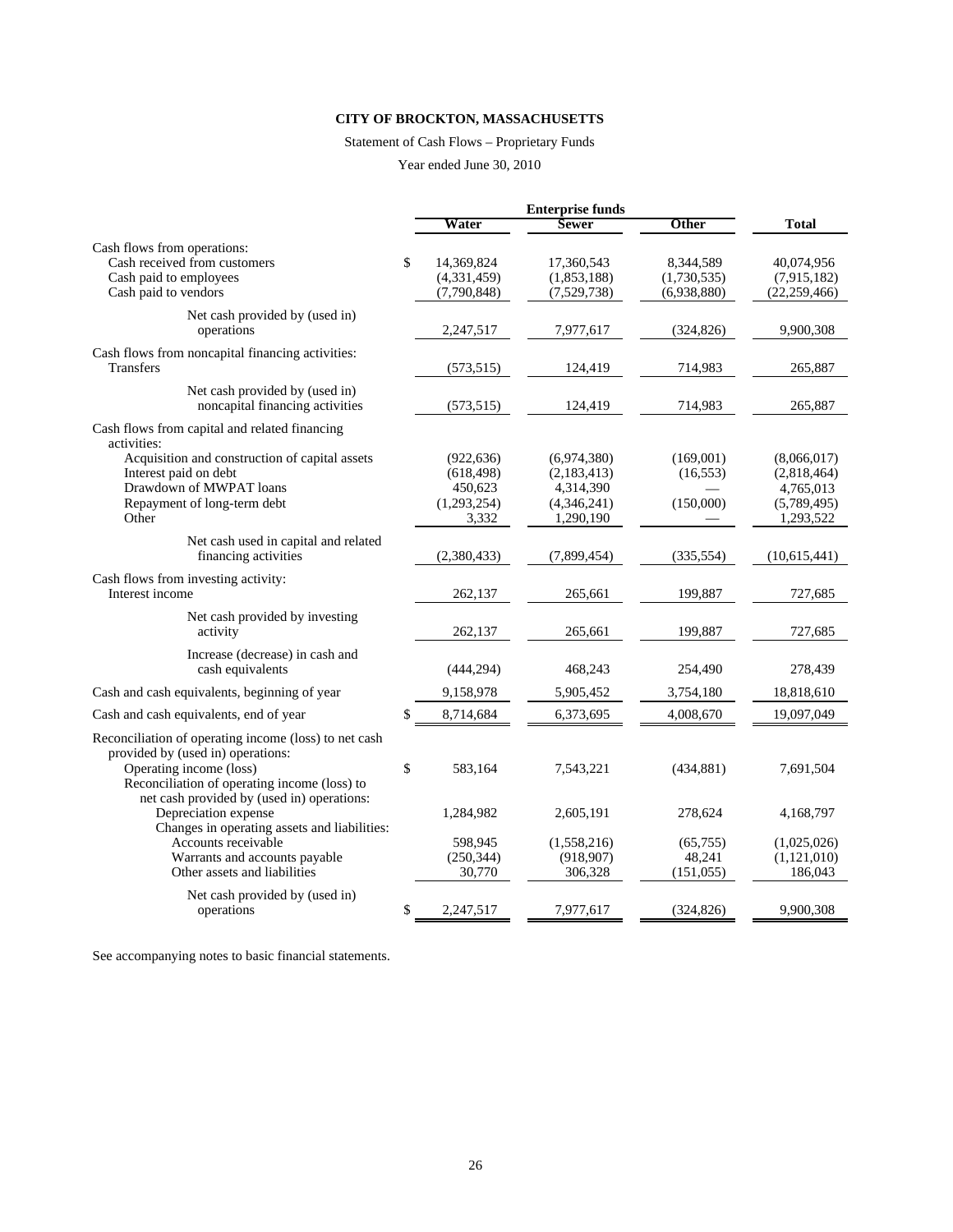**CITY OF BROCKTON, MASSACHUSETTS**

Statement of Cash Flows – Proprietary Funds

Year ended June 30, 2010

| | Enterprise funds | | | |
|---|---|---|---|---|
| | Water | Sewer | Other | Total |
| Cash flows from operations: | | | | |
| Cash received from customers | $ 14,369,824 | 17,360,543 | 8,344,589 | 40,074,956 |
| Cash paid to employees | (4,331,459) | (1,853,188) | (1,730,535) | (7,915,182) |
| Cash paid to vendors | (7,790,848) | (7,529,738) | (6,938,880) | (22,259,466) |
| Net cash provided by (used in) operations | 2,247,517 | 7,977,617 | (324,826) | 9,900,308 |
| Cash flows from noncapital financing activities: | | | | |
| Transfers | (573,515) | 124,419 | 714,983 | 265,887 |
| Net cash provided by (used in) noncapital financing activities | (573,515) | 124,419 | 714,983 | 265,887 |
| Cash flows from capital and related financing activities: | | | | |
| Acquisition and construction of capital assets | (922,636) | (6,974,380) | (169,001) | (8,066,017) |
| Interest paid on debt | (618,498) | (2,183,413) | (16,553) | (2,818,464) |
| Drawdown of MWPAT loans | 450,623 | 4,314,390 | — | 4,765,013 |
| Repayment of long-term debt | (1,293,254) | (4,346,241) | (150,000) | (5,789,495) |
| Other | 3,332 | 1,290,190 | — | 1,293,522 |
| Net cash used in capital and related financing activities | (2,380,433) | (7,899,454) | (335,554) | (10,615,441) |
| Cash flows from investing activity: | | | | |
| Interest income | 262,137 | 265,661 | 199,887 | 727,685 |
| Net cash provided by investing activity | 262,137 | 265,661 | 199,887 | 727,685 |
| Increase (decrease) in cash and cash equivalents | (444,294) | 468,243 | 254,490 | 278,439 |
| Cash and cash equivalents, beginning of year | 9,158,978 | 5,905,452 | 3,754,180 | 18,818,610 |
| Cash and cash equivalents, end of year | $ 8,714,684 | 6,373,695 | 4,008,670 | 19,097,049 |
| Reconciliation of operating income (loss) to net cash provided by (used in) operations: | | | | |
| Operating income (loss) | $ 583,164 | 7,543,221 | (434,881) | 7,691,504 |
| Reconciliation of operating income (loss) to net cash provided by (used in) operations: | | | | |
| Depreciation expense | 1,284,982 | 2,605,191 | 278,624 | 4,168,797 |
| Changes in operating assets and liabilities: | | | | |
| Accounts receivable | 598,945 | (1,558,216) | (65,755) | (1,025,026) |
| Warrants and accounts payable | (250,344) | (918,907) | 48,241 | (1,121,010) |
| Other assets and liabilities | 30,770 | 306,328 | (151,055) | 186,043 |
| Net cash provided by (used in) operations | $ 2,247,517 | 7,977,617 | (324,826) | 9,900,308 |

See accompanying notes to basic financial statements.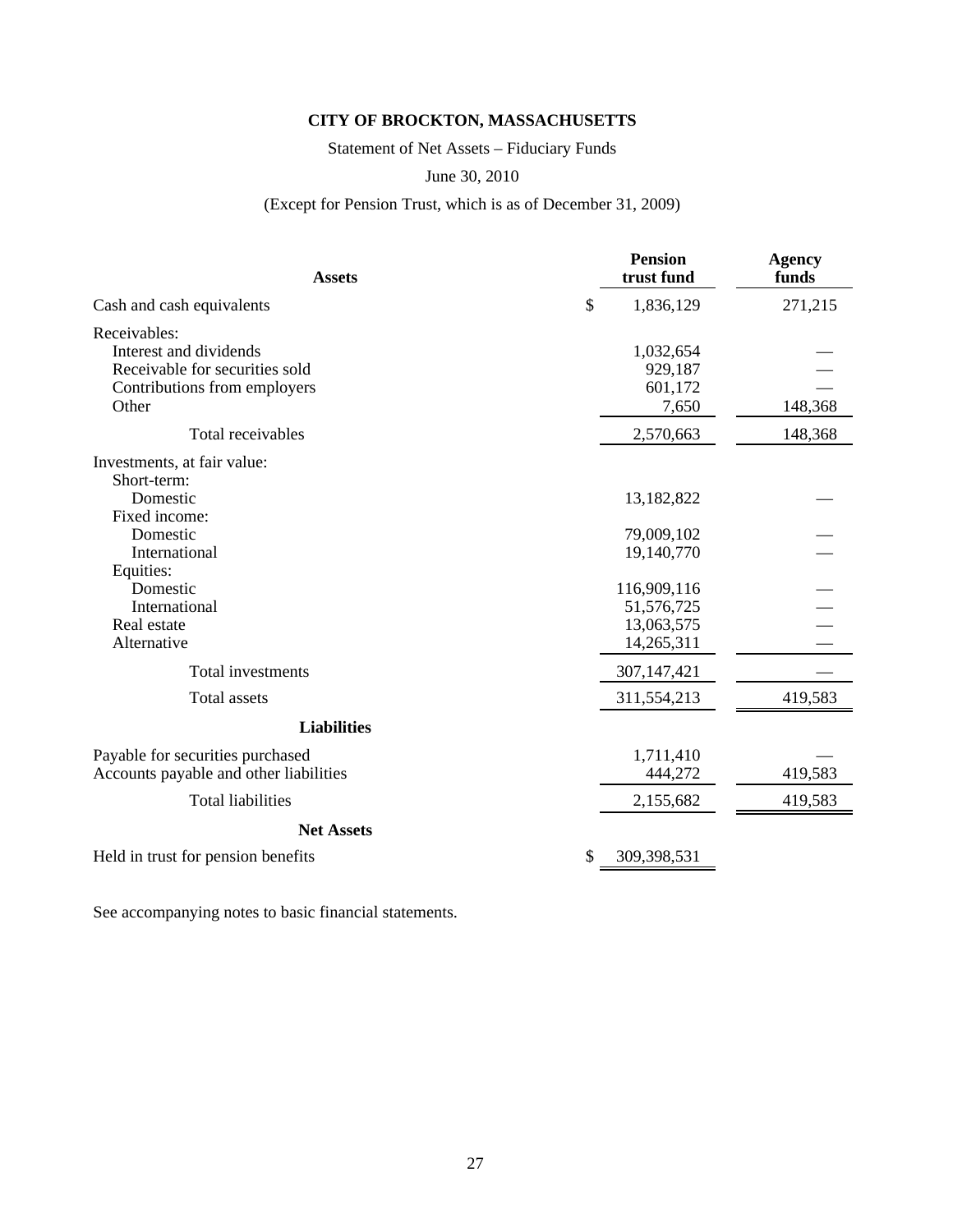# CITY OF BROCKTON, MASSACHUSETTS

Statement of Net Assets – Fiduciary Funds

June 30, 2010

(Except for Pension Trust, which is as of December 31, 2009)

| **Assets** | **Pension trust fund** | **Agency funds** |
|---|---|---|
| Cash and cash equivalents | $ 1,836,129 | 271,215 |
| Receivables: | | |
| Interest and dividends | 1,032,654 | — |
| Receivable for securities sold | 929,187 | — |
| Contributions from employers | 601,172 | — |
| Other | 7,650 | 148,368 |
| Total receivables | 2,570,663 | 148,368 |
| Investments, at fair value: | | |
| Short-term: | | |
| Domestic | 13,182,822 | — |
| Fixed income: | | |
| Domestic | 79,009,102 | — |
| International | 19,140,770 | — |
| Equities: | | |
| Domestic | 116,909,116 | — |
| International | 51,576,725 | — |
| Real estate | 13,063,575 | — |
| Alternative | 14,265,311 | — |
| Total investments | 307,147,421 | — |
| Total assets | 311,554,213 | 419,583 |
| **Liabilities** | | |
| Payable for securities purchased | 1,711,410 | — |
| Accounts payable and other liabilities | 444,272 | 419,583 |
| Total liabilities | 2,155,682 | 419,583 |
| **Net Assets** | | |
| Held in trust for pension benefits | $ 309,398,531 | |

See accompanying notes to basic financial statements.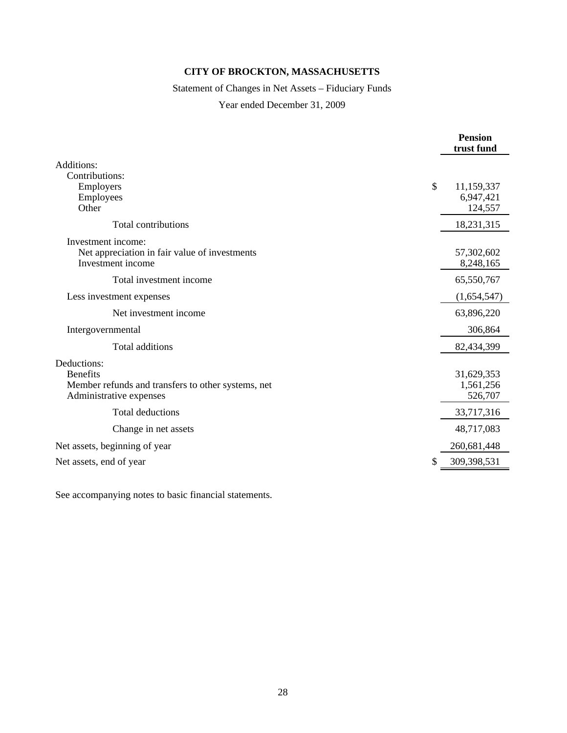# CITY OF BROCKTON, MASSACHUSETTS

Statement of Changes in Net Assets – Fiduciary Funds

Year ended December 31, 2009

| | **Pension trust fund** |
|---|---|
| Additions: | |
| Contributions: | |
| Employers | $ 11,159,337 |
| Employees | 6,947,421 |
| Other | 124,557 |
| Total contributions | 18,231,315 |
| Investment income: | |
| Net appreciation in fair value of investments | 57,302,602 |
| Investment income | 8,248,165 |
| Total investment income | 65,550,767 |
| Less investment expenses | (1,654,547) |
| Net investment income | 63,896,220 |
| Intergovernmental | 306,864 |
| Total additions | 82,434,399 |
| Deductions: | |
| Benefits | 31,629,353 |
| Member refunds and transfers to other systems, net | 1,561,256 |
| Administrative expenses | 526,707 |
| Total deductions | 33,717,316 |
| Change in net assets | 48,717,083 |
| Net assets, beginning of year | 260,681,448 |
| Net assets, end of year | $ 309,398,531 |

See accompanying notes to basic financial statements.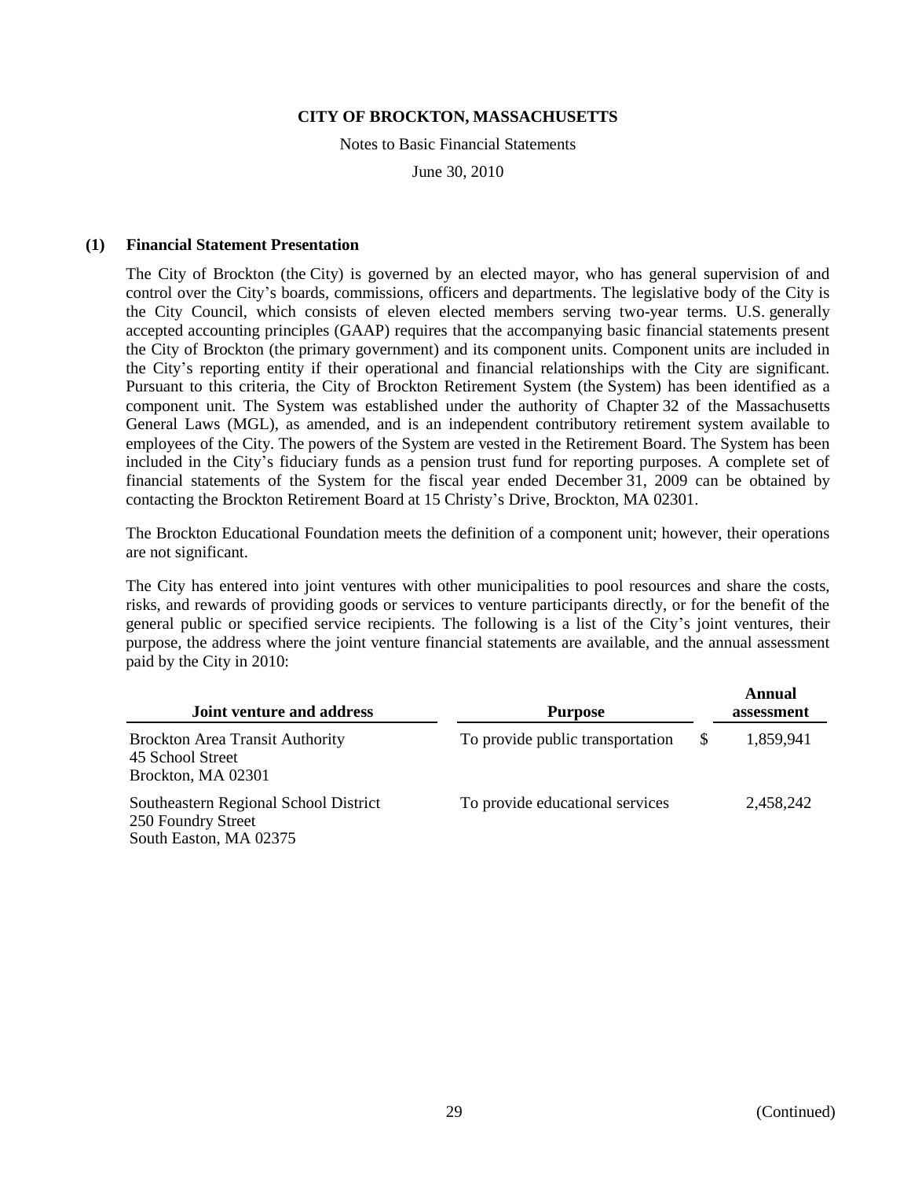**CITY OF BROCKTON, MASSACHUSETTS**

Notes to Basic Financial Statements

June 30, 2010

## (1) Financial Statement Presentation

The City of Brockton (the City) is governed by an elected mayor, who has general supervision of and control over the City's boards, commissions, officers and departments. The legislative body of the City is the City Council, which consists of eleven elected members serving two-year terms. U.S. generally accepted accounting principles (GAAP) requires that the accompanying basic financial statements present the City of Brockton (the primary government) and its component units. Component units are included in the City's reporting entity if their operational and financial relationships with the City are significant. Pursuant to this criteria, the City of Brockton Retirement System (the System) has been identified as a component unit. The System was established under the authority of Chapter 32 of the Massachusetts General Laws (MGL), as amended, and is an independent contributory retirement system available to employees of the City. The powers of the System are vested in the Retirement Board. The System has been included in the City's fiduciary funds as a pension trust fund for reporting purposes. A complete set of financial statements of the System for the fiscal year ended December 31, 2009 can be obtained by contacting the Brockton Retirement Board at 15 Christy's Drive, Brockton, MA 02301.

The Brockton Educational Foundation meets the definition of a component unit; however, their operations are not significant.

The City has entered into joint ventures with other municipalities to pool resources and share the costs, risks, and rewards of providing goods or services to venture participants directly, or for the benefit of the general public or specified service recipients. The following is a list of the City's joint ventures, their purpose, the address where the joint venture financial statements are available, and the annual assessment paid by the City in 2010:

| Joint venture and address | Purpose | Annual assessment |
|---|---|---|
| Brockton Area Transit Authority<br>45 School Street<br>Brockton, MA 02301 | To provide public transportation | $ 1,859,941 |
| Southeastern Regional School District<br>250 Foundry Street<br>South Easton, MA 02375 | To provide educational services | 2,458,242 |

(Continued)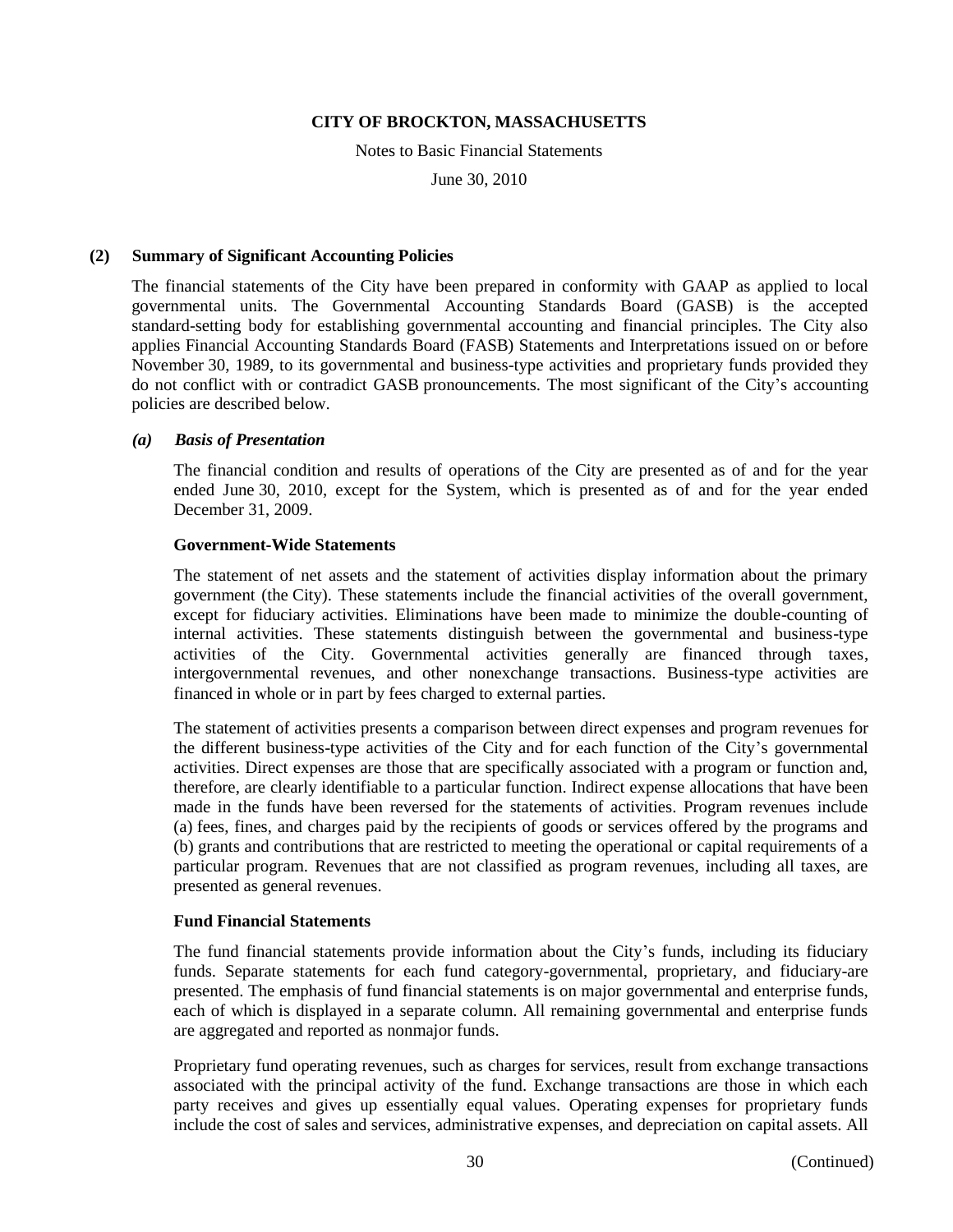## (2) Summary of Significant Accounting Policies

The financial statements of the City have been prepared in conformity with GAAP as applied to local governmental units. The Governmental Accounting Standards Board (GASB) is the accepted standard-setting body for establishing governmental accounting and financial principles. The City also applies Financial Accounting Standards Board (FASB) Statements and Interpretations issued on or before November 30, 1989, to its governmental and business-type activities and proprietary funds provided they do not conflict with or contradict GASB pronouncements. The most significant of the City's accounting policies are described below.

### *(a) Basis of Presentation*

The financial condition and results of operations of the City are presented as of and for the year ended June 30, 2010, except for the System, which is presented as of and for the year ended December 31, 2009.

#### Government-Wide Statements

The statement of net assets and the statement of activities display information about the primary government (the City). These statements include the financial activities of the overall government, except for fiduciary activities. Eliminations have been made to minimize the double-counting of internal activities. These statements distinguish between the governmental and business-type activities of the City. Governmental activities generally are financed through taxes, intergovernmental revenues, and other nonexchange transactions. Business-type activities are financed in whole or in part by fees charged to external parties.

The statement of activities presents a comparison between direct expenses and program revenues for the different business-type activities of the City and for each function of the City's governmental activities. Direct expenses are those that are specifically associated with a program or function and, therefore, are clearly identifiable to a particular function. Indirect expense allocations that have been made in the funds have been reversed for the statements of activities. Program revenues include (a) fees, fines, and charges paid by the recipients of goods or services offered by the programs and (b) grants and contributions that are restricted to meeting the operational or capital requirements of a particular program. Revenues that are not classified as program revenues, including all taxes, are presented as general revenues.

#### Fund Financial Statements

The fund financial statements provide information about the City's funds, including its fiduciary funds. Separate statements for each fund category-governmental, proprietary, and fiduciary-are presented. The emphasis of fund financial statements is on major governmental and enterprise funds, each of which is displayed in a separate column. All remaining governmental and enterprise funds are aggregated and reported as nonmajor funds.

Proprietary fund operating revenues, such as charges for services, result from exchange transactions associated with the principal activity of the fund. Exchange transactions are those in which each party receives and gives up essentially equal values. Operating expenses for proprietary funds include the cost of sales and services, administrative expenses, and depreciation on capital assets. All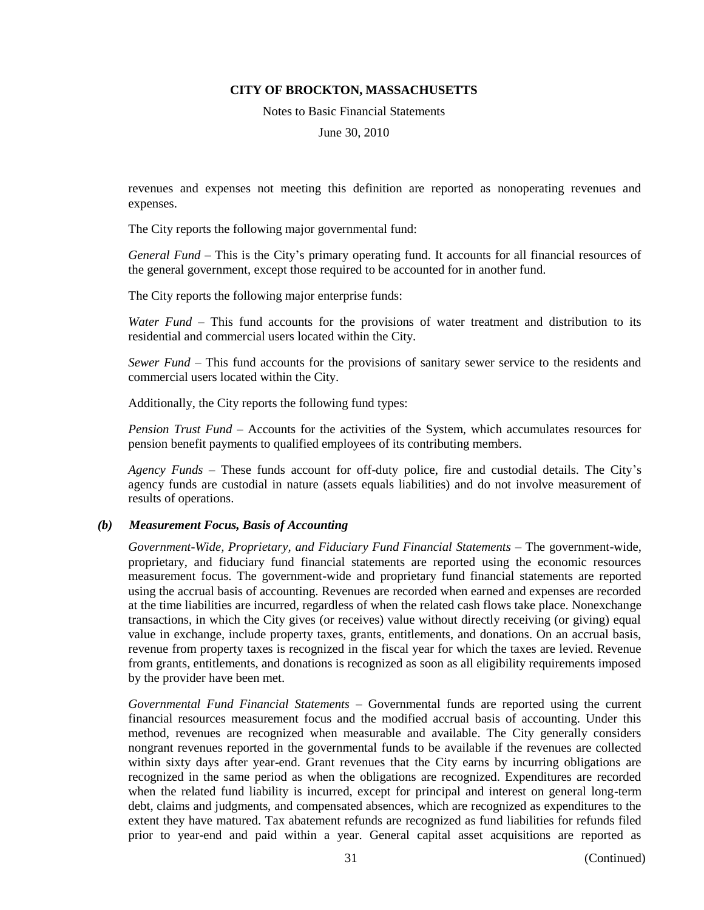revenues and expenses not meeting this definition are reported as nonoperating revenues and expenses.

The City reports the following major governmental fund:

*General Fund* – This is the City's primary operating fund. It accounts for all financial resources of the general government, except those required to be accounted for in another fund.

The City reports the following major enterprise funds:

*Water Fund* – This fund accounts for the provisions of water treatment and distribution to its residential and commercial users located within the City.

*Sewer Fund* – This fund accounts for the provisions of sanitary sewer service to the residents and commercial users located within the City.

Additionally, the City reports the following fund types:

*Pension Trust Fund* – Accounts for the activities of the System, which accumulates resources for pension benefit payments to qualified employees of its contributing members.

*Agency Funds* – These funds account for off-duty police, fire and custodial details. The City's agency funds are custodial in nature (assets equals liabilities) and do not involve measurement of results of operations.

### *(b) Measurement Focus, Basis of Accounting*

*Government-Wide, Proprietary, and Fiduciary Fund Financial Statements* – The government-wide, proprietary, and fiduciary fund financial statements are reported using the economic resources measurement focus. The government-wide and proprietary fund financial statements are reported using the accrual basis of accounting. Revenues are recorded when earned and expenses are recorded at the time liabilities are incurred, regardless of when the related cash flows take place. Nonexchange transactions, in which the City gives (or receives) value without directly receiving (or giving) equal value in exchange, include property taxes, grants, entitlements, and donations. On an accrual basis, revenue from property taxes is recognized in the fiscal year for which the taxes are levied. Revenue from grants, entitlements, and donations is recognized as soon as all eligibility requirements imposed by the provider have been met.

*Governmental Fund Financial Statements* – Governmental funds are reported using the current financial resources measurement focus and the modified accrual basis of accounting. Under this method, revenues are recognized when measurable and available. The City generally considers nongrant revenues reported in the governmental funds to be available if the revenues are collected within sixty days after year-end. Grant revenues that the City earns by incurring obligations are recognized in the same period as when the obligations are recognized. Expenditures are recorded when the related fund liability is incurred, except for principal and interest on general long-term debt, claims and judgments, and compensated absences, which are recognized as expenditures to the extent they have matured. Tax abatement refunds are recognized as fund liabilities for refunds filed prior to year-end and paid within a year. General capital asset acquisitions are reported as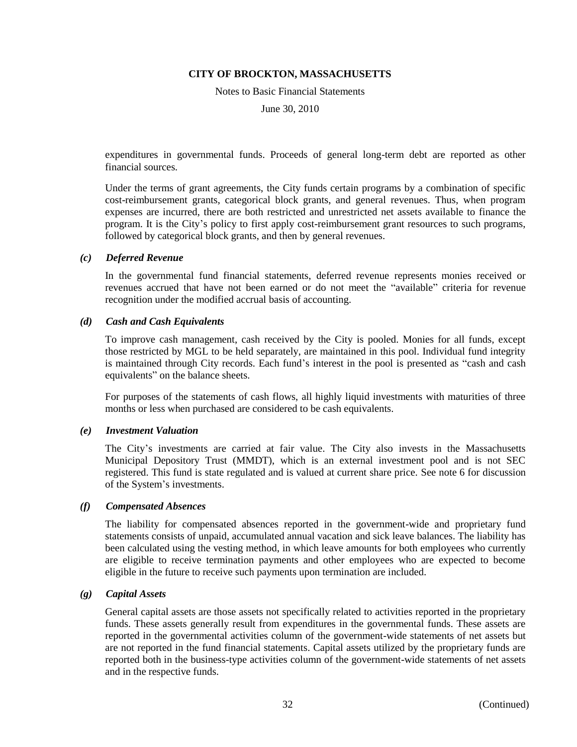expenditures in governmental funds. Proceeds of general long-term debt are reported as other financial sources.

Under the terms of grant agreements, the City funds certain programs by a combination of specific cost-reimbursement grants, categorical block grants, and general revenues. Thus, when program expenses are incurred, there are both restricted and unrestricted net assets available to finance the program. It is the City's policy to first apply cost-reimbursement grant resources to such programs, followed by categorical block grants, and then by general revenues.

### *(c) Deferred Revenue*

In the governmental fund financial statements, deferred revenue represents monies received or revenues accrued that have not been earned or do not meet the "available" criteria for revenue recognition under the modified accrual basis of accounting.

### *(d) Cash and Cash Equivalents*

To improve cash management, cash received by the City is pooled. Monies for all funds, except those restricted by MGL to be held separately, are maintained in this pool. Individual fund integrity is maintained through City records. Each fund's interest in the pool is presented as "cash and cash equivalents" on the balance sheets.

For purposes of the statements of cash flows, all highly liquid investments with maturities of three months or less when purchased are considered to be cash equivalents.

### *(e) Investment Valuation*

The City's investments are carried at fair value. The City also invests in the Massachusetts Municipal Depository Trust (MMDT), which is an external investment pool and is not SEC registered. This fund is state regulated and is valued at current share price. See note 6 for discussion of the System's investments.

### *(f) Compensated Absences*

The liability for compensated absences reported in the government-wide and proprietary fund statements consists of unpaid, accumulated annual vacation and sick leave balances. The liability has been calculated using the vesting method, in which leave amounts for both employees who currently are eligible to receive termination payments and other employees who are expected to become eligible in the future to receive such payments upon termination are included.

### *(g) Capital Assets*

General capital assets are those assets not specifically related to activities reported in the proprietary funds. These assets generally result from expenditures in the governmental funds. These assets are reported in the governmental activities column of the government-wide statements of net assets but are not reported in the fund financial statements. Capital assets utilized by the proprietary funds are reported both in the business-type activities column of the government-wide statements of net assets and in the respective funds.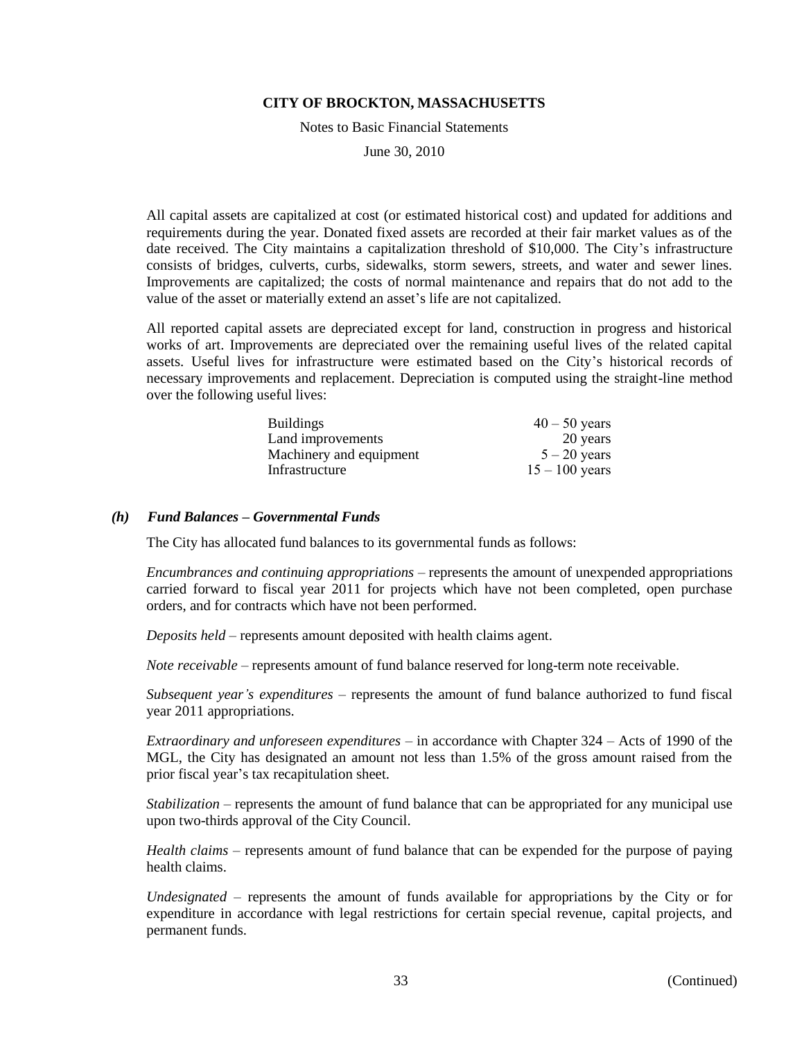All capital assets are capitalized at cost (or estimated historical cost) and updated for additions and requirements during the year. Donated fixed assets are recorded at their fair market values as of the date received. The City maintains a capitalization threshold of $10,000. The City's infrastructure consists of bridges, culverts, curbs, sidewalks, storm sewers, streets, and water and sewer lines. Improvements are capitalized; the costs of normal maintenance and repairs that do not add to the value of the asset or materially extend an asset's life are not capitalized.

All reported capital assets are depreciated except for land, construction in progress and historical works of art. Improvements are depreciated over the remaining useful lives of the related capital assets. Useful lives for infrastructure were estimated based on the City's historical records of necessary improvements and replacement. Depreciation is computed using the straight-line method over the following useful lives:

| | |
|---|---|
| Buildings | 40 – 50 years |
| Land improvements | 20 years |
| Machinery and equipment | 5 – 20 years |
| Infrastructure | 15 – 100 years |

### *(h) Fund Balances – Governmental Funds*

The City has allocated fund balances to its governmental funds as follows:

*Encumbrances and continuing appropriations* – represents the amount of unexpended appropriations carried forward to fiscal year 2011 for projects which have not been completed, open purchase orders, and for contracts which have not been performed.

*Deposits held* – represents amount deposited with health claims agent.

*Note receivable* – represents amount of fund balance reserved for long-term note receivable.

*Subsequent year's expenditures* – represents the amount of fund balance authorized to fund fiscal year 2011 appropriations.

*Extraordinary and unforeseen expenditures* – in accordance with Chapter 324 – Acts of 1990 of the MGL, the City has designated an amount not less than 1.5% of the gross amount raised from the prior fiscal year's tax recapitulation sheet.

*Stabilization* – represents the amount of fund balance that can be appropriated for any municipal use upon two-thirds approval of the City Council.

*Health claims* – represents amount of fund balance that can be expended for the purpose of paying health claims.

*Undesignated* – represents the amount of funds available for appropriations by the City or for expenditure in accordance with legal restrictions for certain special revenue, capital projects, and permanent funds.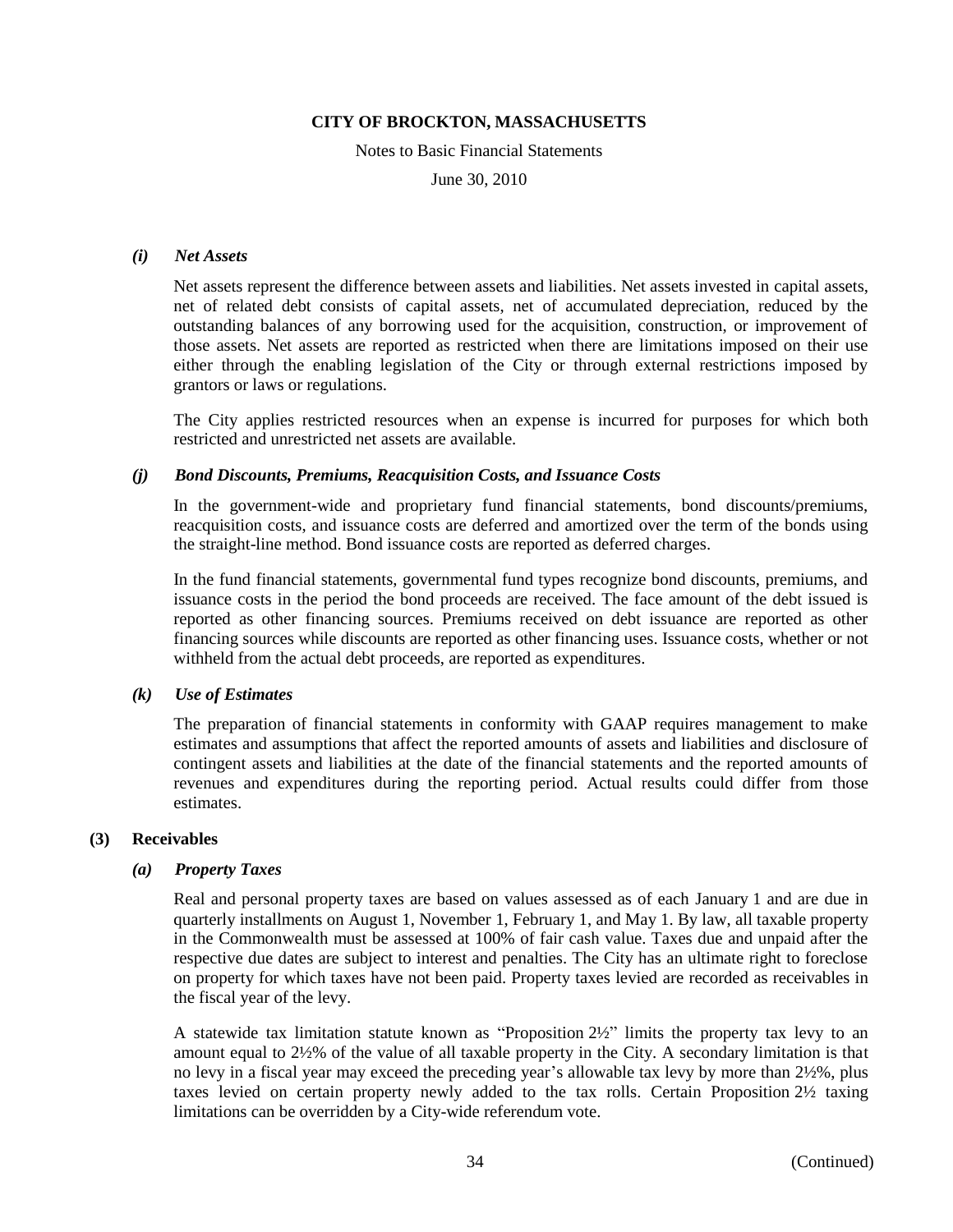#### *(i) Net Assets*

Net assets represent the difference between assets and liabilities. Net assets invested in capital assets, net of related debt consists of capital assets, net of accumulated depreciation, reduced by the outstanding balances of any borrowing used for the acquisition, construction, or improvement of those assets. Net assets are reported as restricted when there are limitations imposed on their use either through the enabling legislation of the City or through external restrictions imposed by grantors or laws or regulations.

The City applies restricted resources when an expense is incurred for purposes for which both restricted and unrestricted net assets are available.

#### *(j) Bond Discounts, Premiums, Reacquisition Costs, and Issuance Costs*

In the government-wide and proprietary fund financial statements, bond discounts/premiums, reacquisition costs, and issuance costs are deferred and amortized over the term of the bonds using the straight-line method. Bond issuance costs are reported as deferred charges.

In the fund financial statements, governmental fund types recognize bond discounts, premiums, and issuance costs in the period the bond proceeds are received. The face amount of the debt issued is reported as other financing sources. Premiums received on debt issuance are reported as other financing sources while discounts are reported as other financing uses. Issuance costs, whether or not withheld from the actual debt proceeds, are reported as expenditures.

#### *(k) Use of Estimates*

The preparation of financial statements in conformity with GAAP requires management to make estimates and assumptions that affect the reported amounts of assets and liabilities and disclosure of contingent assets and liabilities at the date of the financial statements and the reported amounts of revenues and expenditures during the reporting period. Actual results could differ from those estimates.

### (3) Receivables

#### *(a) Property Taxes*

Real and personal property taxes are based on values assessed as of each January 1 and are due in quarterly installments on August 1, November 1, February 1, and May 1. By law, all taxable property in the Commonwealth must be assessed at 100% of fair cash value. Taxes due and unpaid after the respective due dates are subject to interest and penalties. The City has an ultimate right to foreclose on property for which taxes have not been paid. Property taxes levied are recorded as receivables in the fiscal year of the levy.

A statewide tax limitation statute known as "Proposition 2½" limits the property tax levy to an amount equal to 2½% of the value of all taxable property in the City. A secondary limitation is that no levy in a fiscal year may exceed the preceding year's allowable tax levy by more than 2½%, plus taxes levied on certain property newly added to the tax rolls. Certain Proposition 2½ taxing limitations can be overridden by a City-wide referendum vote.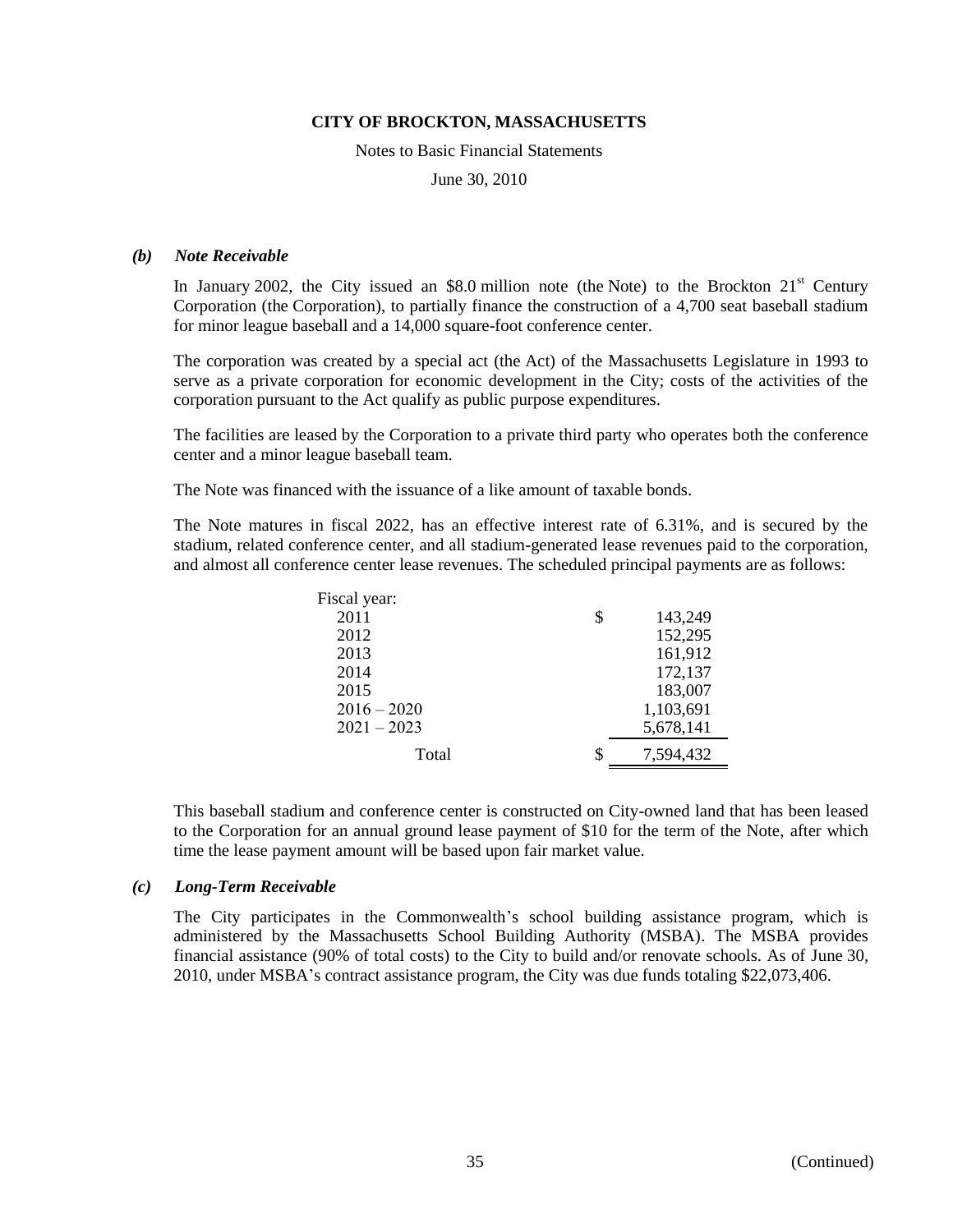**CITY OF BROCKTON, MASSACHUSETTS**

Notes to Basic Financial Statements

June 30, 2010

### *(b) Note Receivable*

In January 2002, the City issued an \$8.0 million note (the Note) to the Brockton 21st Century Corporation (the Corporation), to partially finance the construction of a 4,700 seat baseball stadium for minor league baseball and a 14,000 square-foot conference center.

The corporation was created by a special act (the Act) of the Massachusetts Legislature in 1993 to serve as a private corporation for economic development in the City; costs of the activities of the corporation pursuant to the Act qualify as public purpose expenditures.

The facilities are leased by the Corporation to a private third party who operates both the conference center and a minor league baseball team.

The Note was financed with the issuance of a like amount of taxable bonds.

The Note matures in fiscal 2022, has an effective interest rate of 6.31%, and is secured by the stadium, related conference center, and all stadium-generated lease revenues paid to the corporation, and almost all conference center lease revenues. The scheduled principal payments are as follows:

| Fiscal year: | | |
|---|---|---|
| 2011 | \$ | 143,249 |
| 2012 | | 152,295 |
| 2013 | | 161,912 |
| 2014 | | 172,137 |
| 2015 | | 183,007 |
| 2016 – 2020 | | 1,103,691 |
| 2021 – 2023 | | 5,678,141 |
| Total | \$ | 7,594,432 |

This baseball stadium and conference center is constructed on City-owned land that has been leased to the Corporation for an annual ground lease payment of \$10 for the term of the Note, after which time the lease payment amount will be based upon fair market value.

### *(c) Long-Term Receivable*

The City participates in the Commonwealth's school building assistance program, which is administered by the Massachusetts School Building Authority (MSBA). The MSBA provides financial assistance (90% of total costs) to the City to build and/or renovate schools. As of June 30, 2010, under MSBA's contract assistance program, the City was due funds totaling \$22,073,406.

(Continued)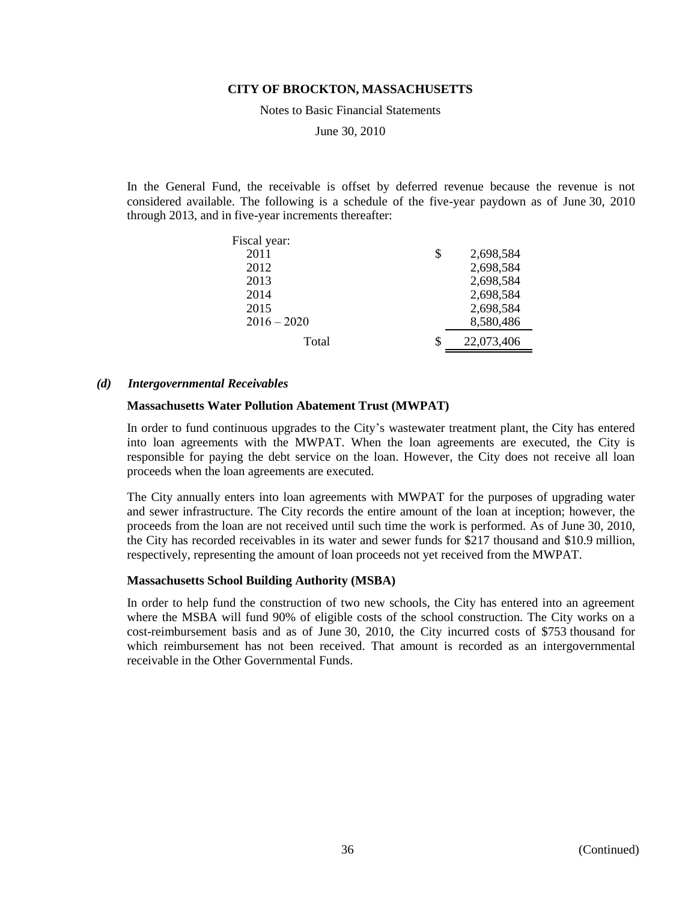In the General Fund, the receivable is offset by deferred revenue because the revenue is not considered available. The following is a schedule of the five-year paydown as of June 30, 2010 through 2013, and in five-year increments thereafter:

| Fiscal year: | | |
|---|---|---|
| 2011 | $ | 2,698,584 |
| 2012 | | 2,698,584 |
| 2013 | | 2,698,584 |
| 2014 | | 2,698,584 |
| 2015 | | 2,698,584 |
| 2016 – 2020 | | 8,580,486 |
| Total | $ | 22,073,406 |

### *(d) Intergovernmental Receivables*

**Massachusetts Water Pollution Abatement Trust (MWPAT)**

In order to fund continuous upgrades to the City's wastewater treatment plant, the City has entered into loan agreements with the MWPAT. When the loan agreements are executed, the City is responsible for paying the debt service on the loan. However, the City does not receive all loan proceeds when the loan agreements are executed.

The City annually enters into loan agreements with MWPAT for the purposes of upgrading water and sewer infrastructure. The City records the entire amount of the loan at inception; however, the proceeds from the loan are not received until such time the work is performed. As of June 30, 2010, the City has recorded receivables in its water and sewer funds for $217 thousand and $10.9 million, respectively, representing the amount of loan proceeds not yet received from the MWPAT.

**Massachusetts School Building Authority (MSBA)**

In order to help fund the construction of two new schools, the City has entered into an agreement where the MSBA will fund 90% of eligible costs of the school construction. The City works on a cost-reimbursement basis and as of June 30, 2010, the City incurred costs of $753 thousand for which reimbursement has not been received. That amount is recorded as an intergovernmental receivable in the Other Governmental Funds.

(Continued)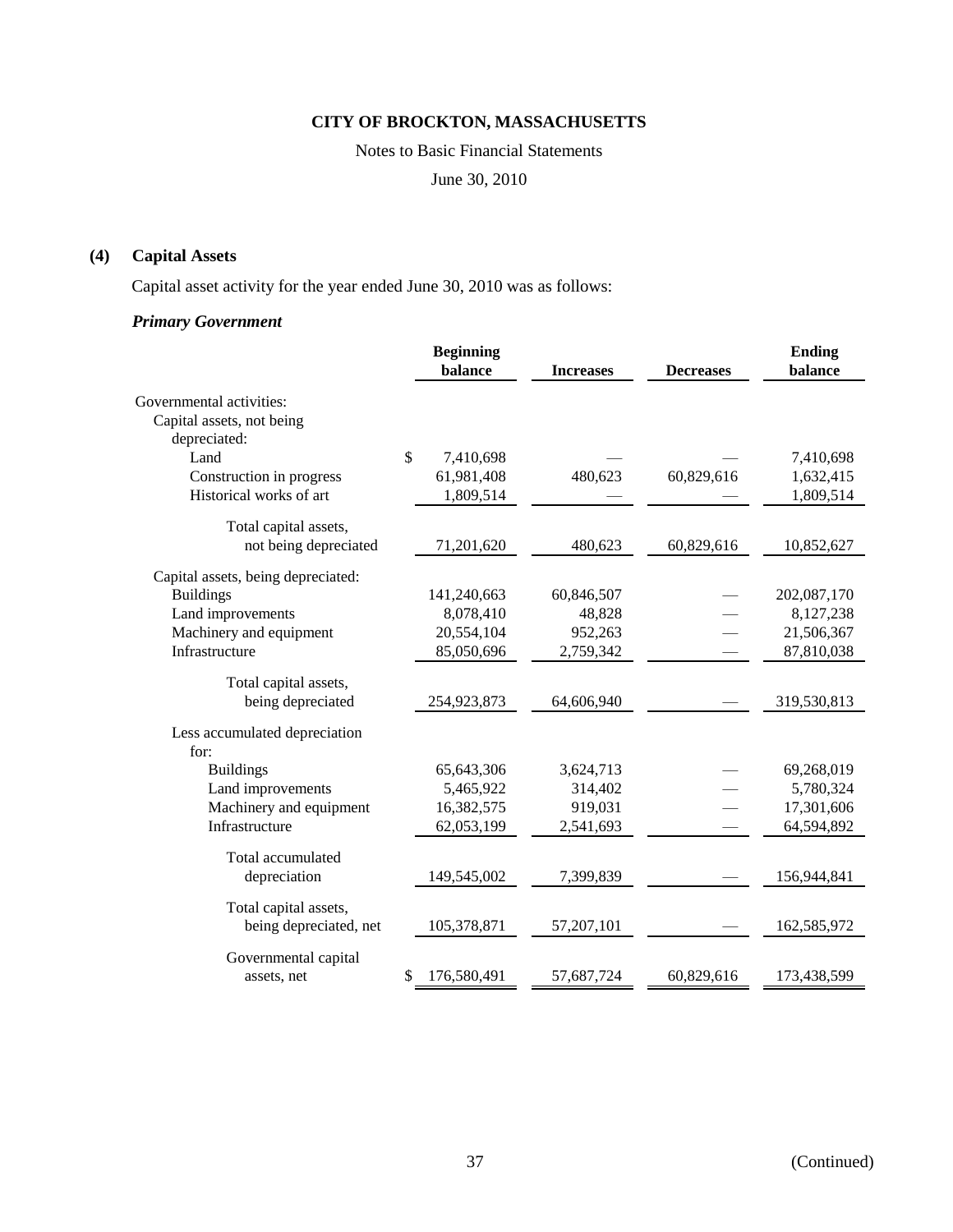**CITY OF BROCKTON, MASSACHUSETTS**

Notes to Basic Financial Statements

June 30, 2010

## (4) Capital Assets

Capital asset activity for the year ended June 30, 2010 was as follows:

### *Primary Government*

| | Beginning balance | Increases | Decreases | Ending balance |
|---|---|---|---|---|
| Governmental activities: | | | | |
| Capital assets, not being depreciated: | | | | |
| Land | $ 7,410,698 | — | — | 7,410,698 |
| Construction in progress | 61,981,408 | 480,623 | 60,829,616 | 1,632,415 |
| Historical works of art | 1,809,514 | — | — | 1,809,514 |
| Total capital assets, not being depreciated | 71,201,620 | 480,623 | 60,829,616 | 10,852,627 |
| Capital assets, being depreciated: | | | | |
| Buildings | 141,240,663 | 60,846,507 | — | 202,087,170 |
| Land improvements | 8,078,410 | 48,828 | — | 8,127,238 |
| Machinery and equipment | 20,554,104 | 952,263 | — | 21,506,367 |
| Infrastructure | 85,050,696 | 2,759,342 | — | 87,810,038 |
| Total capital assets, being depreciated | 254,923,873 | 64,606,940 | — | 319,530,813 |
| Less accumulated depreciation for: | | | | |
| Buildings | 65,643,306 | 3,624,713 | — | 69,268,019 |
| Land improvements | 5,465,922 | 314,402 | — | 5,780,324 |
| Machinery and equipment | 16,382,575 | 919,031 | — | 17,301,606 |
| Infrastructure | 62,053,199 | 2,541,693 | — | 64,594,892 |
| Total accumulated depreciation | 149,545,002 | 7,399,839 | — | 156,944,841 |
| Total capital assets, being depreciated, net | 105,378,871 | 57,207,101 | — | 162,585,972 |
| Governmental capital assets, net | $ 176,580,491 | 57,687,724 | 60,829,616 | 173,438,599 |

(Continued)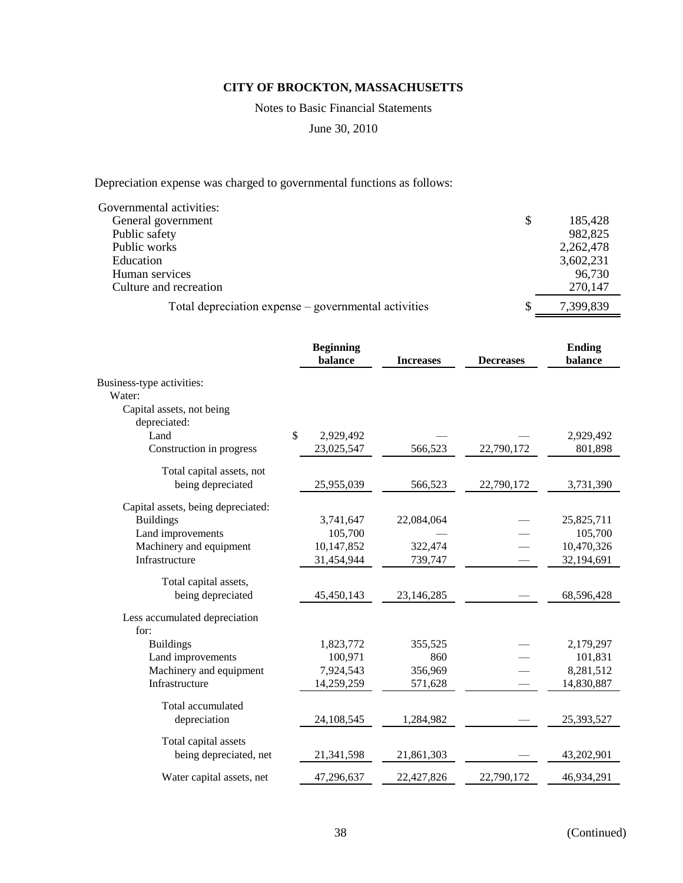# CITY OF BROCKTON, MASSACHUSETTS

Notes to Basic Financial Statements

June 30, 2010

Depreciation expense was charged to governmental functions as follows:

| | |
|---|---|
| Governmental activities: | |
| General government | $ 185,428 |
| Public safety | 982,825 |
| Public works | 2,262,478 |
| Education | 3,602,231 |
| Human services | 96,730 |
| Culture and recreation | 270,147 |
| Total depreciation expense – governmental activities | $ 7,399,839 |

| | Beginning balance | Increases | Decreases | Ending balance |
|---|---|---|---|---|
| Business-type activities: | | | | |
| Water: | | | | |
| Capital assets, not being depreciated: | | | | |
| Land | $ 2,929,492 | — | — | 2,929,492 |
| Construction in progress | 23,025,547 | 566,523 | 22,790,172 | 801,898 |
| Total capital assets, not being depreciated | 25,955,039 | 566,523 | 22,790,172 | 3,731,390 |
| Capital assets, being depreciated: | | | | |
| Buildings | 3,741,647 | 22,084,064 | — | 25,825,711 |
| Land improvements | 105,700 | — | — | 105,700 |
| Machinery and equipment | 10,147,852 | 322,474 | — | 10,470,326 |
| Infrastructure | 31,454,944 | 739,747 | — | 32,194,691 |
| Total capital assets, being depreciated | 45,450,143 | 23,146,285 | — | 68,596,428 |
| Less accumulated depreciation for: | | | | |
| Buildings | 1,823,772 | 355,525 | — | 2,179,297 |
| Land improvements | 100,971 | 860 | — | 101,831 |
| Machinery and equipment | 7,924,543 | 356,969 | — | 8,281,512 |
| Infrastructure | 14,259,259 | 571,628 | — | 14,830,887 |
| Total accumulated depreciation | 24,108,545 | 1,284,982 | — | 25,393,527 |
| Total capital assets being depreciated, net | 21,341,598 | 21,861,303 | — | 43,202,901 |
| Water capital assets, net | 47,296,637 | 22,427,826 | 22,790,172 | 46,934,291 |

(Continued)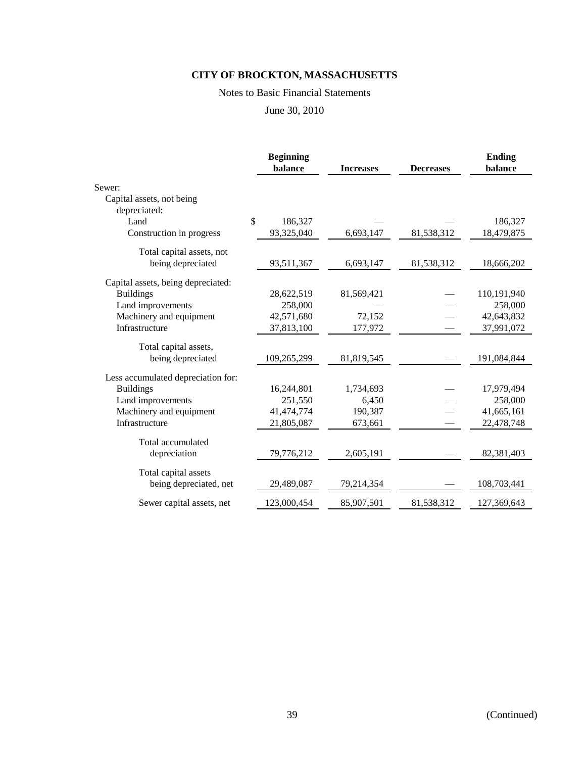# CITY OF BROCKTON, MASSACHUSETTS

Notes to Basic Financial Statements

June 30, 2010

| | Beginning balance | Increases | Decreases | Ending balance |
|---|---|---|---|---|
| Sewer: | | | | |
| Capital assets, not being depreciated: | | | | |
| Land | $ 186,327 | — | — | 186,327 |
| Construction in progress | 93,325,040 | 6,693,147 | 81,538,312 | 18,479,875 |
| Total capital assets, not being depreciated | 93,511,367 | 6,693,147 | 81,538,312 | 18,666,202 |
| Capital assets, being depreciated: | | | | |
| Buildings | 28,622,519 | 81,569,421 | — | 110,191,940 |
| Land improvements | 258,000 | — | — | 258,000 |
| Machinery and equipment | 42,571,680 | 72,152 | — | 42,643,832 |
| Infrastructure | 37,813,100 | 177,972 | — | 37,991,072 |
| Total capital assets, being depreciated | 109,265,299 | 81,819,545 | — | 191,084,844 |
| Less accumulated depreciation for: | | | | |
| Buildings | 16,244,801 | 1,734,693 | — | 17,979,494 |
| Land improvements | 251,550 | 6,450 | — | 258,000 |
| Machinery and equipment | 41,474,774 | 190,387 | — | 41,665,161 |
| Infrastructure | 21,805,087 | 673,661 | — | 22,478,748 |
| Total accumulated depreciation | 79,776,212 | 2,605,191 | — | 82,381,403 |
| Total capital assets being depreciated, net | 29,489,087 | 79,214,354 | — | 108,703,441 |
| Sewer capital assets, net | 123,000,454 | 85,907,501 | 81,538,312 | 127,369,643 |

(Continued)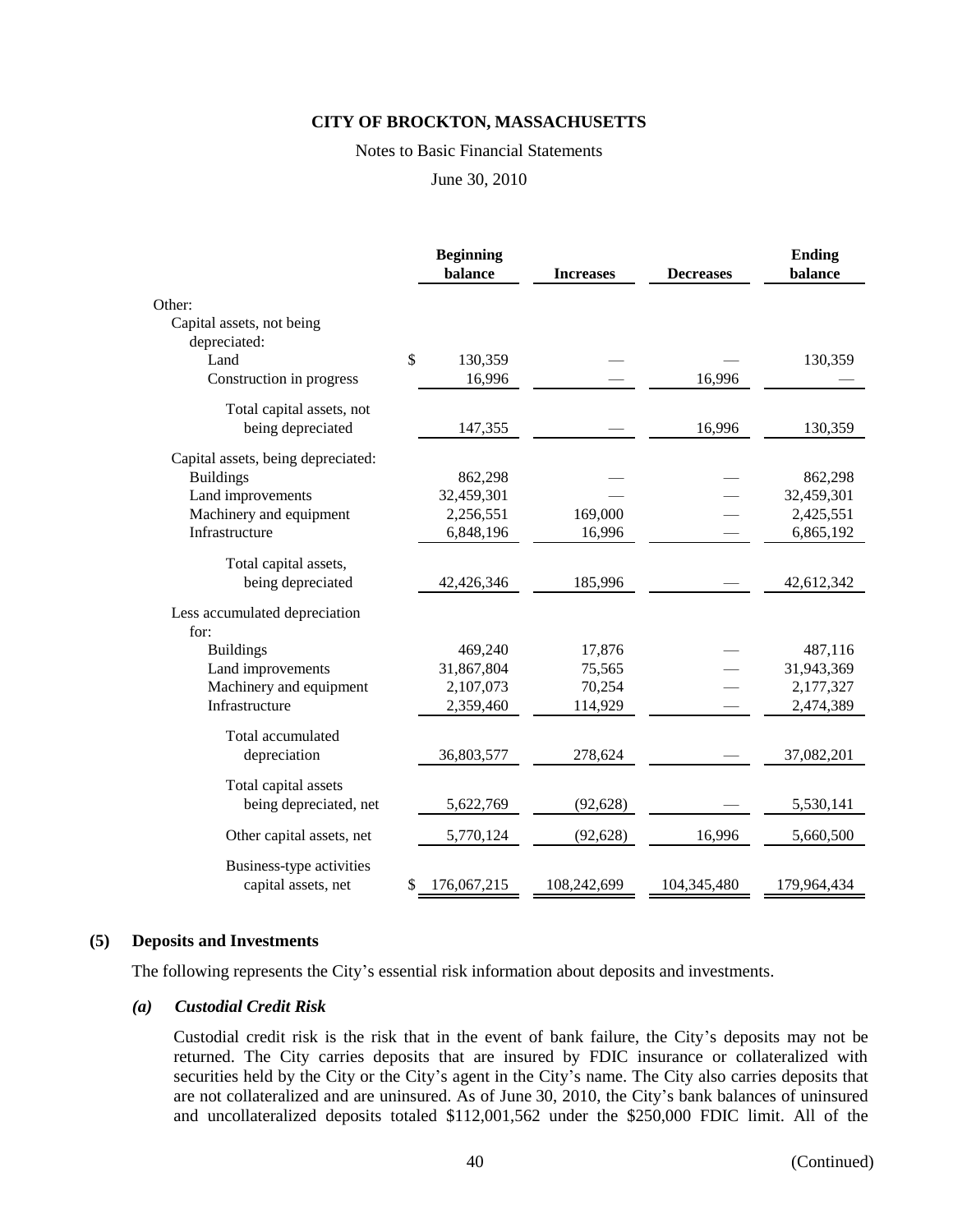**CITY OF BROCKTON, MASSACHUSETTS**

Notes to Basic Financial Statements

June 30, 2010

| | Beginning balance | Increases | Decreases | Ending balance |
|---|---|---|---|---|
| Other: | | | | |
| Capital assets, not being depreciated: | | | | |
| Land | $ 130,359 | — | — | 130,359 |
| Construction in progress | 16,996 | — | 16,996 | — |
| Total capital assets, not being depreciated | 147,355 | — | 16,996 | 130,359 |
| Capital assets, being depreciated: | | | | |
| Buildings | 862,298 | — | — | 862,298 |
| Land improvements | 32,459,301 | — | — | 32,459,301 |
| Machinery and equipment | 2,256,551 | 169,000 | — | 2,425,551 |
| Infrastructure | 6,848,196 | 16,996 | — | 6,865,192 |
| Total capital assets, being depreciated | 42,426,346 | 185,996 | — | 42,612,342 |
| Less accumulated depreciation for: | | | | |
| Buildings | 469,240 | 17,876 | — | 487,116 |
| Land improvements | 31,867,804 | 75,565 | — | 31,943,369 |
| Machinery and equipment | 2,107,073 | 70,254 | — | 2,177,327 |
| Infrastructure | 2,359,460 | 114,929 | — | 2,474,389 |
| Total accumulated depreciation | 36,803,577 | 278,624 | — | 37,082,201 |
| Total capital assets being depreciated, net | 5,622,769 | (92,628) | — | 5,530,141 |
| Other capital assets, net | 5,770,124 | (92,628) | 16,996 | 5,660,500 |
| Business-type activities capital assets, net | $ 176,067,215 | 108,242,699 | 104,345,480 | 179,964,434 |

## (5) Deposits and Investments

The following represents the City's essential risk information about deposits and investments.

### *(a) Custodial Credit Risk*

Custodial credit risk is the risk that in the event of bank failure, the City's deposits may not be returned. The City carries deposits that are insured by FDIC insurance or collateralized with securities held by the City or the City's agent in the City's name. The City also carries deposits that are not collateralized and are uninsured. As of June 30, 2010, the City's bank balances of uninsured and uncollateralized deposits totaled $112,001,562 under the $250,000 FDIC limit. All of the

(Continued)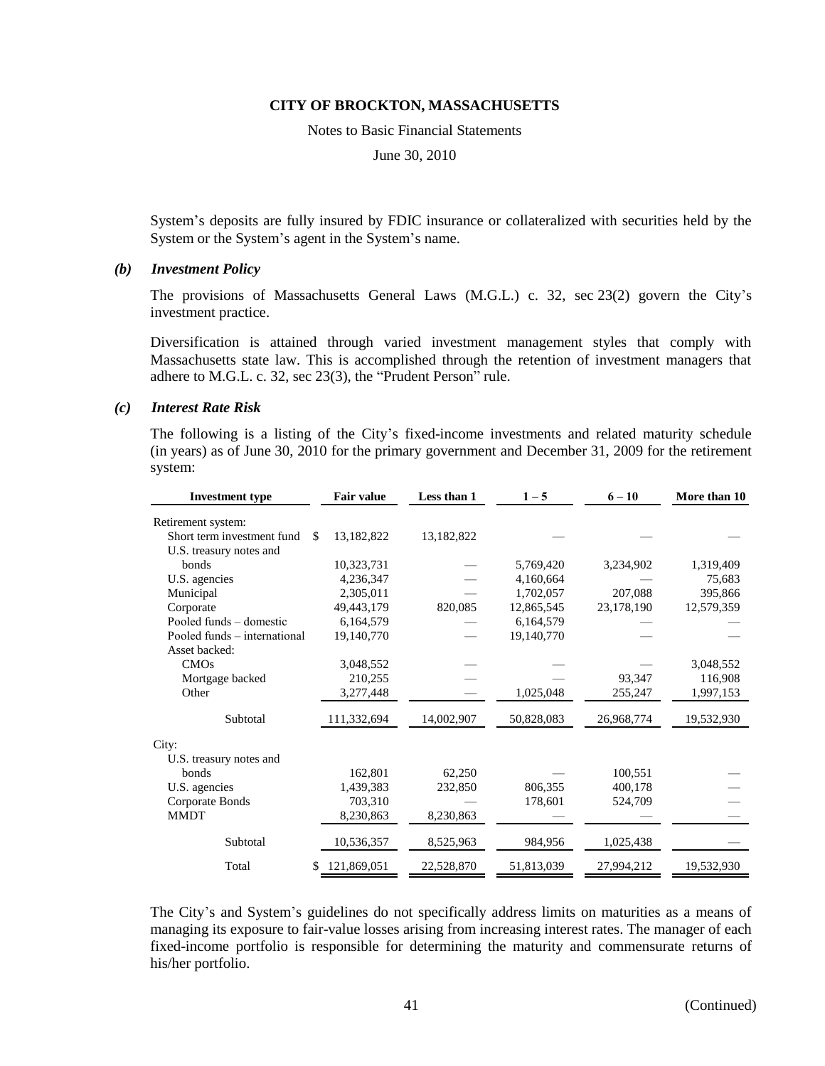System's deposits are fully insured by FDIC insurance or collateralized with securities held by the System or the System's agent in the System's name.

### *(b) Investment Policy*

The provisions of Massachusetts General Laws (M.G.L.) c. 32, sec 23(2) govern the City's investment practice.

Diversification is attained through varied investment management styles that comply with Massachusetts state law. This is accomplished through the retention of investment managers that adhere to M.G.L. c. 32, sec 23(3), the "Prudent Person" rule.

### *(c) Interest Rate Risk*

The following is a listing of the City's fixed-income investments and related maturity schedule (in years) as of June 30, 2010 for the primary government and December 31, 2009 for the retirement system:

| Investment type | Fair value | Less than 1 | 1 – 5 | 6 – 10 | More than 10 |
|---|---|---|---|---|---|
| Retirement system: | | | | | |
| Short term investment fund | $ 13,182,822 | 13,182,822 | — | — | — |
| U.S. treasury notes and bonds | 10,323,731 | — | 5,769,420 | 3,234,902 | 1,319,409 |
| U.S. agencies | 4,236,347 | — | 4,160,664 | — | 75,683 |
| Municipal | 2,305,011 | — | 1,702,057 | 207,088 | 395,866 |
| Corporate | 49,443,179 | 820,085 | 12,865,545 | 23,178,190 | 12,579,359 |
| Pooled funds – domestic | 6,164,579 | — | 6,164,579 | — | — |
| Pooled funds – international | 19,140,770 | — | 19,140,770 | — | — |
| Asset backed: | | | | | |
| CMOs | 3,048,552 | — | — | — | 3,048,552 |
| Mortgage backed | 210,255 | — | — | 93,347 | 116,908 |
| Other | 3,277,448 | — | 1,025,048 | 255,247 | 1,997,153 |
| Subtotal | 111,332,694 | 14,002,907 | 50,828,083 | 26,968,774 | 19,532,930 |
| City: | | | | | |
| U.S. treasury notes and bonds | 162,801 | 62,250 | — | 100,551 | — |
| U.S. agencies | 1,439,383 | 232,850 | 806,355 | 400,178 | — |
| Corporate Bonds | 703,310 | — | 178,601 | 524,709 | — |
| MMDT | 8,230,863 | 8,230,863 | — | — | — |
| Subtotal | 10,536,357 | 8,525,963 | 984,956 | 1,025,438 | — |
| Total | $ 121,869,051 | 22,528,870 | 51,813,039 | 27,994,212 | 19,532,930 |

The City's and System's guidelines do not specifically address limits on maturities as a means of managing its exposure to fair-value losses arising from increasing interest rates. The manager of each fixed-income portfolio is responsible for determining the maturity and commensurate returns of his/her portfolio.

(Continued)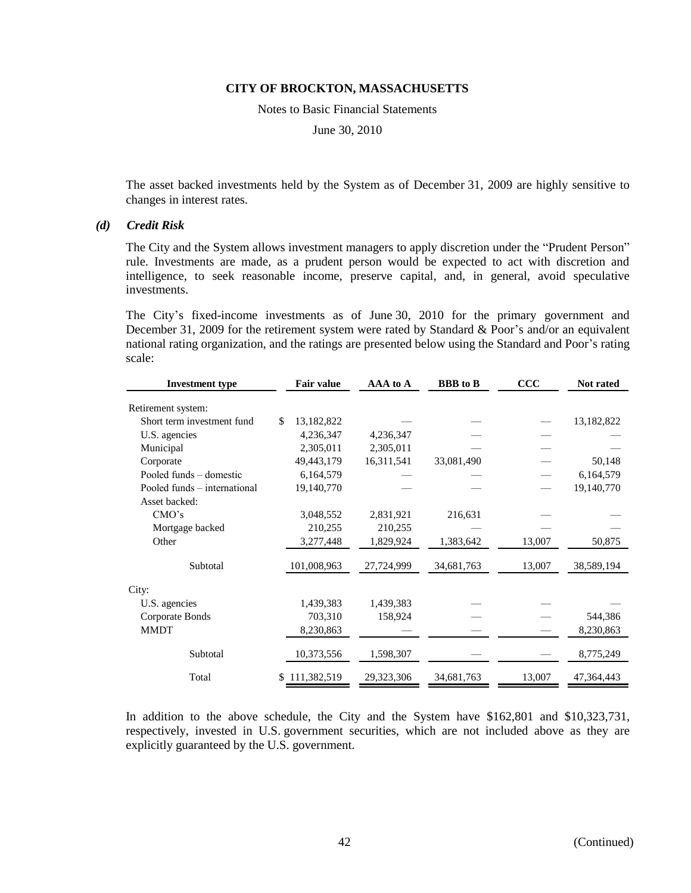The asset backed investments held by the System as of December 31, 2009 are highly sensitive to changes in interest rates.

### *(d) Credit Risk*

The City and the System allows investment managers to apply discretion under the "Prudent Person" rule. Investments are made, as a prudent person would be expected to act with discretion and intelligence, to seek reasonable income, preserve capital, and, in general, avoid speculative investments.

The City's fixed-income investments as of June 30, 2010 for the primary government and December 31, 2009 for the retirement system were rated by Standard & Poor's and/or an equivalent national rating organization, and the ratings are presented below using the Standard and Poor's rating scale:

| Investment type | Fair value | AAA to A | BBB to B | CCC | Not rated |
|---|---|---|---|---|---|
| Retirement system: | | | | | |
| Short term investment fund | $ 13,182,822 | — | — | — | 13,182,822 |
| U.S. agencies | 4,236,347 | 4,236,347 | — | — | — |
| Municipal | 2,305,011 | 2,305,011 | — | — | — |
| Corporate | 49,443,179 | 16,311,541 | 33,081,490 | — | 50,148 |
| Pooled funds – domestic | 6,164,579 | — | — | — | 6,164,579 |
| Pooled funds – international | 19,140,770 | — | — | — | 19,140,770 |
| Asset backed: | | | | | |
| CMO's | 3,048,552 | 2,831,921 | 216,631 | — | — |
| Mortgage backed | 210,255 | 210,255 | — | — | — |
| Other | 3,277,448 | 1,829,924 | 1,383,642 | 13,007 | 50,875 |
| Subtotal | 101,008,963 | 27,724,999 | 34,681,763 | 13,007 | 38,589,194 |
| City: | | | | | |
| U.S. agencies | 1,439,383 | 1,439,383 | — | — | — |
| Corporate Bonds | 703,310 | 158,924 | — | — | 544,386 |
| MMDT | 8,230,863 | — | — | — | 8,230,863 |
| Subtotal | 10,373,556 | 1,598,307 | — | — | 8,775,249 |
| Total | $ 111,382,519 | 29,323,306 | 34,681,763 | 13,007 | 47,364,443 |

In addition to the above schedule, the City and the System have $162,801 and $10,323,731, respectively, invested in U.S. government securities, which are not included above as they are explicitly guaranteed by the U.S. government.

(Continued)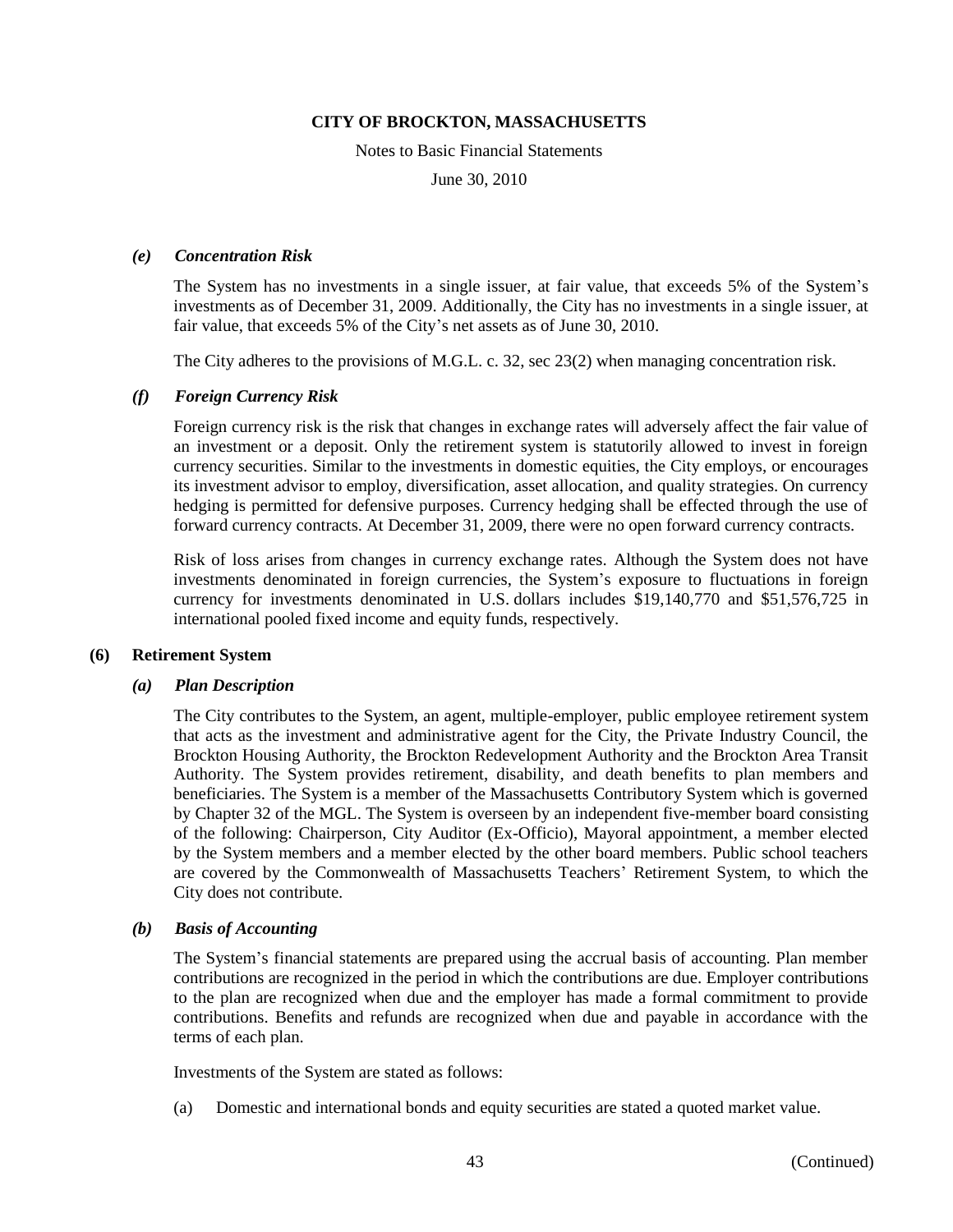#### *(e) Concentration Risk*

The System has no investments in a single issuer, at fair value, that exceeds 5% of the System's investments as of December 31, 2009. Additionally, the City has no investments in a single issuer, at fair value, that exceeds 5% of the City's net assets as of June 30, 2010.

The City adheres to the provisions of M.G.L. c. 32, sec 23(2) when managing concentration risk.

#### *(f) Foreign Currency Risk*

Foreign currency risk is the risk that changes in exchange rates will adversely affect the fair value of an investment or a deposit. Only the retirement system is statutorily allowed to invest in foreign currency securities. Similar to the investments in domestic equities, the City employs, or encourages its investment advisor to employ, diversification, asset allocation, and quality strategies. On currency hedging is permitted for defensive purposes. Currency hedging shall be effected through the use of forward currency contracts. At December 31, 2009, there were no open forward currency contracts.

Risk of loss arises from changes in currency exchange rates. Although the System does not have investments denominated in foreign currencies, the System's exposure to fluctuations in foreign currency for investments denominated in U.S. dollars includes $19,140,770 and $51,576,725 in international pooled fixed income and equity funds, respectively.

### (6) Retirement System

#### *(a) Plan Description*

The City contributes to the System, an agent, multiple-employer, public employee retirement system that acts as the investment and administrative agent for the City, the Private Industry Council, the Brockton Housing Authority, the Brockton Redevelopment Authority and the Brockton Area Transit Authority. The System provides retirement, disability, and death benefits to plan members and beneficiaries. The System is a member of the Massachusetts Contributory System which is governed by Chapter 32 of the MGL. The System is overseen by an independent five-member board consisting of the following: Chairperson, City Auditor (Ex-Officio), Mayoral appointment, a member elected by the System members and a member elected by the other board members. Public school teachers are covered by the Commonwealth of Massachusetts Teachers' Retirement System, to which the City does not contribute.

#### *(b) Basis of Accounting*

The System's financial statements are prepared using the accrual basis of accounting. Plan member contributions are recognized in the period in which the contributions are due. Employer contributions to the plan are recognized when due and the employer has made a formal commitment to provide contributions. Benefits and refunds are recognized when due and payable in accordance with the terms of each plan.

Investments of the System are stated as follows:

(a) Domestic and international bonds and equity securities are stated a quoted market value.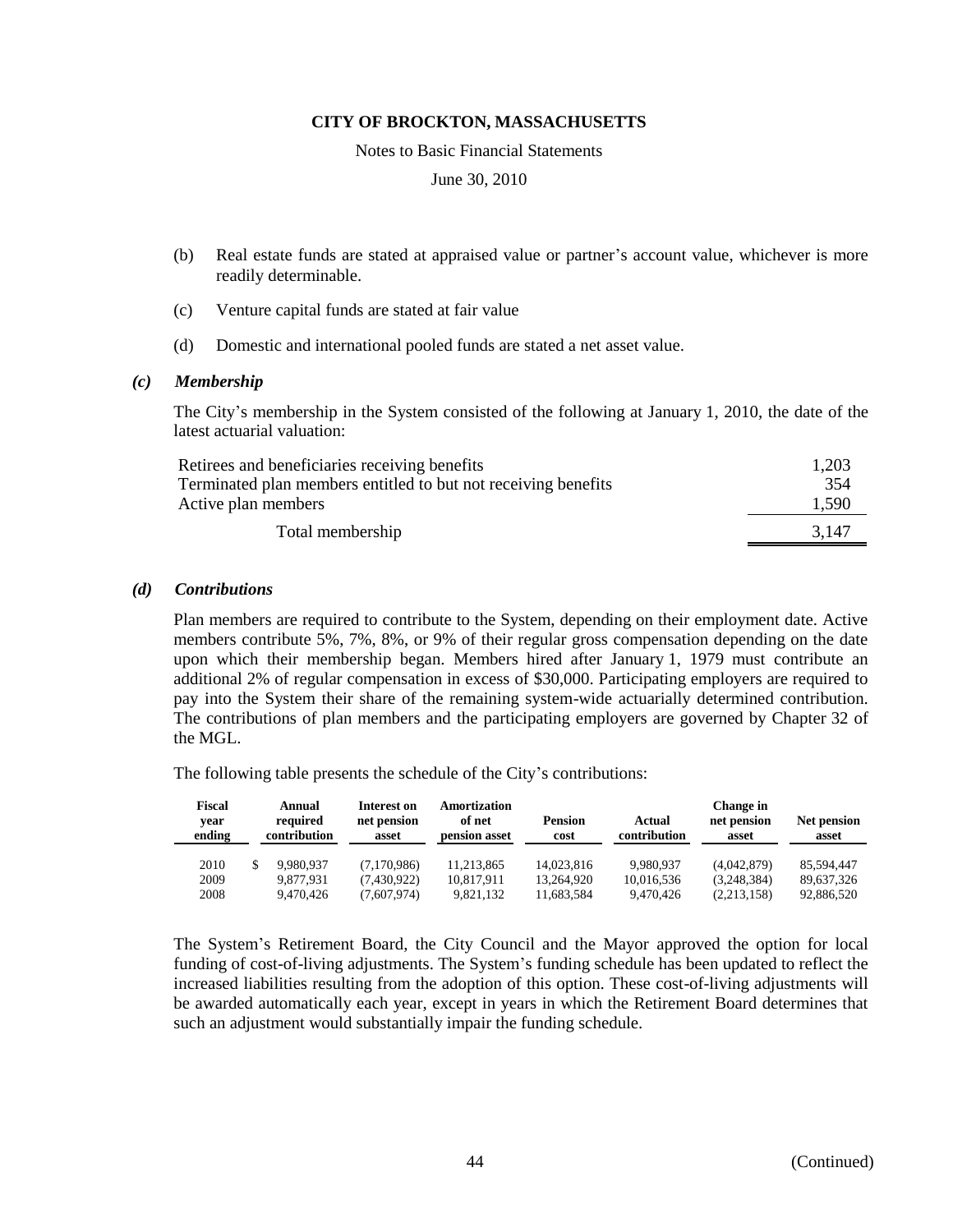(b) Real estate funds are stated at appraised value or partner's account value, whichever is more readily determinable.

(c) Venture capital funds are stated at fair value

(d) Domestic and international pooled funds are stated a net asset value.

### *(c) Membership*

The City's membership in the System consisted of the following at January 1, 2010, the date of the latest actuarial valuation:

| | |
|---|---|
| Retirees and beneficiaries receiving benefits | 1,203 |
| Terminated plan members entitled to but not receiving benefits | 354 |
| Active plan members | 1,590 |
| Total membership | 3,147 |

### *(d) Contributions*

Plan members are required to contribute to the System, depending on their employment date. Active members contribute 5%, 7%, 8%, or 9% of their regular gross compensation depending on the date upon which their membership began. Members hired after January 1, 1979 must contribute an additional 2% of regular compensation in excess of $30,000. Participating employers are required to pay into the System their share of the remaining system-wide actuarially determined contribution. The contributions of plan members and the participating employers are governed by Chapter 32 of the MGL.

The following table presents the schedule of the City's contributions:

| Fiscal year ending | Annual required contribution | Interest on net pension asset | Amortization of net pension asset | Pension cost | Actual contribution | Change in net pension asset | Net pension asset |
|---|---|---|---|---|---|---|---|
| 2010 | $ 9,980,937 | (7,170,986) | 11,213,865 | 14,023,816 | 9,980,937 | (4,042,879) | 85,594,447 |
| 2009 | 9,877,931 | (7,430,922) | 10,817,911 | 13,264,920 | 10,016,536 | (3,248,384) | 89,637,326 |
| 2008 | 9,470,426 | (7,607,974) | 9,821,132 | 11,683,584 | 9,470,426 | (2,213,158) | 92,886,520 |

The System's Retirement Board, the City Council and the Mayor approved the option for local funding of cost-of-living adjustments. The System's funding schedule has been updated to reflect the increased liabilities resulting from the adoption of this option. These cost-of-living adjustments will be awarded automatically each year, except in years in which the Retirement Board determines that such an adjustment would substantially impair the funding schedule.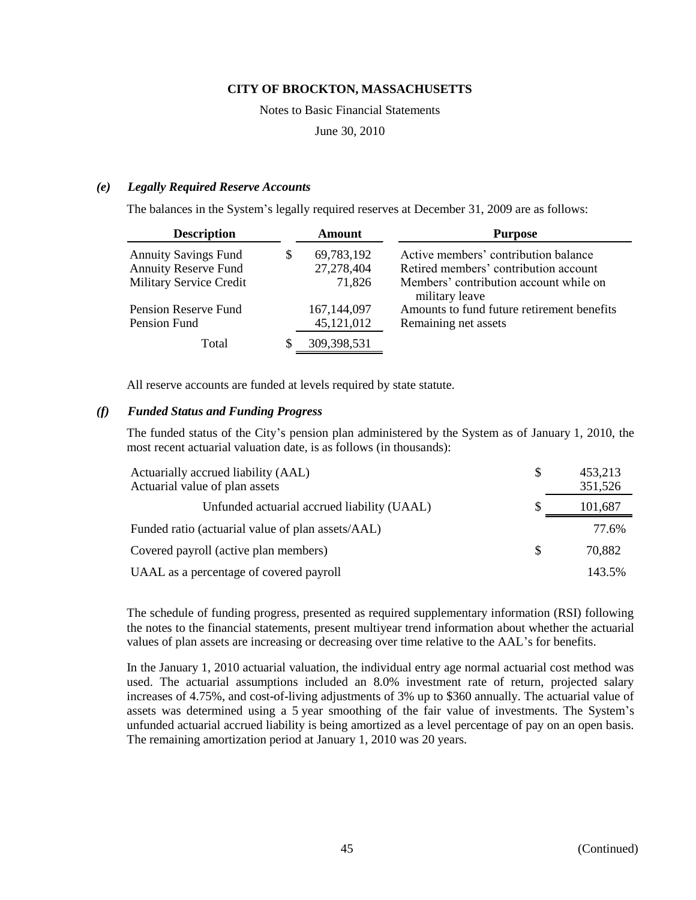#### *(e) Legally Required Reserve Accounts*

The balances in the System's legally required reserves at December 31, 2009 are as follows:

| Description | Amount | Purpose |
|---|---|---|
| Annuity Savings Fund | $ 69,783,192 | Active members' contribution balance |
| Annuity Reserve Fund | 27,278,404 | Retired members' contribution account |
| Military Service Credit | 71,826 | Members' contribution account while on military leave |
| Pension Reserve Fund | 167,144,097 | Amounts to fund future retirement benefits |
| Pension Fund | 45,121,012 | Remaining net assets |
| Total | $ 309,398,531 | |

All reserve accounts are funded at levels required by state statute.

#### *(f) Funded Status and Funding Progress*

The funded status of the City's pension plan administered by the System as of January 1, 2010, the most recent actuarial valuation date, is as follows (in thousands):

| | |
|---|---|
| Actuarially accrued liability (AAL) | $ 453,213 |
| Actuarial value of plan assets | 351,526 |
| Unfunded actuarial accrued liability (UAAL) | $ 101,687 |
| Funded ratio (actuarial value of plan assets/AAL) | 77.6% |
| Covered payroll (active plan members) | $ 70,882 |
| UAAL as a percentage of covered payroll | 143.5% |

The schedule of funding progress, presented as required supplementary information (RSI) following the notes to the financial statements, present multiyear trend information about whether the actuarial values of plan assets are increasing or decreasing over time relative to the AAL's for benefits.

In the January 1, 2010 actuarial valuation, the individual entry age normal actuarial cost method was used. The actuarial assumptions included an 8.0% investment rate of return, projected salary increases of 4.75%, and cost-of-living adjustments of 3% up to $360 annually. The actuarial value of assets was determined using a 5 year smoothing of the fair value of investments. The System's unfunded actuarial accrued liability is being amortized as a level percentage of pay on an open basis. The remaining amortization period at January 1, 2010 was 20 years.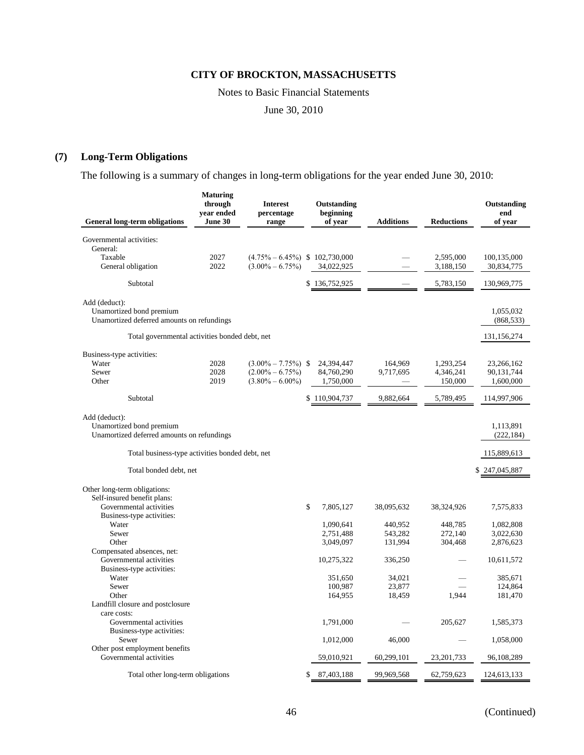## (7) Long-Term Obligations

The following is a summary of changes in long-term obligations for the year ended June 30, 2010:

| General long-term obligations | Maturing through year ended June 30 | Interest percentage range | Outstanding beginning of year | Additions | Reductions | Outstanding end of year |
|---|---|---|---|---|---|---|
| Governmental activities: | | | | | | |
| General: | | | | | | |
| Taxable | 2027 | (4.75% – 6.45%) | $ 102,730,000 | — | 2,595,000 | 100,135,000 |
| General obligation | 2022 | (3.00% – 6.75%) | 34,022,925 | — | 3,188,150 | 30,834,775 |
| Subtotal | | | $ 136,752,925 | — | 5,783,150 | 130,969,775 |
| Add (deduct): | | | | | | |
| Unamortized bond premium | | | | | | 1,055,032 |
| Unamortized deferred amounts on refundings | | | | | | (868,533) |
| Total governmental activities bonded debt, net | | | | | | 131,156,274 |
| Business-type activities: | | | | | | |
| Water | 2028 | (3.00% – 7.75%) | $ 24,394,447 | 164,969 | 1,293,254 | 23,266,162 |
| Sewer | 2028 | (2.00% – 6.75%) | 84,760,290 | 9,717,695 | 4,346,241 | 90,131,744 |
| Other | 2019 | (3.80% – 6.00%) | 1,750,000 | — | 150,000 | 1,600,000 |
| Subtotal | | | $ 110,904,737 | 9,882,664 | 5,789,495 | 114,997,906 |
| Add (deduct): | | | | | | |
| Unamortized bond premium | | | | | | 1,113,891 |
| Unamortized deferred amounts on refundings | | | | | | (222,184) |
| Total business-type activities bonded debt, net | | | | | | 115,889,613 |
| Total bonded debt, net | | | | | | $ 247,045,887 |
| Other long-term obligations: | | | | | | |
| Self-insured benefit plans: | | | | | | |
| Governmental activities | | | $ 7,805,127 | 38,095,632 | 38,324,926 | 7,575,833 |
| Business-type activities: | | | | | | |
| Water | | | 1,090,641 | 440,952 | 448,785 | 1,082,808 |
| Sewer | | | 2,751,488 | 543,282 | 272,140 | 3,022,630 |
| Other | | | 3,049,097 | 131,994 | 304,468 | 2,876,623 |
| Compensated absences, net: | | | | | | |
| Governmental activities | | | 10,275,322 | 336,250 | — | 10,611,572 |
| Business-type activities: | | | | | | |
| Water | | | 351,650 | 34,021 | — | 385,671 |
| Sewer | | | 100,987 | 23,877 | — | 124,864 |
| Other | | | 164,955 | 18,459 | 1,944 | 181,470 |
| Landfill closure and postclosure care costs: | | | | | | |
| Governmental activities | | | 1,791,000 | — | 205,627 | 1,585,373 |
| Business-type activities: | | | | | | |
| Sewer | | | 1,012,000 | 46,000 | — | 1,058,000 |
| Other post employment benefits | | | | | | |
| Governmental activities | | | 59,010,921 | 60,299,101 | 23,201,733 | 96,108,289 |
| Total other long-term obligations | | | $ 87,403,188 | 99,969,568 | 62,759,623 | 124,613,133 |

(Continued)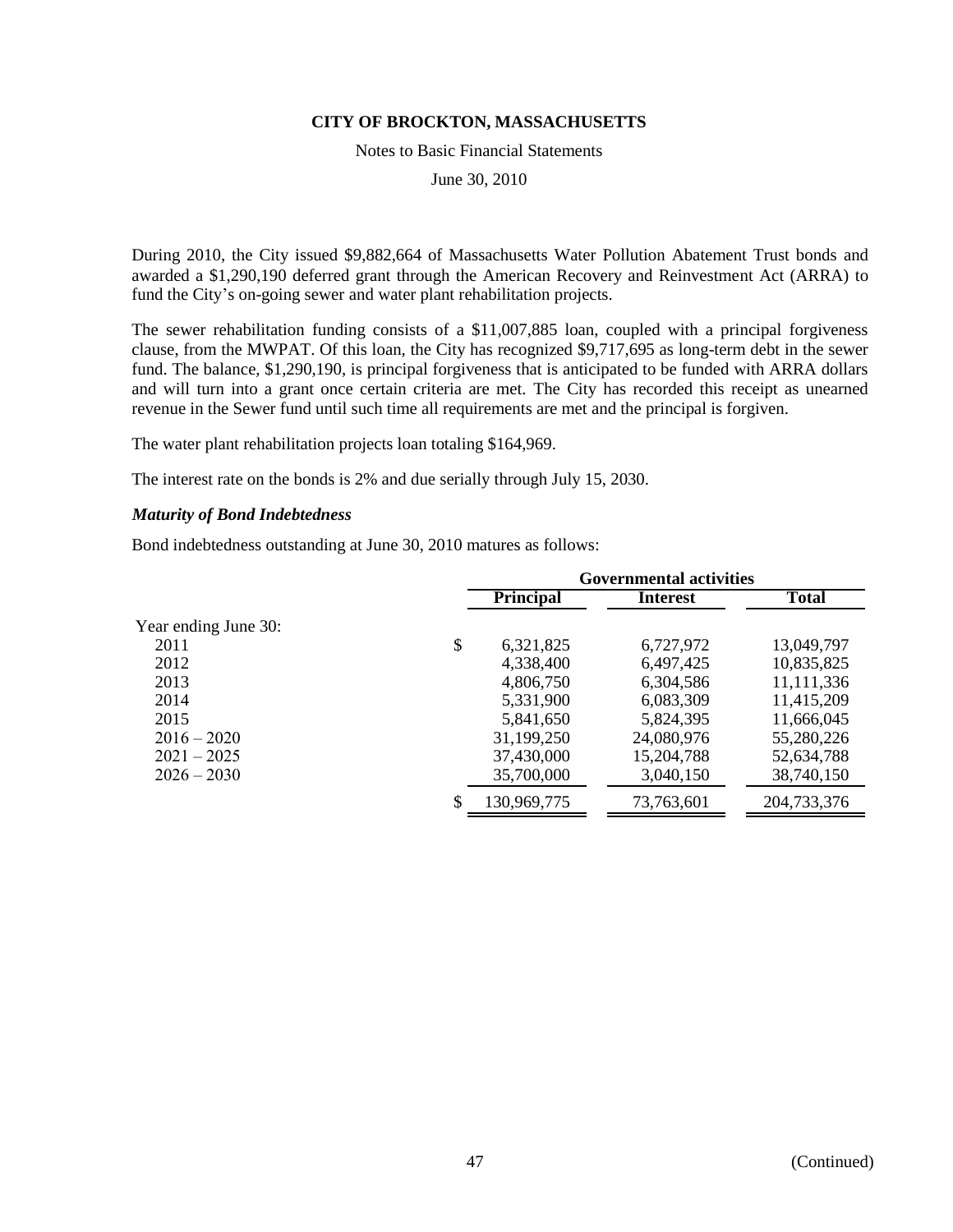**CITY OF BROCKTON, MASSACHUSETTS**

Notes to Basic Financial Statements

June 30, 2010

During 2010, the City issued $9,882,664 of Massachusetts Water Pollution Abatement Trust bonds and awarded a $1,290,190 deferred grant through the American Recovery and Reinvestment Act (ARRA) to fund the City's on-going sewer and water plant rehabilitation projects.

The sewer rehabilitation funding consists of a $11,007,885 loan, coupled with a principal forgiveness clause, from the MWPAT. Of this loan, the City has recognized $9,717,695 as long-term debt in the sewer fund. The balance, $1,290,190, is principal forgiveness that is anticipated to be funded with ARRA dollars and will turn into a grant once certain criteria are met. The City has recorded this receipt as unearned revenue in the Sewer fund until such time all requirements are met and the principal is forgiven.

The water plant rehabilitation projects loan totaling $164,969.

The interest rate on the bonds is 2% and due serially through July 15, 2030.

***Maturity of Bond Indebtedness***

Bond indebtedness outstanding at June 30, 2010 matures as follows:

| | Governmental activities | | |
|---|---|---|---|
| | **Principal** | **Interest** | **Total** |
| Year ending June 30: | | | |
| 2011 | $ 6,321,825 | 6,727,972 | 13,049,797 |
| 2012 | 4,338,400 | 6,497,425 | 10,835,825 |
| 2013 | 4,806,750 | 6,304,586 | 11,111,336 |
| 2014 | 5,331,900 | 6,083,309 | 11,415,209 |
| 2015 | 5,841,650 | 5,824,395 | 11,666,045 |
| 2016 – 2020 | 31,199,250 | 24,080,976 | 55,280,226 |
| 2021 – 2025 | 37,430,000 | 15,204,788 | 52,634,788 |
| 2026 – 2030 | 35,700,000 | 3,040,150 | 38,740,150 |
| | $ 130,969,775 | 73,763,601 | 204,733,376 |

(Continued)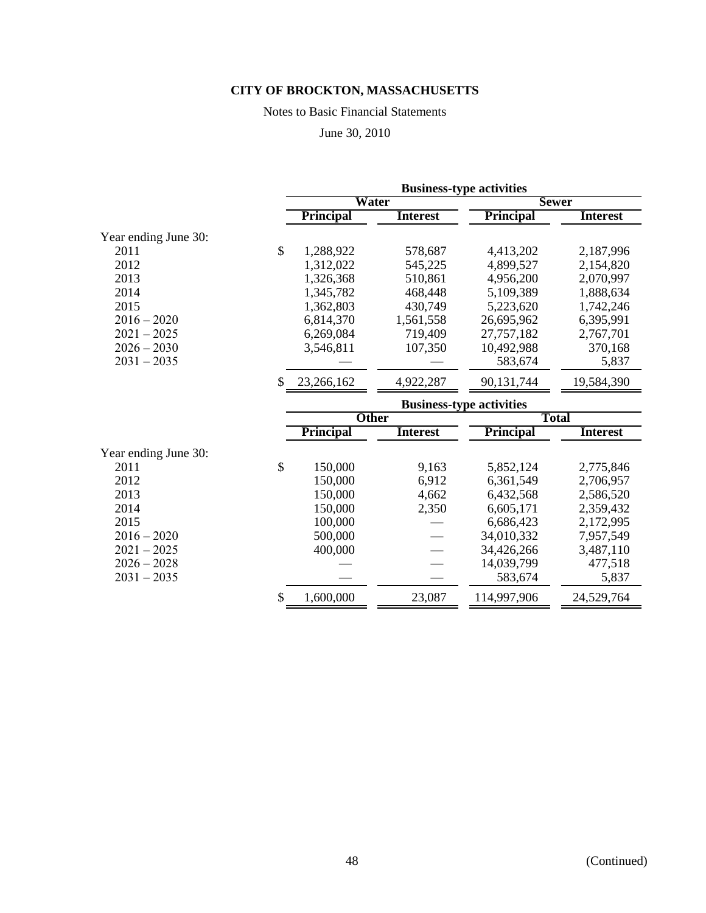**CITY OF BROCKTON, MASSACHUSETTS**

Notes to Basic Financial Statements

June 30, 2010

| | Business-type activities | | | |
|---|---|---|---|---|
| | Water | | Sewer | |
| | Principal | Interest | Principal | Interest |
| Year ending June 30: | | | | |
| 2011 | $ 1,288,922 | 578,687 | 4,413,202 | 2,187,996 |
| 2012 | 1,312,022 | 545,225 | 4,899,527 | 2,154,820 |
| 2013 | 1,326,368 | 510,861 | 4,956,200 | 2,070,997 |
| 2014 | 1,345,782 | 468,448 | 5,109,389 | 1,888,634 |
| 2015 | 1,362,803 | 430,749 | 5,223,620 | 1,742,246 |
| 2016 – 2020 | 6,814,370 | 1,561,558 | 26,695,962 | 6,395,991 |
| 2021 – 2025 | 6,269,084 | 719,409 | 27,757,182 | 2,767,701 |
| 2026 – 2030 | 3,546,811 | 107,350 | 10,492,988 | 370,168 |
| 2031 – 2035 | — | — | 583,674 | 5,837 |
| | $ 23,266,162 | 4,922,287 | 90,131,744 | 19,584,390 |

| | Business-type activities | | | |
|---|---|---|---|---|
| | Other | | Total | |
| | Principal | Interest | Principal | Interest |
| Year ending June 30: | | | | |
| 2011 | $ 150,000 | 9,163 | 5,852,124 | 2,775,846 |
| 2012 | 150,000 | 6,912 | 6,361,549 | 2,706,957 |
| 2013 | 150,000 | 4,662 | 6,432,568 | 2,586,520 |
| 2014 | 150,000 | 2,350 | 6,605,171 | 2,359,432 |
| 2015 | 100,000 | — | 6,686,423 | 2,172,995 |
| 2016 – 2020 | 500,000 | — | 34,010,332 | 7,957,549 |
| 2021 – 2025 | 400,000 | — | 34,426,266 | 3,487,110 |
| 2026 – 2028 | — | — | 14,039,799 | 477,518 |
| 2031 – 2035 | — | — | 583,674 | 5,837 |
| | $ 1,600,000 | 23,087 | 114,997,906 | 24,529,764 |

(Continued)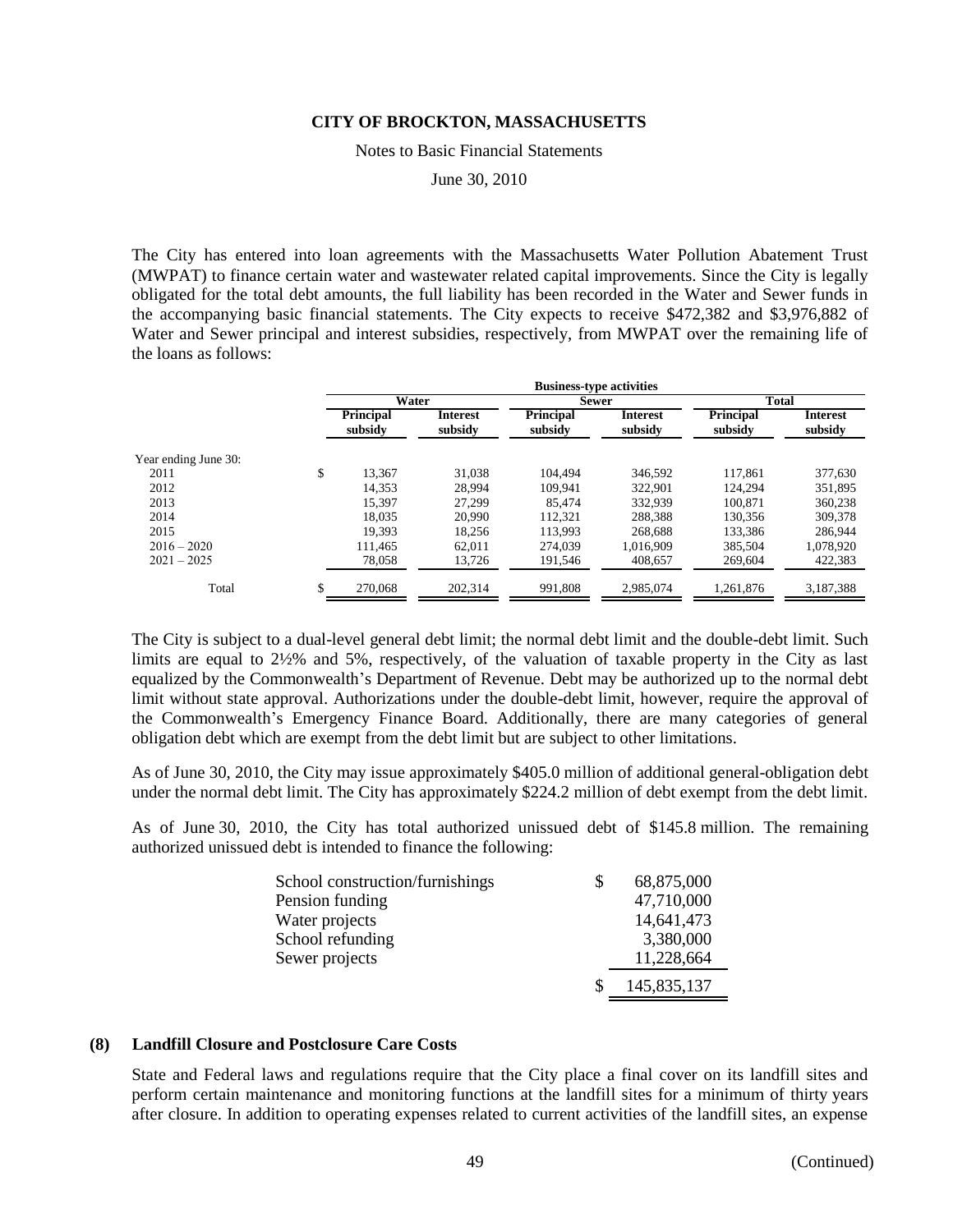The City has entered into loan agreements with the Massachusetts Water Pollution Abatement Trust (MWPAT) to finance certain water and wastewater related capital improvements. Since the City is legally obligated for the total debt amounts, the full liability has been recorded in the Water and Sewer funds in the accompanying basic financial statements. The City expects to receive $472,382 and $3,976,882 of Water and Sewer principal and interest subsidies, respectively, from MWPAT over the remaining life of the loans as follows:

| | Business-type activities | | | | | |
|---|---|---|---|---|---|---|
| | Water | | Sewer | | Total | |
| | Principal subsidy | Interest subsidy | Principal subsidy | Interest subsidy | Principal subsidy | Interest subsidy |
| Year ending June 30: | | | | | | |
| 2011 | $ 13,367 | 31,038 | 104,494 | 346,592 | 117,861 | 377,630 |
| 2012 | 14,353 | 28,994 | 109,941 | 322,901 | 124,294 | 351,895 |
| 2013 | 15,397 | 27,299 | 85,474 | 332,939 | 100,871 | 360,238 |
| 2014 | 18,035 | 20,990 | 112,321 | 288,388 | 130,356 | 309,378 |
| 2015 | 19,393 | 18,256 | 113,993 | 268,688 | 133,386 | 286,944 |
| 2016 – 2020 | 111,465 | 62,011 | 274,039 | 1,016,909 | 385,504 | 1,078,920 |
| 2021 – 2025 | 78,058 | 13,726 | 191,546 | 408,657 | 269,604 | 422,383 |
| Total | $ 270,068 | 202,314 | 991,808 | 2,985,074 | 1,261,876 | 3,187,388 |

The City is subject to a dual-level general debt limit; the normal debt limit and the double-debt limit. Such limits are equal to 2½% and 5%, respectively, of the valuation of taxable property in the City as last equalized by the Commonwealth's Department of Revenue. Debt may be authorized up to the normal debt limit without state approval. Authorizations under the double-debt limit, however, require the approval of the Commonwealth's Emergency Finance Board. Additionally, there are many categories of general obligation debt which are exempt from the debt limit but are subject to other limitations.

As of June 30, 2010, the City may issue approximately $405.0 million of additional general-obligation debt under the normal debt limit. The City has approximately $224.2 million of debt exempt from the debt limit.

As of June 30, 2010, the City has total authorized unissued debt of $145.8 million. The remaining authorized unissued debt is intended to finance the following:

| | |
|---|---|
| School construction/furnishings | $ 68,875,000 |
| Pension funding | 47,710,000 |
| Water projects | 14,641,473 |
| School refunding | 3,380,000 |
| Sewer projects | 11,228,664 |
| | $ 145,835,137 |

## (8) Landfill Closure and Postclosure Care Costs

State and Federal laws and regulations require that the City place a final cover on its landfill sites and perform certain maintenance and monitoring functions at the landfill sites for a minimum of thirty years after closure. In addition to operating expenses related to current activities of the landfill sites, an expense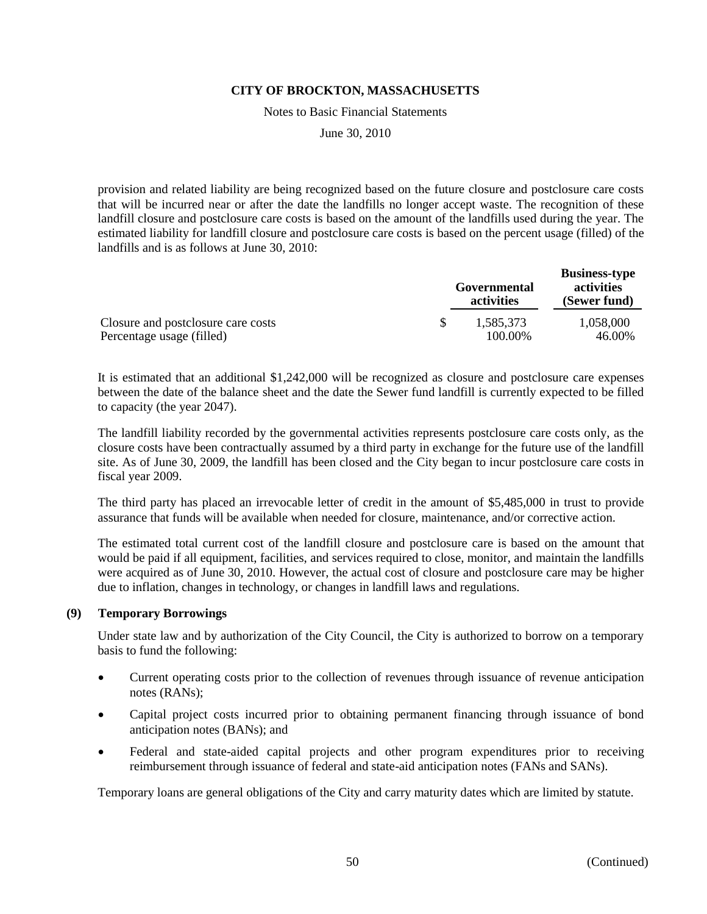provision and related liability are being recognized based on the future closure and postclosure care costs that will be incurred near or after the date the landfills no longer accept waste. The recognition of these landfill closure and postclosure care costs is based on the amount of the landfills used during the year. The estimated liability for landfill closure and postclosure care costs is based on the percent usage (filled) of the landfills and is as follows at June 30, 2010:

| | Governmental activities | Business-type activities (Sewer fund) |
|---|---|---|
| Closure and postclosure care costs | $ 1,585,373 | 1,058,000 |
| Percentage usage (filled) | 100.00% | 46.00% |

It is estimated that an additional $1,242,000 will be recognized as closure and postclosure care expenses between the date of the balance sheet and the date the Sewer fund landfill is currently expected to be filled to capacity (the year 2047).

The landfill liability recorded by the governmental activities represents postclosure care costs only, as the closure costs have been contractually assumed by a third party in exchange for the future use of the landfill site. As of June 30, 2009, the landfill has been closed and the City began to incur postclosure care costs in fiscal year 2009.

The third party has placed an irrevocable letter of credit in the amount of $5,485,000 in trust to provide assurance that funds will be available when needed for closure, maintenance, and/or corrective action.

The estimated total current cost of the landfill closure and postclosure care is based on the amount that would be paid if all equipment, facilities, and services required to close, monitor, and maintain the landfills were acquired as of June 30, 2010. However, the actual cost of closure and postclosure care may be higher due to inflation, changes in technology, or changes in landfill laws and regulations.

## (9) Temporary Borrowings

Under state law and by authorization of the City Council, the City is authorized to borrow on a temporary basis to fund the following:

- Current operating costs prior to the collection of revenues through issuance of revenue anticipation notes (RANs);
- Capital project costs incurred prior to obtaining permanent financing through issuance of bond anticipation notes (BANs); and
- Federal and state-aided capital projects and other program expenditures prior to receiving reimbursement through issuance of federal and state-aid anticipation notes (FANs and SANs).

Temporary loans are general obligations of the City and carry maturity dates which are limited by statute.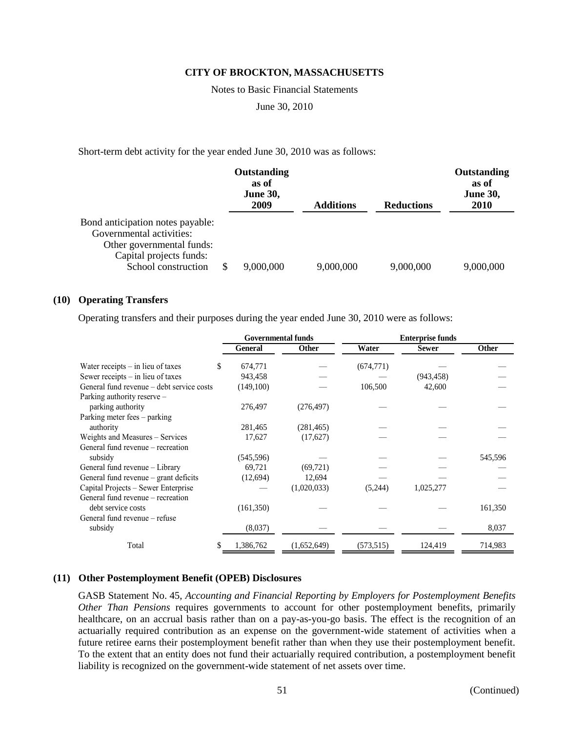Short-term debt activity for the year ended June 30, 2010 was as follows:

| | Outstanding as of June 30, 2009 | Additions | Reductions | Outstanding as of June 30, 2010 |
|---|---|---|---|---|
| Bond anticipation notes payable: | | | | |
| Governmental activities: | | | | |
| Other governmental funds: | | | | |
| Capital projects funds: | | | | |
| School construction | $ 9,000,000 | 9,000,000 | 9,000,000 | 9,000,000 |

## (10) Operating Transfers

Operating transfers and their purposes during the year ended June 30, 2010 were as follows:

| | Governmental funds | | Enterprise funds | | |
|---|---|---|---|---|---|
| | General | Other | Water | Sewer | Other |
| Water receipts – in lieu of taxes | $ 674,771 | — | (674,771) | — | — |
| Sewer receipts – in lieu of taxes | 943,458 | — | — | (943,458) | — |
| General fund revenue – debt service costs | (149,100) | — | 106,500 | 42,600 | — |
| Parking authority reserve – parking authority | 276,497 | (276,497) | — | — | — |
| Parking meter fees – parking authority | 281,465 | (281,465) | — | — | — |
| Weights and Measures – Services | 17,627 | (17,627) | — | — | — |
| General fund revenue – recreation subsidy | (545,596) | — | — | — | 545,596 |
| General fund revenue – Library | 69,721 | (69,721) | — | — | — |
| General fund revenue – grant deficits | (12,694) | 12,694 | — | — | — |
| Capital Projects – Sewer Enterprise | — | (1,020,033) | (5,244) | 1,025,277 | — |
| General fund revenue – recreation debt service costs | (161,350) | — | — | — | 161,350 |
| General fund revenue – refuse subsidy | (8,037) | — | — | — | 8,037 |
| Total | $ 1,386,762 | (1,652,649) | (573,515) | 124,419 | 714,983 |

## (11) Other Postemployment Benefit (OPEB) Disclosures

GASB Statement No. 45, *Accounting and Financial Reporting by Employers for Postemployment Benefits Other Than Pensions* requires governments to account for other postemployment benefits, primarily healthcare, on an accrual basis rather than on a pay-as-you-go basis. The effect is the recognition of an actuarially required contribution as an expense on the government-wide statement of activities when a future retiree earns their postemployment benefit rather than when they use their postemployment benefit. To the extent that an entity does not fund their actuarially required contribution, a postemployment benefit liability is recognized on the government-wide statement of net assets over time.

(Continued)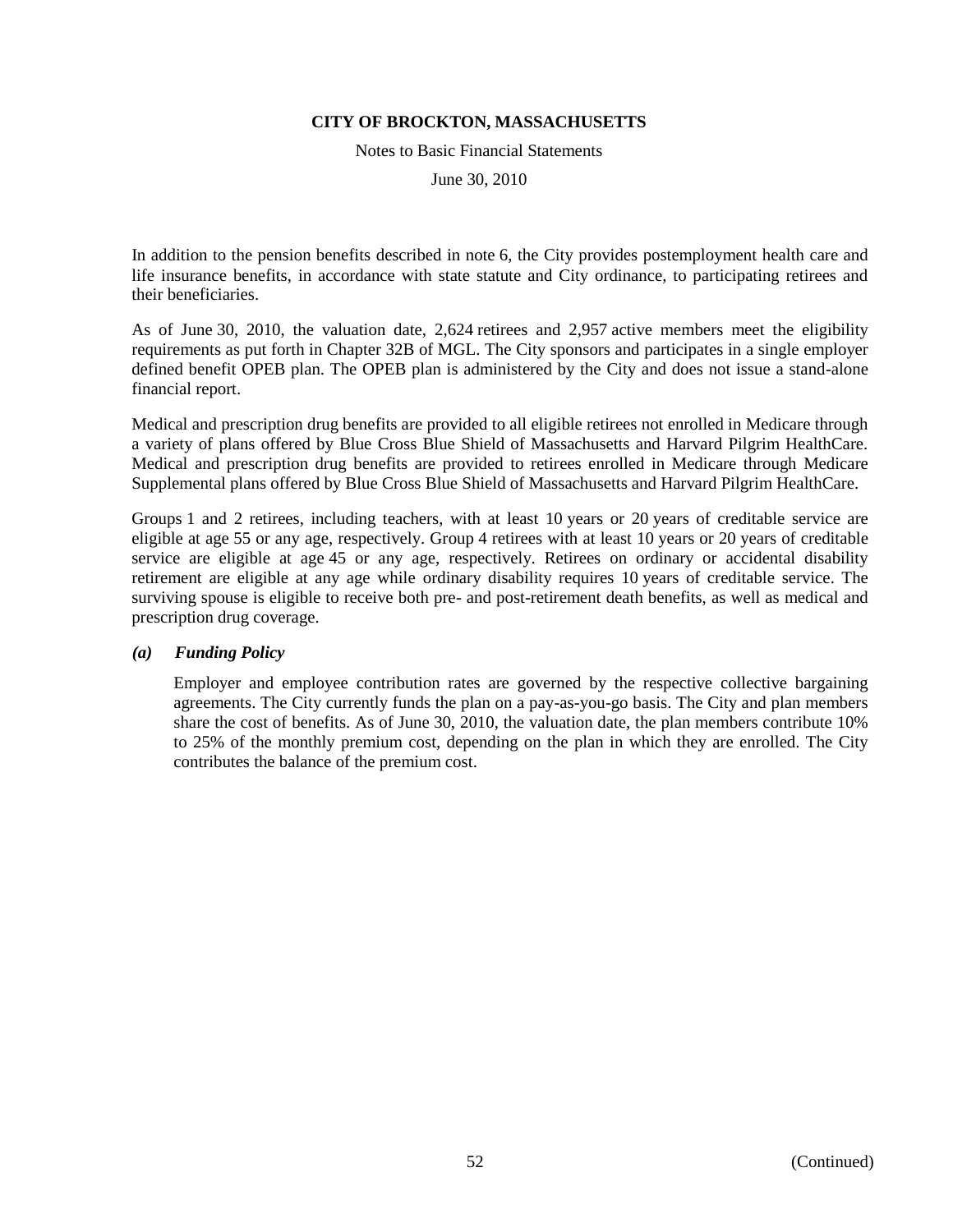In addition to the pension benefits described in note 6, the City provides postemployment health care and life insurance benefits, in accordance with state statute and City ordinance, to participating retirees and their beneficiaries.

As of June 30, 2010, the valuation date, 2,624 retirees and 2,957 active members meet the eligibility requirements as put forth in Chapter 32B of MGL. The City sponsors and participates in a single employer defined benefit OPEB plan. The OPEB plan is administered by the City and does not issue a stand-alone financial report.

Medical and prescription drug benefits are provided to all eligible retirees not enrolled in Medicare through a variety of plans offered by Blue Cross Blue Shield of Massachusetts and Harvard Pilgrim HealthCare. Medical and prescription drug benefits are provided to retirees enrolled in Medicare through Medicare Supplemental plans offered by Blue Cross Blue Shield of Massachusetts and Harvard Pilgrim HealthCare.

Groups 1 and 2 retirees, including teachers, with at least 10 years or 20 years of creditable service are eligible at age 55 or any age, respectively. Group 4 retirees with at least 10 years or 20 years of creditable service are eligible at age 45 or any age, respectively. Retirees on ordinary or accidental disability retirement are eligible at any age while ordinary disability requires 10 years of creditable service. The surviving spouse is eligible to receive both pre- and post-retirement death benefits, as well as medical and prescription drug coverage.

***(a) Funding Policy***

Employer and employee contribution rates are governed by the respective collective bargaining agreements. The City currently funds the plan on a pay-as-you-go basis. The City and plan members share the cost of benefits. As of June 30, 2010, the valuation date, the plan members contribute 10% to 25% of the monthly premium cost, depending on the plan in which they are enrolled. The City contributes the balance of the premium cost.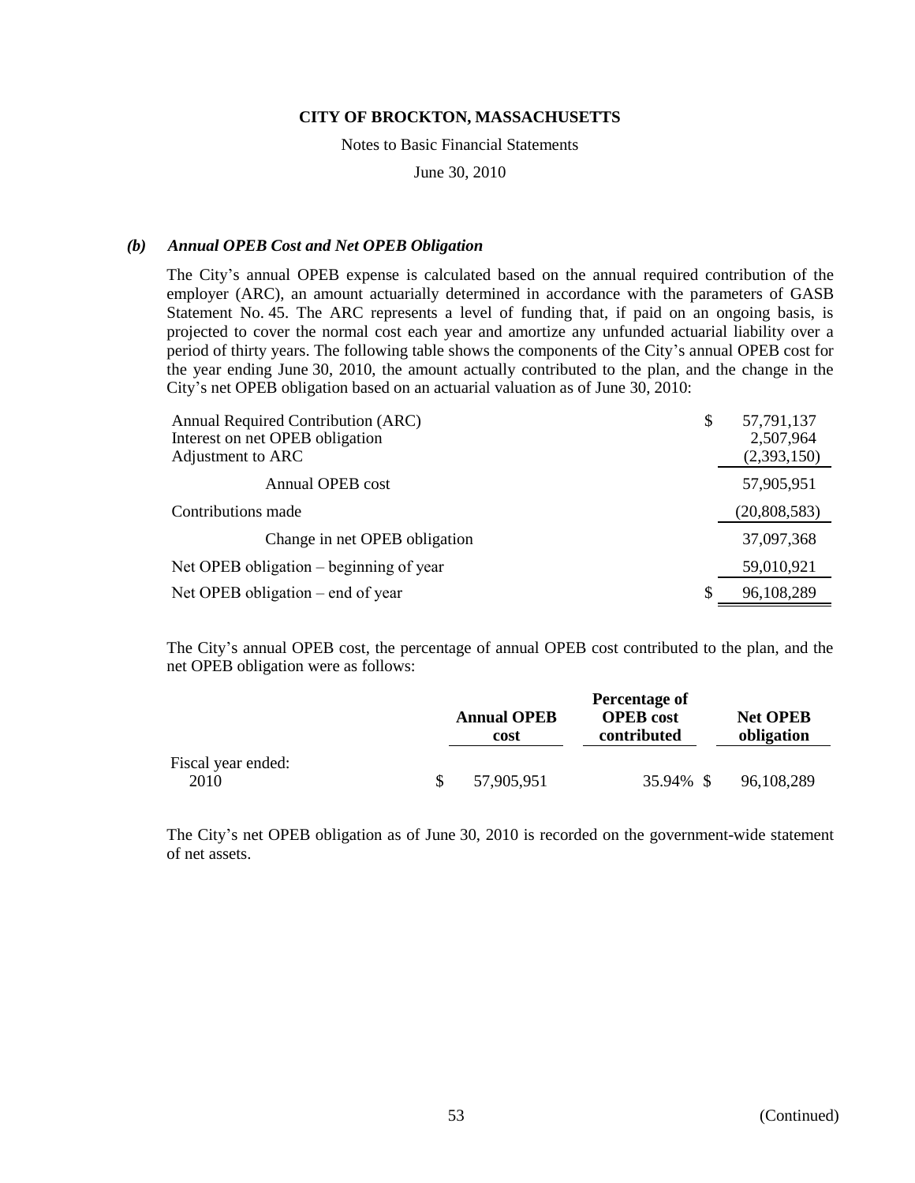**CITY OF BROCKTON, MASSACHUSETTS**

Notes to Basic Financial Statements

June 30, 2010

### *(b) Annual OPEB Cost and Net OPEB Obligation*

The City's annual OPEB expense is calculated based on the annual required contribution of the employer (ARC), an amount actuarially determined in accordance with the parameters of GASB Statement No. 45. The ARC represents a level of funding that, if paid on an ongoing basis, is projected to cover the normal cost each year and amortize any unfunded actuarial liability over a period of thirty years. The following table shows the components of the City's annual OPEB cost for the year ending June 30, 2010, the amount actually contributed to the plan, and the change in the City's net OPEB obligation based on an actuarial valuation as of June 30, 2010:

| | |
|---|---|
| Annual Required Contribution (ARC) | $ 57,791,137 |
| Interest on net OPEB obligation | 2,507,964 |
| Adjustment to ARC | (2,393,150) |
| Annual OPEB cost | 57,905,951 |
| Contributions made | (20,808,583) |
| Change in net OPEB obligation | 37,097,368 |
| Net OPEB obligation – beginning of year | 59,010,921 |
| Net OPEB obligation – end of year | $ 96,108,289 |

The City's annual OPEB cost, the percentage of annual OPEB cost contributed to the plan, and the net OPEB obligation were as follows:

| | Annual OPEB cost | Percentage of OPEB cost contributed | Net OPEB obligation |
|---|---|---|---|
| Fiscal year ended: | | | |
| 2010 | $ 57,905,951 | 35.94% | $ 96,108,289 |

The City's net OPEB obligation as of June 30, 2010 is recorded on the government-wide statement of net assets.

(Continued)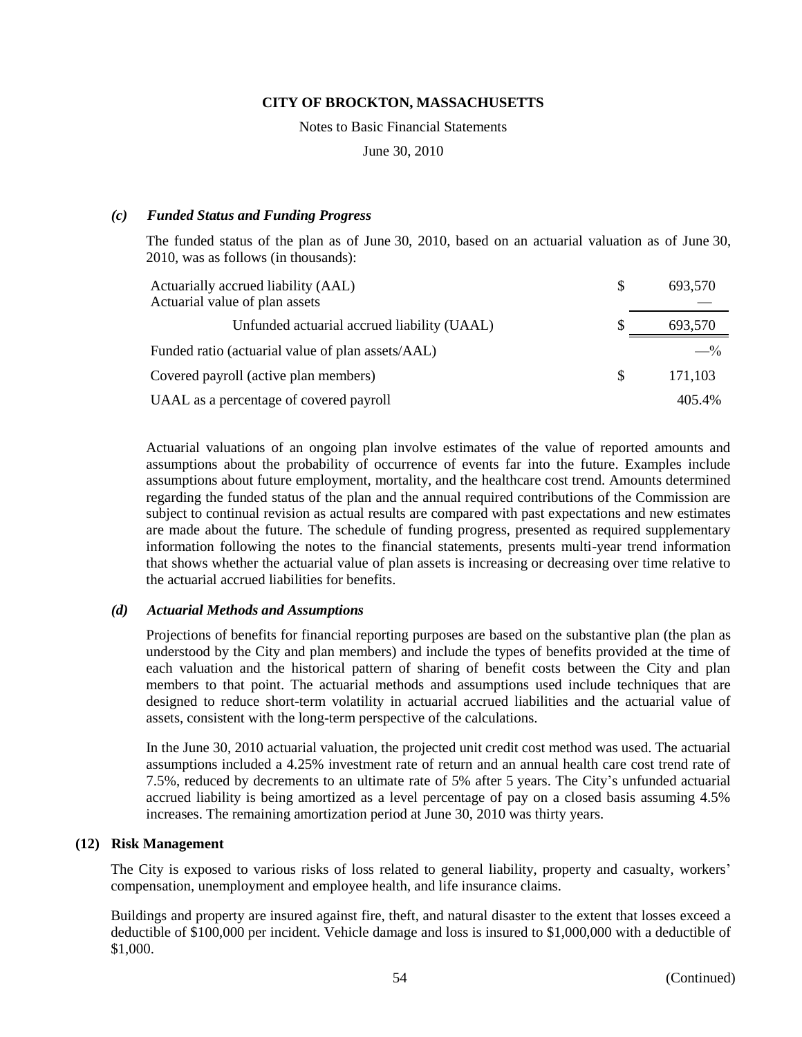### *(c) Funded Status and Funding Progress*

The funded status of the plan as of June 30, 2010, based on an actuarial valuation as of June 30, 2010, was as follows (in thousands):

| | | |
|---|---|---|
| Actuarially accrued liability (AAL) | $ | 693,570 |
| Actuarial value of plan assets | | — |
| Unfunded actuarial accrued liability (UAAL) | $ | 693,570 |
| Funded ratio (actuarial value of plan assets/AAL) | | —% |
| Covered payroll (active plan members) | $ | 171,103 |
| UAAL as a percentage of covered payroll | | 405.4% |

Actuarial valuations of an ongoing plan involve estimates of the value of reported amounts and assumptions about the probability of occurrence of events far into the future. Examples include assumptions about future employment, mortality, and the healthcare cost trend. Amounts determined regarding the funded status of the plan and the annual required contributions of the Commission are subject to continual revision as actual results are compared with past expectations and new estimates are made about the future. The schedule of funding progress, presented as required supplementary information following the notes to the financial statements, presents multi-year trend information that shows whether the actuarial value of plan assets is increasing or decreasing over time relative to the actuarial accrued liabilities for benefits.

### *(d) Actuarial Methods and Assumptions*

Projections of benefits for financial reporting purposes are based on the substantive plan (the plan as understood by the City and plan members) and include the types of benefits provided at the time of each valuation and the historical pattern of sharing of benefit costs between the City and plan members to that point. The actuarial methods and assumptions used include techniques that are designed to reduce short-term volatility in actuarial accrued liabilities and the actuarial value of assets, consistent with the long-term perspective of the calculations.

In the June 30, 2010 actuarial valuation, the projected unit credit cost method was used. The actuarial assumptions included a 4.25% investment rate of return and an annual health care cost trend rate of 7.5%, reduced by decrements to an ultimate rate of 5% after 5 years. The City's unfunded actuarial accrued liability is being amortized as a level percentage of pay on a closed basis assuming 4.5% increases. The remaining amortization period at June 30, 2010 was thirty years.

## (12) Risk Management

The City is exposed to various risks of loss related to general liability, property and casualty, workers' compensation, unemployment and employee health, and life insurance claims.

Buildings and property are insured against fire, theft, and natural disaster to the extent that losses exceed a deductible of $100,000 per incident. Vehicle damage and loss is insured to $1,000,000 with a deductible of $1,000.

(Continued)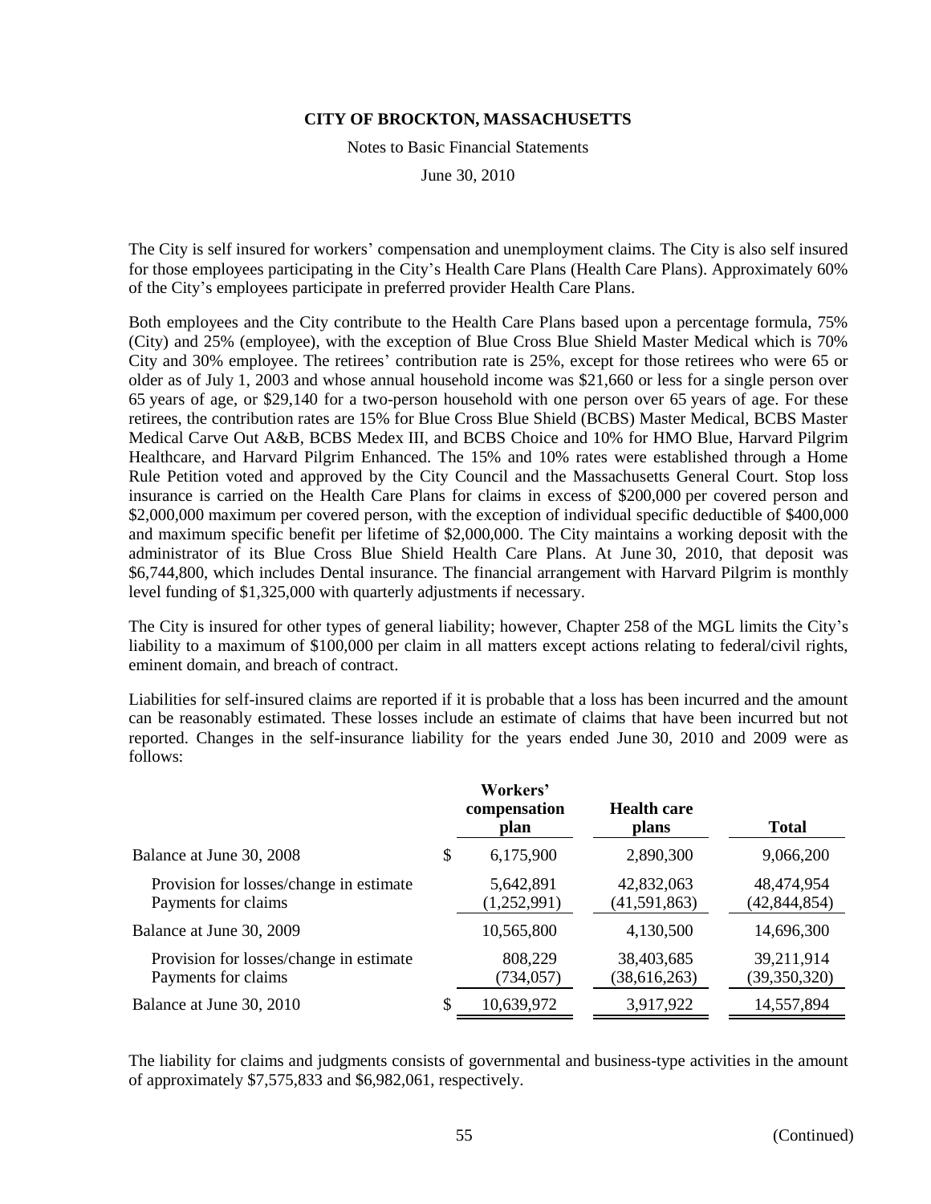The City is self insured for workers' compensation and unemployment claims. The City is also self insured for those employees participating in the City's Health Care Plans (Health Care Plans). Approximately 60% of the City's employees participate in preferred provider Health Care Plans.

Both employees and the City contribute to the Health Care Plans based upon a percentage formula, 75% (City) and 25% (employee), with the exception of Blue Cross Blue Shield Master Medical which is 70% City and 30% employee. The retirees' contribution rate is 25%, except for those retirees who were 65 or older as of July 1, 2003 and whose annual household income was $21,660 or less for a single person over 65 years of age, or $29,140 for a two-person household with one person over 65 years of age. For these retirees, the contribution rates are 15% for Blue Cross Blue Shield (BCBS) Master Medical, BCBS Master Medical Carve Out A&B, BCBS Medex III, and BCBS Choice and 10% for HMO Blue, Harvard Pilgrim Healthcare, and Harvard Pilgrim Enhanced. The 15% and 10% rates were established through a Home Rule Petition voted and approved by the City Council and the Massachusetts General Court. Stop loss insurance is carried on the Health Care Plans for claims in excess of $200,000 per covered person and $2,000,000 maximum per covered person, with the exception of individual specific deductible of $400,000 and maximum specific benefit per lifetime of $2,000,000. The City maintains a working deposit with the administrator of its Blue Cross Blue Shield Health Care Plans. At June 30, 2010, that deposit was $6,744,800, which includes Dental insurance. The financial arrangement with Harvard Pilgrim is monthly level funding of $1,325,000 with quarterly adjustments if necessary.

The City is insured for other types of general liability; however, Chapter 258 of the MGL limits the City's liability to a maximum of $100,000 per claim in all matters except actions relating to federal/civil rights, eminent domain, and breach of contract.

Liabilities for self-insured claims are reported if it is probable that a loss has been incurred and the amount can be reasonably estimated. These losses include an estimate of claims that have been incurred but not reported. Changes in the self-insurance liability for the years ended June 30, 2010 and 2009 were as follows:

| | Workers' compensation plan | Health care plans | Total |
|---|---|---|---|
| Balance at June 30, 2008 | $ 6,175,900 | 2,890,300 | 9,066,200 |
| Provision for losses/change in estimate | 5,642,891 | 42,832,063 | 48,474,954 |
| Payments for claims | (1,252,991) | (41,591,863) | (42,844,854) |
| Balance at June 30, 2009 | 10,565,800 | 4,130,500 | 14,696,300 |
| Provision for losses/change in estimate | 808,229 | 38,403,685 | 39,211,914 |
| Payments for claims | (734,057) | (38,616,263) | (39,350,320) |
| Balance at June 30, 2010 | $ 10,639,972 | 3,917,922 | 14,557,894 |

The liability for claims and judgments consists of governmental and business-type activities in the amount of approximately $7,575,833 and $6,982,061, respectively.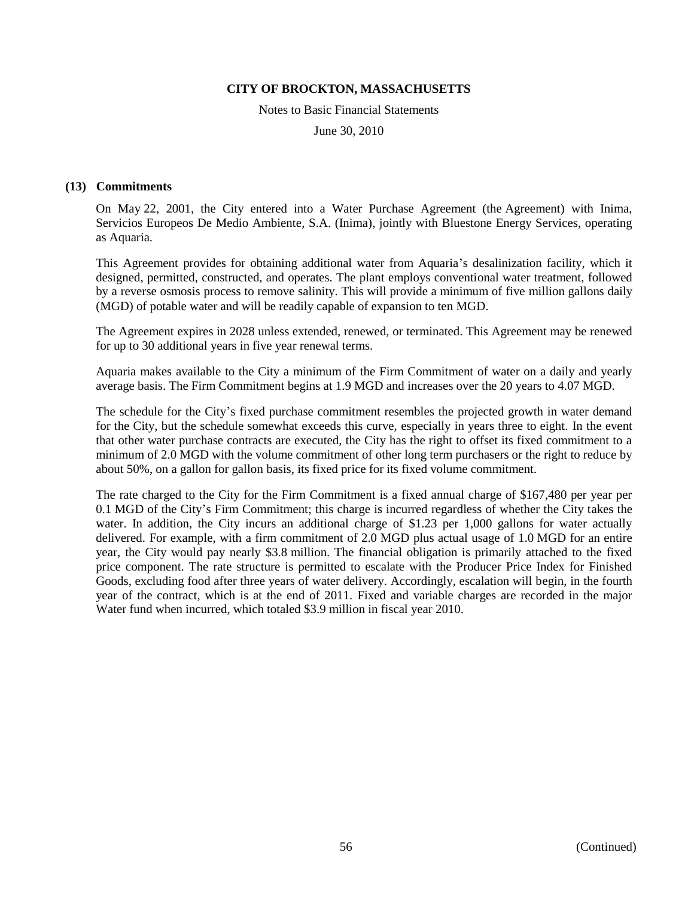### (13) Commitments

On May 22, 2001, the City entered into a Water Purchase Agreement (the Agreement) with Inima, Servicios Europeos De Medio Ambiente, S.A. (Inima), jointly with Bluestone Energy Services, operating as Aquaria.

This Agreement provides for obtaining additional water from Aquaria's desalinization facility, which it designed, permitted, constructed, and operates. The plant employs conventional water treatment, followed by a reverse osmosis process to remove salinity. This will provide a minimum of five million gallons daily (MGD) of potable water and will be readily capable of expansion to ten MGD.

The Agreement expires in 2028 unless extended, renewed, or terminated. This Agreement may be renewed for up to 30 additional years in five year renewal terms.

Aquaria makes available to the City a minimum of the Firm Commitment of water on a daily and yearly average basis. The Firm Commitment begins at 1.9 MGD and increases over the 20 years to 4.07 MGD.

The schedule for the City's fixed purchase commitment resembles the projected growth in water demand for the City, but the schedule somewhat exceeds this curve, especially in years three to eight. In the event that other water purchase contracts are executed, the City has the right to offset its fixed commitment to a minimum of 2.0 MGD with the volume commitment of other long term purchasers or the right to reduce by about 50%, on a gallon for gallon basis, its fixed price for its fixed volume commitment.

The rate charged to the City for the Firm Commitment is a fixed annual charge of $167,480 per year per 0.1 MGD of the City's Firm Commitment; this charge is incurred regardless of whether the City takes the water. In addition, the City incurs an additional charge of $1.23 per 1,000 gallons for water actually delivered. For example, with a firm commitment of 2.0 MGD plus actual usage of 1.0 MGD for an entire year, the City would pay nearly $3.8 million. The financial obligation is primarily attached to the fixed price component. The rate structure is permitted to escalate with the Producer Price Index for Finished Goods, excluding food after three years of water delivery. Accordingly, escalation will begin, in the fourth year of the contract, which is at the end of 2011. Fixed and variable charges are recorded in the major Water fund when incurred, which totaled $3.9 million in fiscal year 2010.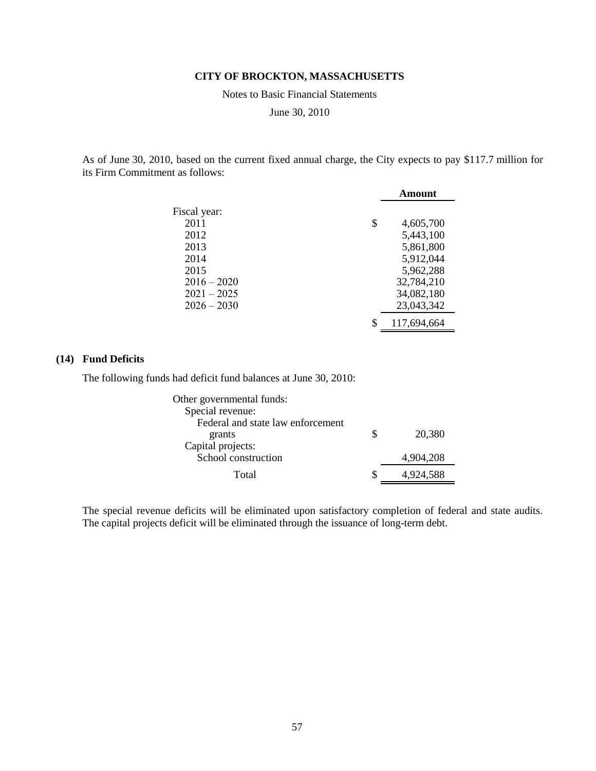As of June 30, 2010, based on the current fixed annual charge, the City expects to pay $117.7 million for its Firm Commitment as follows:

| | Amount |
|---|---|
| Fiscal year: | |
| 2011 | $ 4,605,700 |
| 2012 | 5,443,100 |
| 2013 | 5,861,800 |
| 2014 | 5,912,044 |
| 2015 | 5,962,288 |
| 2016 – 2020 | 32,784,210 |
| 2021 – 2025 | 34,082,180 |
| 2026 – 2030 | 23,043,342 |
| | $ 117,694,664 |

## (14) Fund Deficits

The following funds had deficit fund balances at June 30, 2010:

| | |
|---|---|
| Other governmental funds: | |
| Special revenue: | |
| Federal and state law enforcement grants | $ 20,380 |
| Capital projects: | |
| School construction | 4,904,208 |
| Total | $ 4,924,588 |

The special revenue deficits will be eliminated upon satisfactory completion of federal and state audits. The capital projects deficit will be eliminated through the issuance of long-term debt.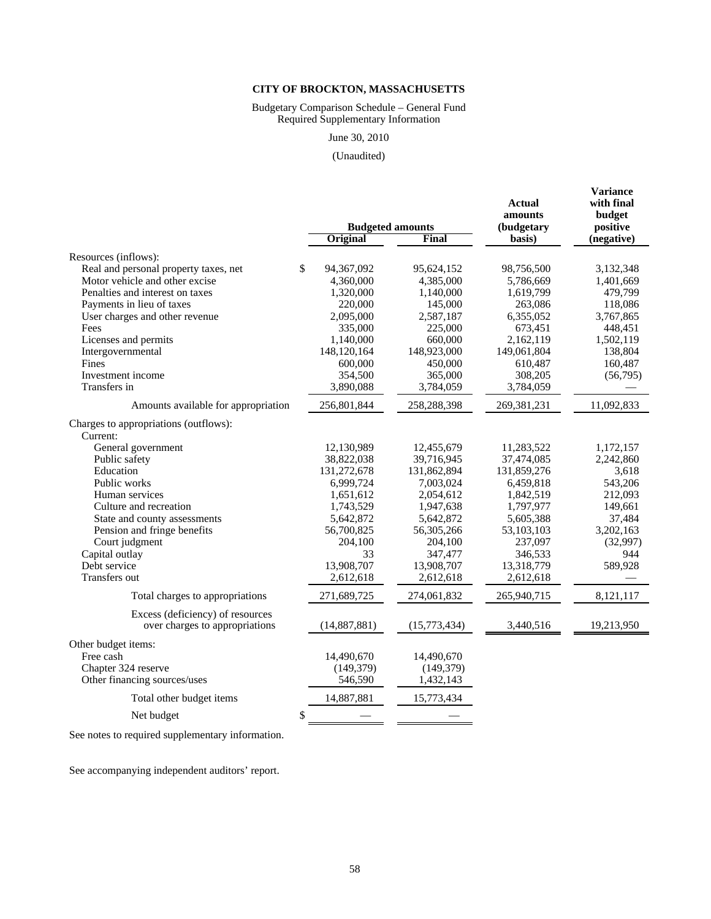# CITY OF BROCKTON, MASSACHUSETTS

Budgetary Comparison Schedule – General Fund
Required Supplementary Information

June 30, 2010

(Unaudited)

| | Budgeted amounts | | Actual amounts (budgetary basis) | Variance with final budget positive (negative) |
|---|---|---|---|---|
| | Original | Final | | |
| Resources (inflows): | | | | |
| Real and personal property taxes, net | $ 94,367,092 | 95,624,152 | 98,756,500 | 3,132,348 |
| Motor vehicle and other excise | 4,360,000 | 4,385,000 | 5,786,669 | 1,401,669 |
| Penalties and interest on taxes | 1,320,000 | 1,140,000 | 1,619,799 | 479,799 |
| Payments in lieu of taxes | 220,000 | 145,000 | 263,086 | 118,086 |
| User charges and other revenue | 2,095,000 | 2,587,187 | 6,355,052 | 3,767,865 |
| Fees | 335,000 | 225,000 | 673,451 | 448,451 |
| Licenses and permits | 1,140,000 | 660,000 | 2,162,119 | 1,502,119 |
| Intergovernmental | 148,120,164 | 148,923,000 | 149,061,804 | 138,804 |
| Fines | 600,000 | 450,000 | 610,487 | 160,487 |
| Investment income | 354,500 | 365,000 | 308,205 | (56,795) |
| Transfers in | 3,890,088 | 3,784,059 | 3,784,059 | — |
| Amounts available for appropriation | 256,801,844 | 258,288,398 | 269,381,231 | 11,092,833 |
| Charges to appropriations (outflows): | | | | |
| Current: | | | | |
| General government | 12,130,989 | 12,455,679 | 11,283,522 | 1,172,157 |
| Public safety | 38,822,038 | 39,716,945 | 37,474,085 | 2,242,860 |
| Education | 131,272,678 | 131,862,894 | 131,859,276 | 3,618 |
| Public works | 6,999,724 | 7,003,024 | 6,459,818 | 543,206 |
| Human services | 1,651,612 | 2,054,612 | 1,842,519 | 212,093 |
| Culture and recreation | 1,743,529 | 1,947,638 | 1,797,977 | 149,661 |
| State and county assessments | 5,642,872 | 5,642,872 | 5,605,388 | 37,484 |
| Pension and fringe benefits | 56,700,825 | 56,305,266 | 53,103,103 | 3,202,163 |
| Court judgment | 204,100 | 204,100 | 237,097 | (32,997) |
| Capital outlay | 33 | 347,477 | 346,533 | 944 |
| Debt service | 13,908,707 | 13,908,707 | 13,318,779 | 589,928 |
| Transfers out | 2,612,618 | 2,612,618 | 2,612,618 | — |
| Total charges to appropriations | 271,689,725 | 274,061,832 | 265,940,715 | 8,121,117 |
| Excess (deficiency) of resources over charges to appropriations | (14,887,881) | (15,773,434) | 3,440,516 | 19,213,950 |
| Other budget items: | | | | |
| Free cash | 14,490,670 | 14,490,670 | | |
| Chapter 324 reserve | (149,379) | (149,379) | | |
| Other financing sources/uses | 546,590 | 1,432,143 | | |
| Total other budget items | 14,887,881 | 15,773,434 | | |
| Net budget | $ — | — | | |

See notes to required supplementary information.

See accompanying independent auditors' report.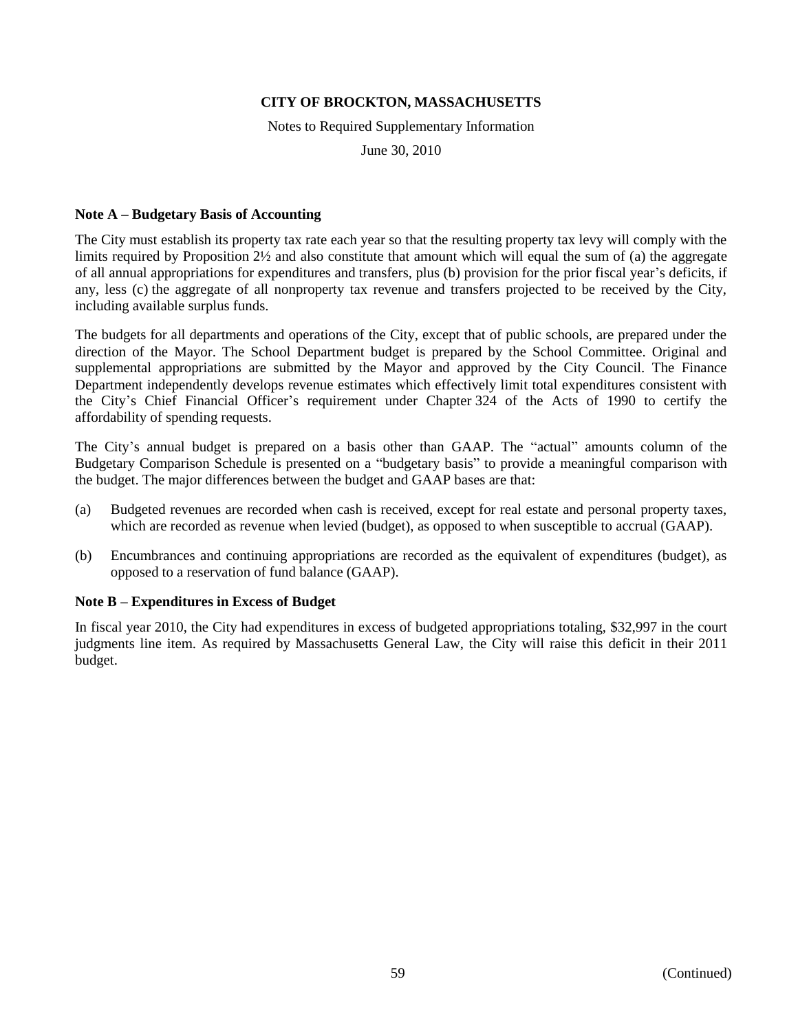**CITY OF BROCKTON, MASSACHUSETTS**

Notes to Required Supplementary Information

June 30, 2010

**Note A – Budgetary Basis of Accounting**

The City must establish its property tax rate each year so that the resulting property tax levy will comply with the limits required by Proposition 2½ and also constitute that amount which will equal the sum of (a) the aggregate of all annual appropriations for expenditures and transfers, plus (b) provision for the prior fiscal year's deficits, if any, less (c) the aggregate of all nonproperty tax revenue and transfers projected to be received by the City, including available surplus funds.

The budgets for all departments and operations of the City, except that of public schools, are prepared under the direction of the Mayor. The School Department budget is prepared by the School Committee. Original and supplemental appropriations are submitted by the Mayor and approved by the City Council. The Finance Department independently develops revenue estimates which effectively limit total expenditures consistent with the City's Chief Financial Officer's requirement under Chapter 324 of the Acts of 1990 to certify the affordability of spending requests.

The City's annual budget is prepared on a basis other than GAAP. The "actual" amounts column of the Budgetary Comparison Schedule is presented on a "budgetary basis" to provide a meaningful comparison with the budget. The major differences between the budget and GAAP bases are that:

(a) Budgeted revenues are recorded when cash is received, except for real estate and personal property taxes, which are recorded as revenue when levied (budget), as opposed to when susceptible to accrual (GAAP).

(b) Encumbrances and continuing appropriations are recorded as the equivalent of expenditures (budget), as opposed to a reservation of fund balance (GAAP).

**Note B – Expenditures in Excess of Budget**

In fiscal year 2010, the City had expenditures in excess of budgeted appropriations totaling, $32,997 in the court judgments line item. As required by Massachusetts General Law, the City will raise this deficit in their 2011 budget.

(Continued)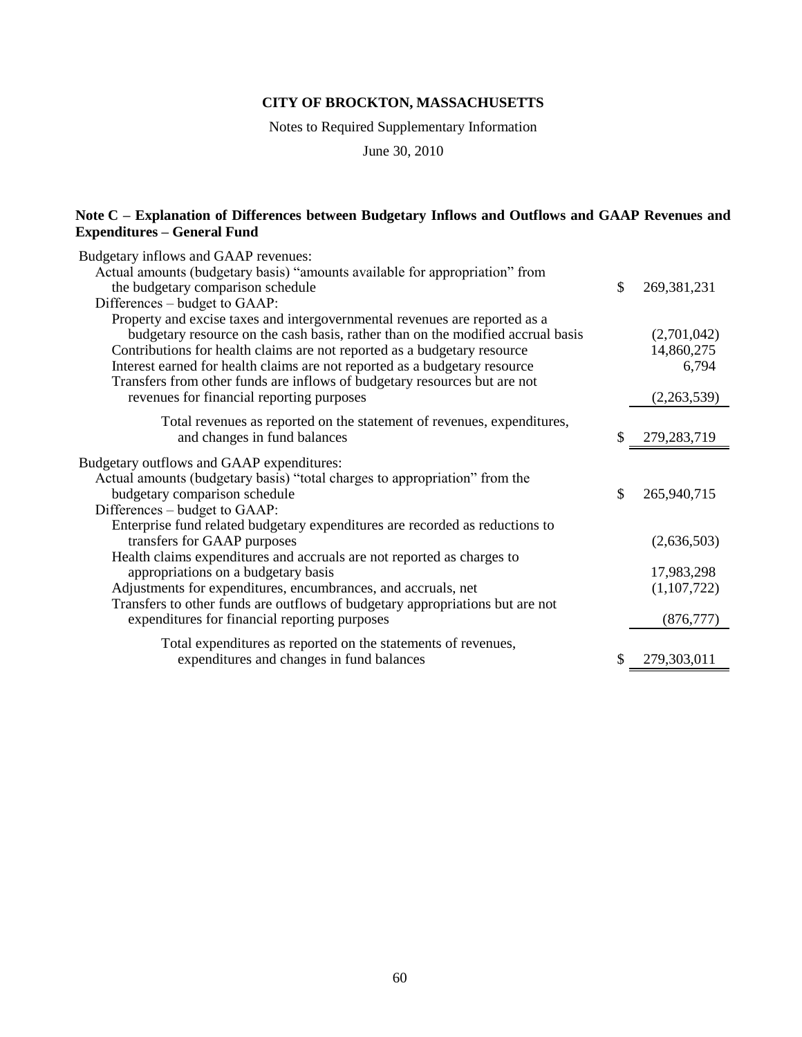# CITY OF BROCKTON, MASSACHUSETTS

Notes to Required Supplementary Information

June 30, 2010

### Note C – Explanation of Differences between Budgetary Inflows and Outflows and GAAP Revenues and Expenditures – General Fund

| | |
|---|---|
| Budgetary inflows and GAAP revenues: | |
| Actual amounts (budgetary basis) "amounts available for appropriation" from the budgetary comparison schedule | $ 269,381,231 |
| Differences – budget to GAAP: | |
| Property and excise taxes and intergovernmental revenues are reported as a budgetary resource on the cash basis, rather than on the modified accrual basis | (2,701,042) |
| Contributions for health claims are not reported as a budgetary resource | 14,860,275 |
| Interest earned for health claims are not reported as a budgetary resource | 6,794 |
| Transfers from other funds are inflows of budgetary resources but are not revenues for financial reporting purposes | (2,263,539) |
| Total revenues as reported on the statement of revenues, expenditures, and changes in fund balances | $ 279,283,719 |
| Budgetary outflows and GAAP expenditures: | |
| Actual amounts (budgetary basis) "total charges to appropriation" from the budgetary comparison schedule | $ 265,940,715 |
| Differences – budget to GAAP: | |
| Enterprise fund related budgetary expenditures are recorded as reductions to transfers for GAAP purposes | (2,636,503) |
| Health claims expenditures and accruals are not reported as charges to appropriations on a budgetary basis | 17,983,298 |
| Adjustments for expenditures, encumbrances, and accruals, net | (1,107,722) |
| Transfers to other funds are outflows of budgetary appropriations but are not expenditures for financial reporting purposes | (876,777) |
| Total expenditures as reported on the statements of revenues, expenditures and changes in fund balances | $ 279,303,011 |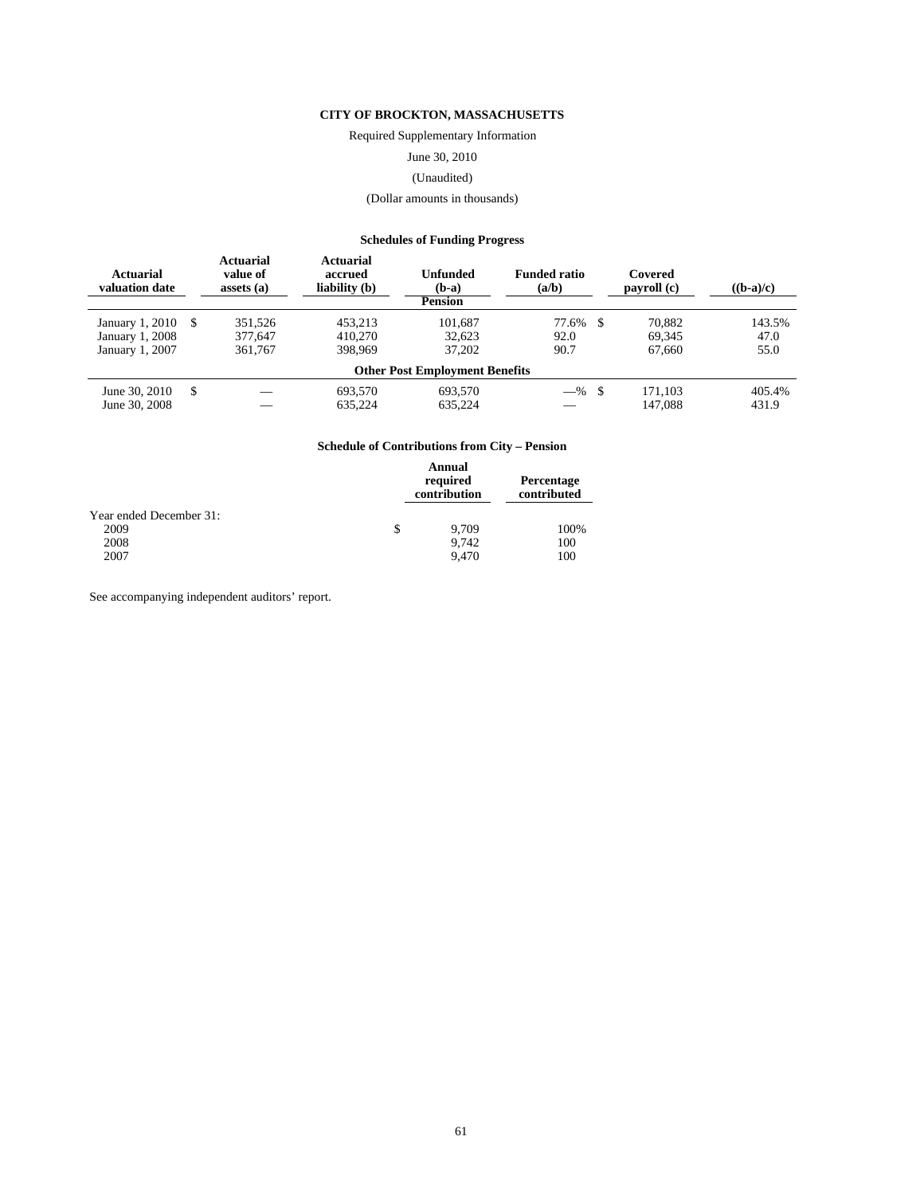**CITY OF BROCKTON, MASSACHUSETTS**

Required Supplementary Information

June 30, 2010

(Unaudited)

(Dollar amounts in thousands)

**Schedules of Funding Progress**

| Actuarial valuation date | Actuarial value of assets (a) | Actuarial accrued liability (b) | Unfunded (b-a) | Funded ratio (a/b) | Covered payroll (c) | ((b-a)/c) |
|---|---|---|---|---|---|---|
| | | | **Pension** | | | |
| January 1, 2010 | $ 351,526 | 453,213 | 101,687 | 77.6% | $ 70,882 | 143.5% |
| January 1, 2008 | 377,647 | 410,270 | 32,623 | 92.0 | 69,345 | 47.0 |
| January 1, 2007 | 361,767 | 398,969 | 37,202 | 90.7 | 67,660 | 55.0 |
| | | | **Other Post Employment Benefits** | | | |
| June 30, 2010 | $ — | 693,570 | 693,570 | —% | $ 171,103 | 405.4% |
| June 30, 2008 | — | 635,224 | 635,224 | — | 147,088 | 431.9 |

**Schedule of Contributions from City – Pension**

| | Annual required contribution | Percentage contributed |
|---|---|---|
| Year ended December 31: | | |
| 2009 | $ 9,709 | 100% |
| 2008 | 9,742 | 100 |
| 2007 | 9,470 | 100 |

See accompanying independent auditors' report.